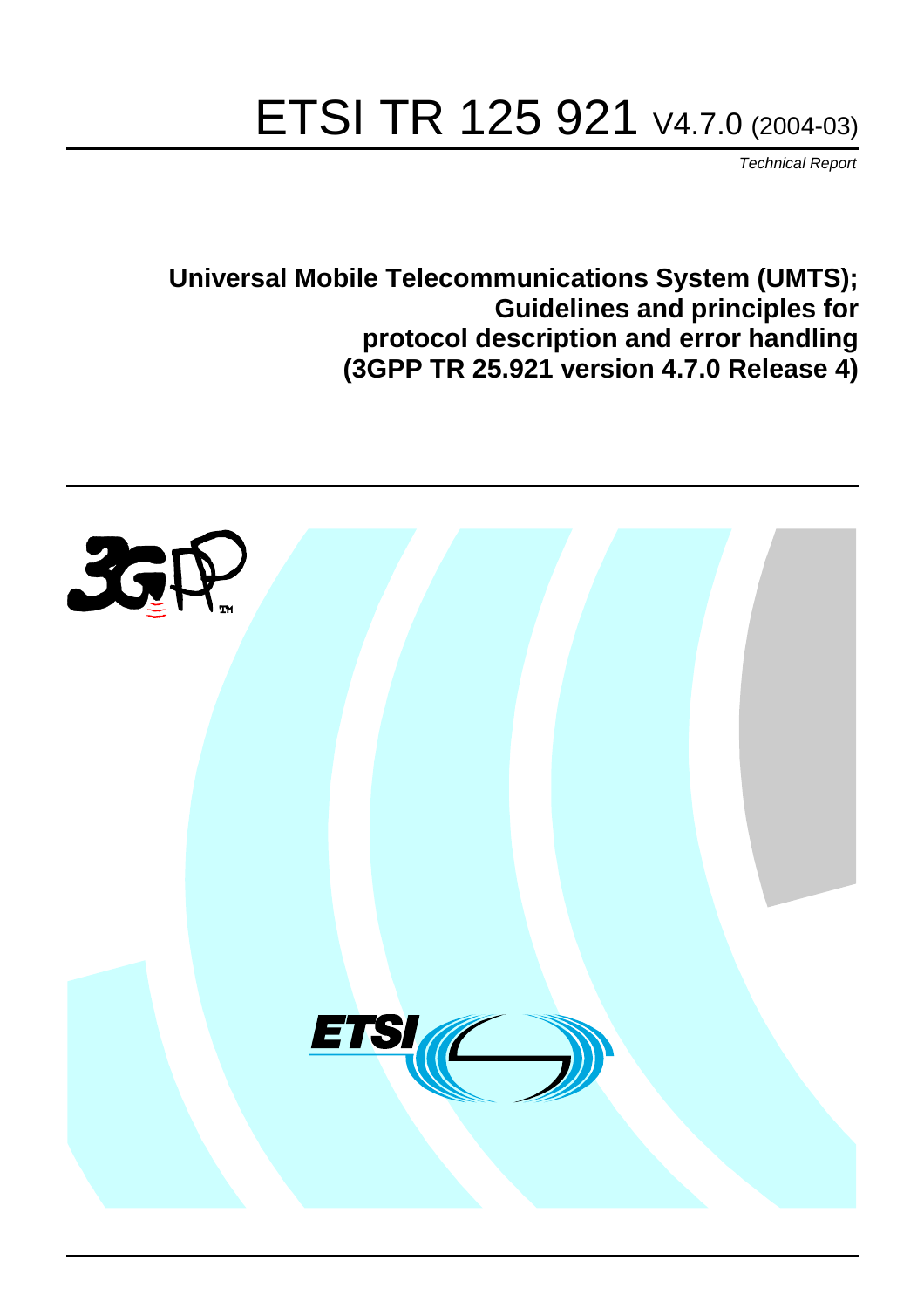# ETSI TR 125 921 V4.7.0 (2004-03)

*Technical Report*

**Universal Mobile Telecommunications System (UMTS);
Guidelines and principles for
protocol description and error handling
(3GPP TR 25.921 version 4.7.0 Release 4)**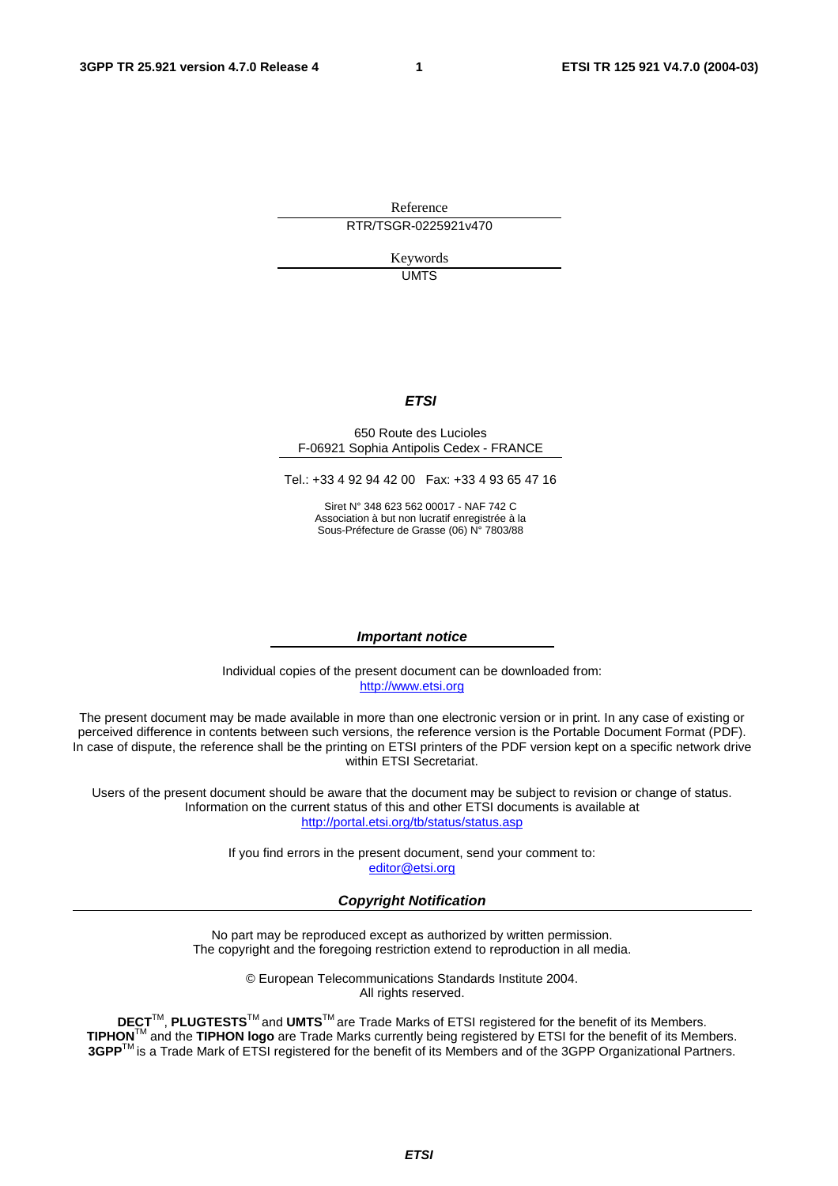Reference

RTR/TSGR-0225921v470

Keywords

UMTS

***ETSI***

650 Route des Lucioles
F-06921 Sophia Antipolis Cedex - FRANCE

Tel.: +33 4 92 94 42 00   Fax: +33 4 93 65 47 16

Siret N° 348 623 562 00017 - NAF 742 C
Association à but non lucratif enregistrée à la
Sous-Préfecture de Grasse (06) N° 7803/88

***Important notice***

Individual copies of the present document can be downloaded from:
http://www.etsi.org

The present document may be made available in more than one electronic version or in print. In any case of existing or perceived difference in contents between such versions, the reference version is the Portable Document Format (PDF). In case of dispute, the reference shall be the printing on ETSI printers of the PDF version kept on a specific network drive within ETSI Secretariat.

Users of the present document should be aware that the document may be subject to revision or change of status. Information on the current status of this and other ETSI documents is available at
http://portal.etsi.org/tb/status/status.asp

If you find errors in the present document, send your comment to:
editor@etsi.org

***Copyright Notification***

No part may be reproduced except as authorized by written permission.
The copyright and the foregoing restriction extend to reproduction in all media.

© European Telecommunications Standards Institute 2004.
All rights reserved.

**DECT**TM, **PLUGTESTS**TM and **UMTS**TM are Trade Marks of ETSI registered for the benefit of its Members.
**TIPHON**TM and the **TIPHON logo** are Trade Marks currently being registered by ETSI for the benefit of its Members.
**3GPP**TM is a Trade Mark of ETSI registered for the benefit of its Members and of the 3GPP Organizational Partners.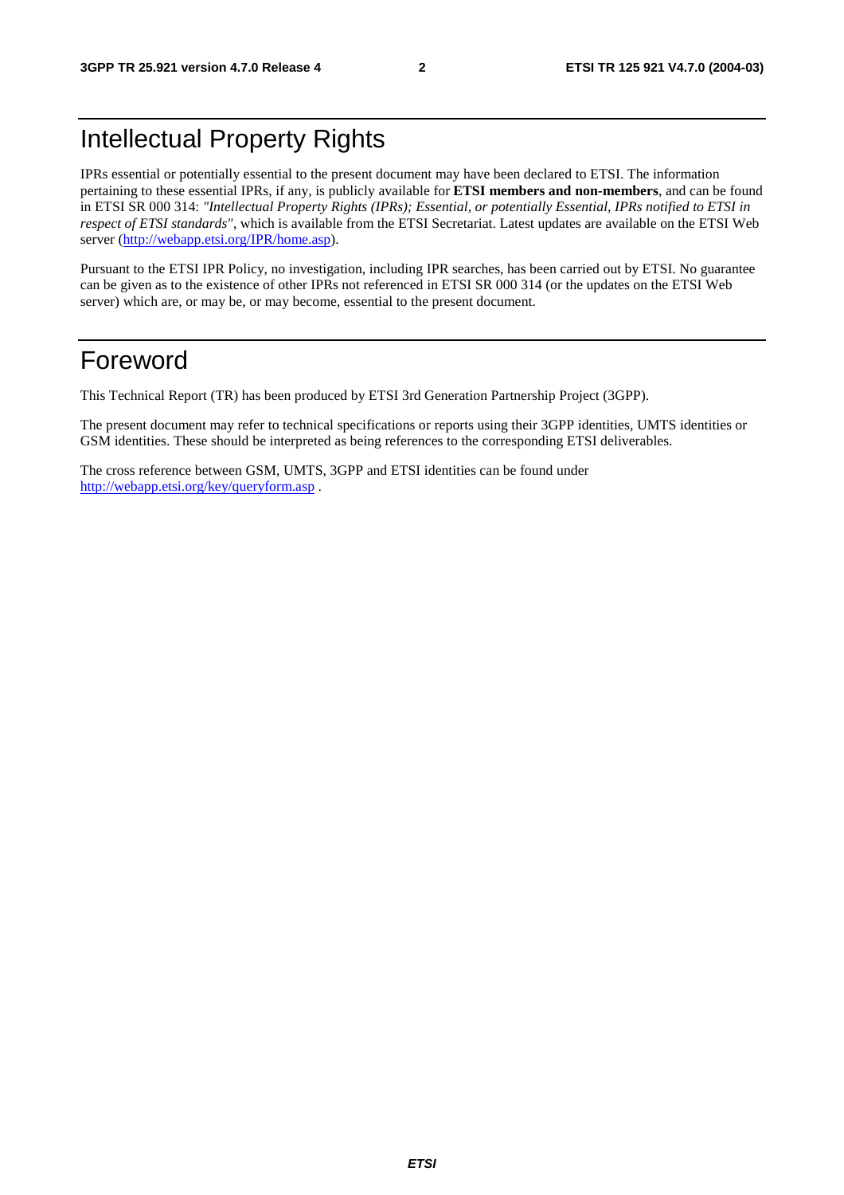# Intellectual Property Rights

IPRs essential or potentially essential to the present document may have been declared to ETSI. The information pertaining to these essential IPRs, if any, is publicly available for **ETSI members and non-members**, and can be found in ETSI SR 000 314: *"Intellectual Property Rights (IPRs); Essential, or potentially Essential, IPRs notified to ETSI in respect of ETSI standards"*, which is available from the ETSI Secretariat. Latest updates are available on the ETSI Web server (http://webapp.etsi.org/IPR/home.asp).

Pursuant to the ETSI IPR Policy, no investigation, including IPR searches, has been carried out by ETSI. No guarantee can be given as to the existence of other IPRs not referenced in ETSI SR 000 314 (or the updates on the ETSI Web server) which are, or may be, or may become, essential to the present document.

# Foreword

This Technical Report (TR) has been produced by ETSI 3rd Generation Partnership Project (3GPP).

The present document may refer to technical specifications or reports using their 3GPP identities, UMTS identities or GSM identities. These should be interpreted as being references to the corresponding ETSI deliverables.

The cross reference between GSM, UMTS, 3GPP and ETSI identities can be found under http://webapp.etsi.org/key/queryform.asp .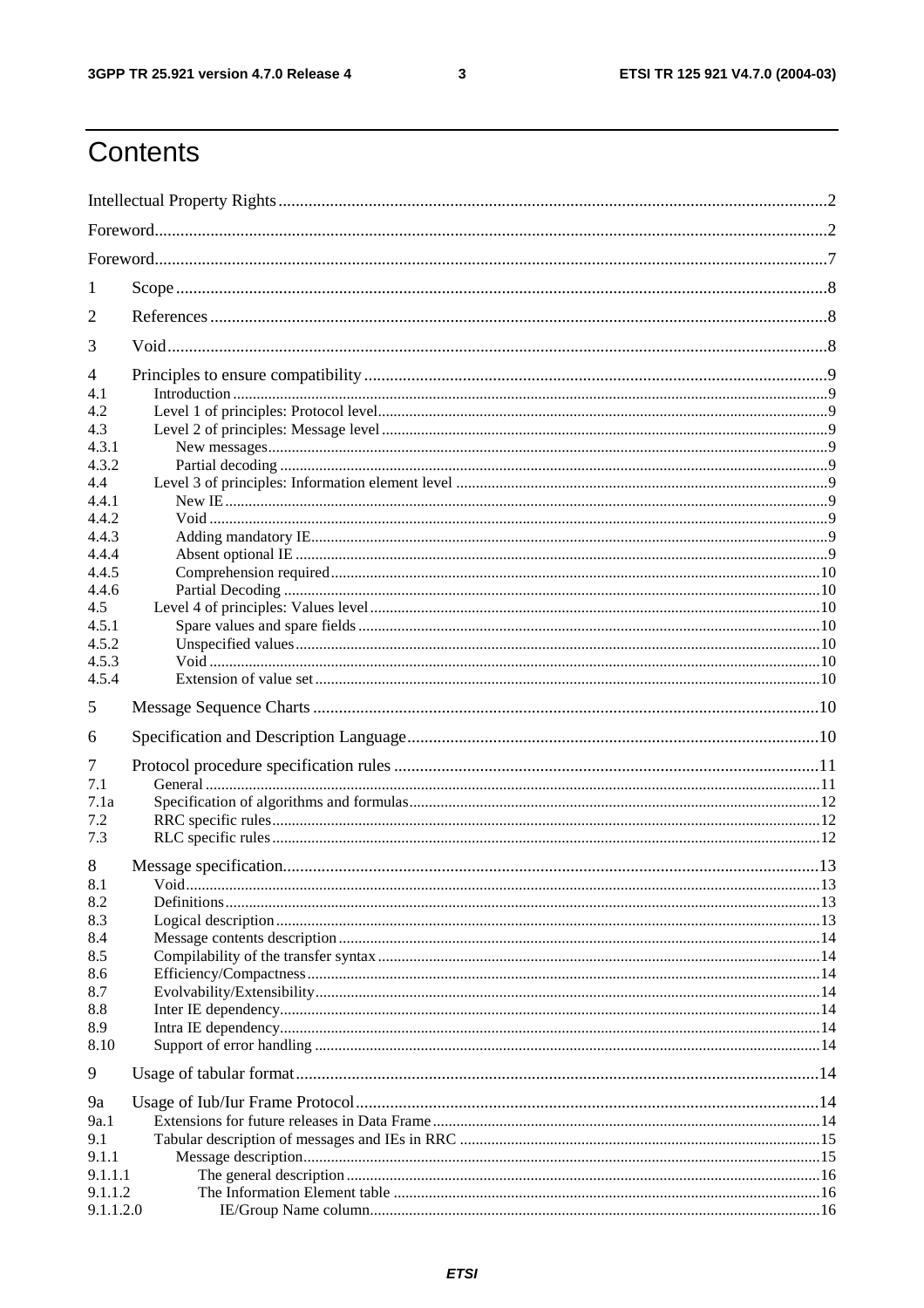# Contents

Intellectual Property Rights ....................................................................................................................2

Foreword....................................................................................................................................................2

Foreword....................................................................................................................................................7

1 Scope ......................................................................................................................................................8

2 References ..............................................................................................................................................8

3 Void.........................................................................................................................................................8

4 Principles to ensure compatibility ...........................................................................................................9
4.1 Introduction ..........................................................................................................................................9
4.2 Level 1 of principles: Protocol level.....................................................................................................9
4.3 Level 2 of principles: Message level ....................................................................................................9
4.3.1 New messages....................................................................................................................................9
4.3.2 Partial decoding .................................................................................................................................9
4.4 Level 3 of principles: Information element level .................................................................................9
4.4.1 New IE ..............................................................................................................................................9
4.4.2 Void ..................................................................................................................................................9
4.4.3 Adding mandatory IE.........................................................................................................................9
4.4.4 Absent optional IE .............................................................................................................................9
4.4.5 Comprehension required...................................................................................................................10
4.4.6 Partial Decoding ..............................................................................................................................10
4.5 Level 4 of principles: Values level .....................................................................................................10
4.5.1 Spare values and spare fields ...........................................................................................................10
4.5.2 Unspecified values...........................................................................................................................10
4.5.3 Void ................................................................................................................................................10
4.5.4 Extension of value set ......................................................................................................................10

5 Message Sequence Charts .....................................................................................................................10

6 Specification and Description Language................................................................................................10

7 Protocol procedure specification rules ..................................................................................................11
7.1 General ..............................................................................................................................................11
7.1a Specification of algorithms and formulas...........................................................................................12
7.2 RRC specific rules..............................................................................................................................12
7.3 RLC specific rules..............................................................................................................................12

8 Message specification............................................................................................................................13
8.1 Void...................................................................................................................................................13
8.2 Definitions .........................................................................................................................................13
8.3 Logical description .............................................................................................................................13
8.4 Message contents description ..............................................................................................................14
8.5 Compilability of the transfer syntax ....................................................................................................14
8.6 Efficiency/Compactness .....................................................................................................................14
8.7 Evolvability/Extensibility....................................................................................................................14
8.8 Inter IE dependency............................................................................................................................14
8.9 Intra IE dependency............................................................................................................................14
8.10 Support of error handling ..................................................................................................................14

9 Usage of tabular format..........................................................................................................................14

9a Usage of Iub/Iur Frame Protocol............................................................................................................14
9a.1 Extensions for future releases in Data Frame ....................................................................................14
9.1 Tabular description of messages and IEs in RRC ...............................................................................15
9.1.1 Message description.........................................................................................................................15
9.1.1.1 The general description .................................................................................................................16
9.1.1.2 The Information Element table .......................................................................................................16
9.1.1.2.0 IE/Group Name column...............................................................................................................16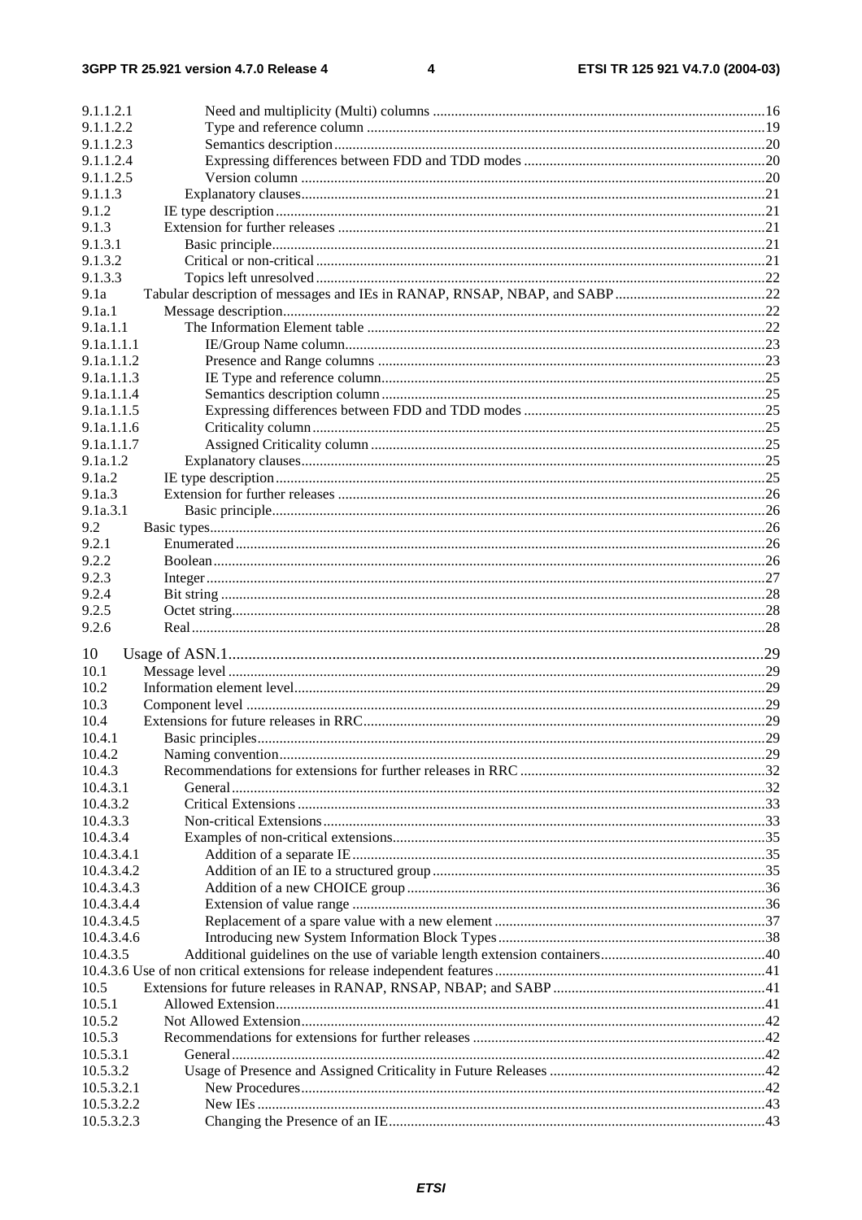9.1.1.2.1 Need and multiplicity (Multi) columns ..........16
9.1.1.2.2 Type and reference column ..........19
9.1.1.2.3 Semantics description ..........20
9.1.1.2.4 Expressing differences between FDD and TDD modes ..........20
9.1.1.2.5 Version column ..........20
9.1.1.3 Explanatory clauses ..........21
9.1.2 IE type description ..........21
9.1.3 Extension for further releases ..........21
9.1.3.1 Basic principle ..........21
9.1.3.2 Critical or non-critical ..........21
9.1.3.3 Topics left unresolved ..........22
9.1a Tabular description of messages and IEs in RANAP, RNSAP, NBAP, and SABP ..........22
9.1a.1 Message description ..........22
9.1a.1.1 The Information Element table ..........22
9.1a.1.1.1 IE/Group Name column ..........23
9.1a.1.1.2 Presence and Range columns ..........23
9.1a.1.1.3 IE Type and reference column ..........25
9.1a.1.1.4 Semantics description column ..........25
9.1a.1.1.5 Expressing differences between FDD and TDD modes ..........25
9.1a.1.1.6 Criticality column ..........25
9.1a.1.1.7 Assigned Criticality column ..........25
9.1a.1.2 Explanatory clauses ..........25
9.1a.2 IE type description ..........25
9.1a.3 Extension for further releases ..........26
9.1a.3.1 Basic principle ..........26
9.2 Basic types ..........26
9.2.1 Enumerated ..........26
9.2.2 Boolean ..........26
9.2.3 Integer ..........27
9.2.4 Bit string ..........28
9.2.5 Octet string ..........28
9.2.6 Real ..........28

10 Usage of ASN.1 ..........29
10.1 Message level ..........29
10.2 Information element level ..........29
10.3 Component level ..........29
10.4 Extensions for future releases in RRC ..........29
10.4.1 Basic principles ..........29
10.4.2 Naming convention ..........29
10.4.3 Recommendations for extensions for further releases in RRC ..........32
10.4.3.1 General ..........32
10.4.3.2 Critical Extensions ..........33
10.4.3.3 Non-critical Extensions ..........33
10.4.3.4 Examples of non-critical extensions ..........35
10.4.3.4.1 Addition of a separate IE ..........35
10.4.3.4.2 Addition of an IE to a structured group ..........35
10.4.3.4.3 Addition of a new CHOICE group ..........36
10.4.3.4.4 Extension of value range ..........36
10.4.3.4.5 Replacement of a spare value with a new element ..........37
10.4.3.4.6 Introducing new System Information Block Types ..........38
10.4.3.5 Additional guidelines on the use of variable length extension containers ..........40
10.4.3.6 Use of non critical extensions for release independent features ..........41
10.5 Extensions for future releases in RANAP, RNSAP, NBAP; and SABP ..........41
10.5.1 Allowed Extension ..........41
10.5.2 Not Allowed Extension ..........42
10.5.3 Recommendations for extensions for further releases ..........42
10.5.3.1 General ..........42
10.5.3.2 Usage of Presence and Assigned Criticality in Future Releases ..........42
10.5.3.2.1 New Procedures ..........42
10.5.3.2.2 New IEs ..........43
10.5.3.2.3 Changing the Presence of an IE ..........43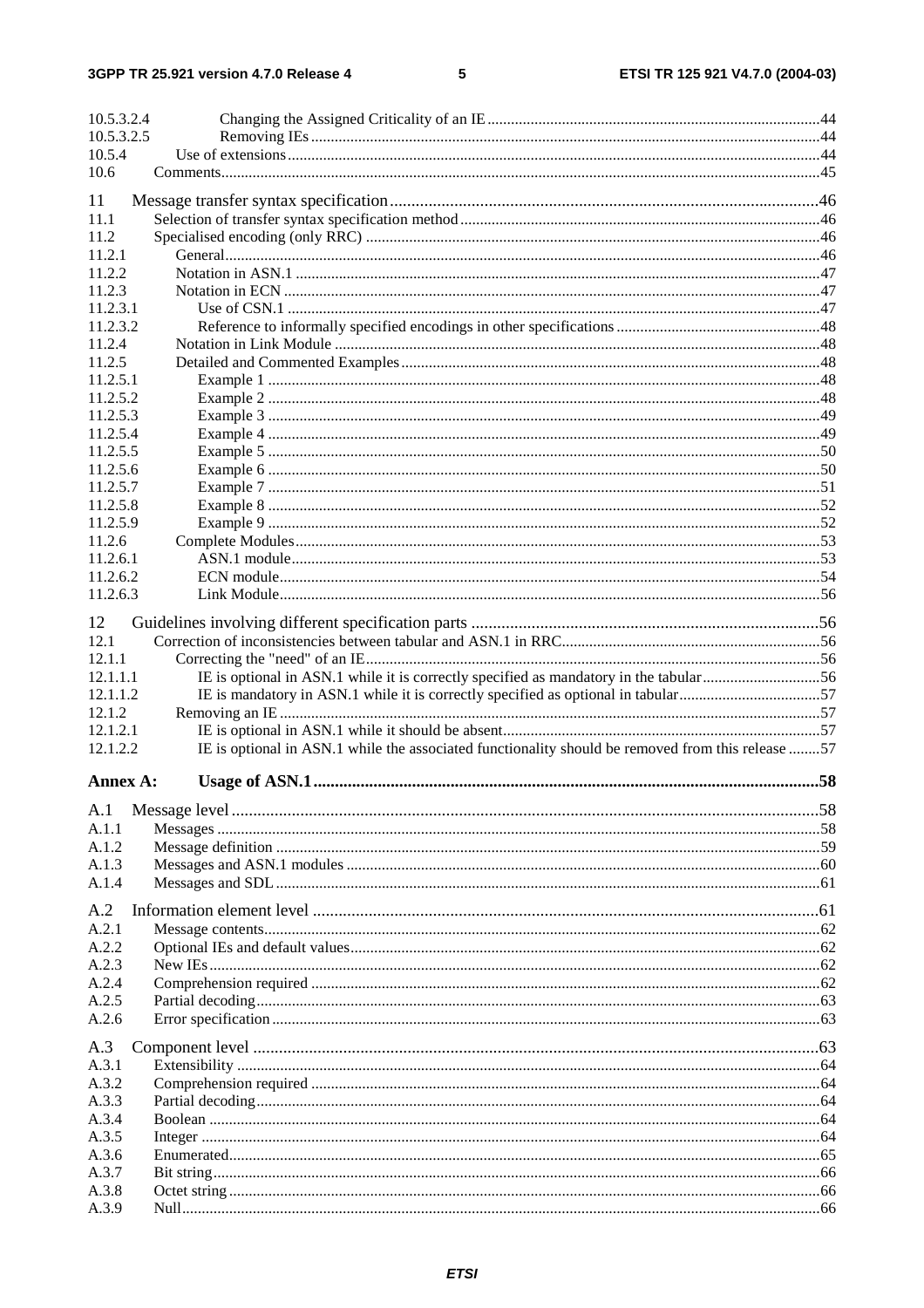10.5.3.2.4 Changing the Assigned Criticality of an IE ....................................................................................44
10.5.3.2.5 Removing IEs ................................................................................................................................44
10.5.4 Use of extensions ......................................................................................................................................44
10.6 Comments.........................................................................................................................................................45

11 Message transfer syntax specification ....................................................................................................46
11.1 Selection of transfer syntax specification method ...........................................................................................46
11.2 Specialised encoding (only RRC) ...................................................................................................................46
11.2.1 General ......................................................................................................................................................46
11.2.2 Notation in ASN.1 ....................................................................................................................................47
11.2.3 Notation in ECN .......................................................................................................................................47
11.2.3.1 Use of CSN.1 ......................................................................................................................................47
11.2.3.2 Reference to informally specified encodings in other specifications ...................................................48
11.2.4 Notation in Link Module ..........................................................................................................................48
11.2.5 Detailed and Commented Examples .........................................................................................................48
11.2.5.1 Example 1 ...........................................................................................................................................48
11.2.5.2 Example 2 ...........................................................................................................................................48
11.2.5.3 Example 3 ...........................................................................................................................................49
11.2.5.4 Example 4 ...........................................................................................................................................49
11.2.5.5 Example 5 ...........................................................................................................................................50
11.2.5.6 Example 6 ...........................................................................................................................................50
11.2.5.7 Example 7 ...........................................................................................................................................51
11.2.5.8 Example 8 ...........................................................................................................................................52
11.2.5.9 Example 9 ...........................................................................................................................................52
11.2.6 Complete Modules ....................................................................................................................................53
11.2.6.1 ASN.1 module .....................................................................................................................................53
11.2.6.2 ECN module ........................................................................................................................................54
11.2.6.3 Link Module ........................................................................................................................................56

12 Guidelines involving different specification parts ................................................................................56
12.1 Correction of inconsistencies between tabular and ASN.1 in RRC.................................................................56
12.1.1 Correcting the "need" of an IE..................................................................................................................56
12.1.1.1 IE is optional in ASN.1 while it is correctly specified as mandatory in the tabular .............................56
12.1.1.2 IE is mandatory in ASN.1 while it is correctly specified as optional in tabular ...................................57
12.1.2 Removing an IE .........................................................................................................................................57
12.1.2.1 IE is optional in ASN.1 while it should be absent................................................................................57
12.1.2.2 IE is optional in ASN.1 while the associated functionality should be removed from this release ........57

**Annex A: Usage of ASN.1....................................................................................................................58**

A.1 Message level .........................................................................................................................................58
A.1.1 Messages ........................................................................................................................................................58
A.1.2 Message definition .........................................................................................................................................59
A.1.3 Messages and ASN.1 modules .......................................................................................................................60
A.1.4 Messages and SDL .........................................................................................................................................61

A.2 Information element level .....................................................................................................................61
A.2.1 Message contents............................................................................................................................................62
A.2.2 Optional IEs and default values......................................................................................................................62
A.2.3 New IEs..........................................................................................................................................................62
A.2.4 Comprehension required ................................................................................................................................62
A.2.5 Partial decoding..............................................................................................................................................63
A.2.6 Error specification ..........................................................................................................................................63

A.3 Component level ...................................................................................................................................63
A.3.1 Extensibility ...................................................................................................................................................64
A.3.2 Comprehension required ................................................................................................................................64
A.3.3 Partial decoding..............................................................................................................................................64
A.3.4 Boolean ..........................................................................................................................................................64
A.3.5 Integer ............................................................................................................................................................64
A.3.6 Enumerated.....................................................................................................................................................65
A.3.7 Bit string.........................................................................................................................................................66
A.3.8 Octet string .....................................................................................................................................................66
A.3.9 Null.................................................................................................................................................................66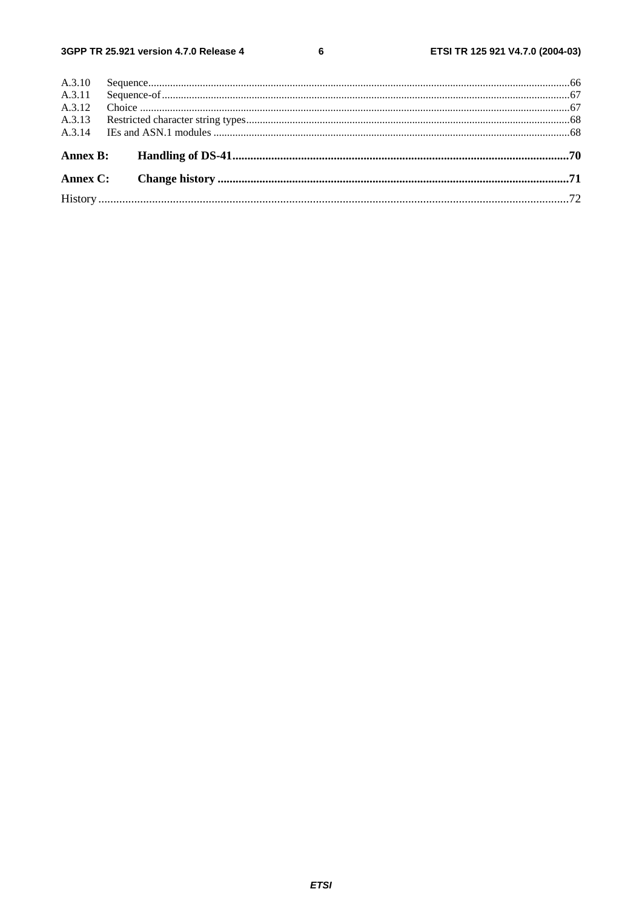A.3.10 Sequence.......................................................................................................................................................66
A.3.11 Sequence-of..................................................................................................................................................67
A.3.12 Choice ..........................................................................................................................................................67
A.3.13 Restricted character string types....................................................................................................................68
A.3.14 IEs and ASN.1 modules ................................................................................................................................68

**Annex B: Handling of DS-41...............................................................................................................70**

**Annex C: Change history ....................................................................................................................71**

History ..............................................................................................................................................................72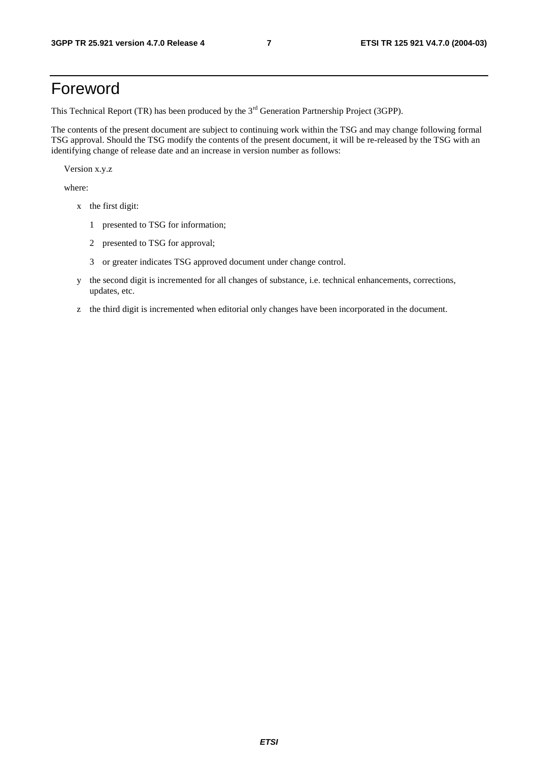# Foreword

This Technical Report (TR) has been produced by the 3rd Generation Partnership Project (3GPP).

The contents of the present document are subject to continuing work within the TSG and may change following formal TSG approval. Should the TSG modify the contents of the present document, it will be re-released by the TSG with an identifying change of release date and an increase in version number as follows:

Version x.y.z

where:

- x the first digit:
  - 1 presented to TSG for information;
  - 2 presented to TSG for approval;
  - 3 or greater indicates TSG approved document under change control.
- y the second digit is incremented for all changes of substance, i.e. technical enhancements, corrections, updates, etc.
- z the third digit is incremented when editorial only changes have been incorporated in the document.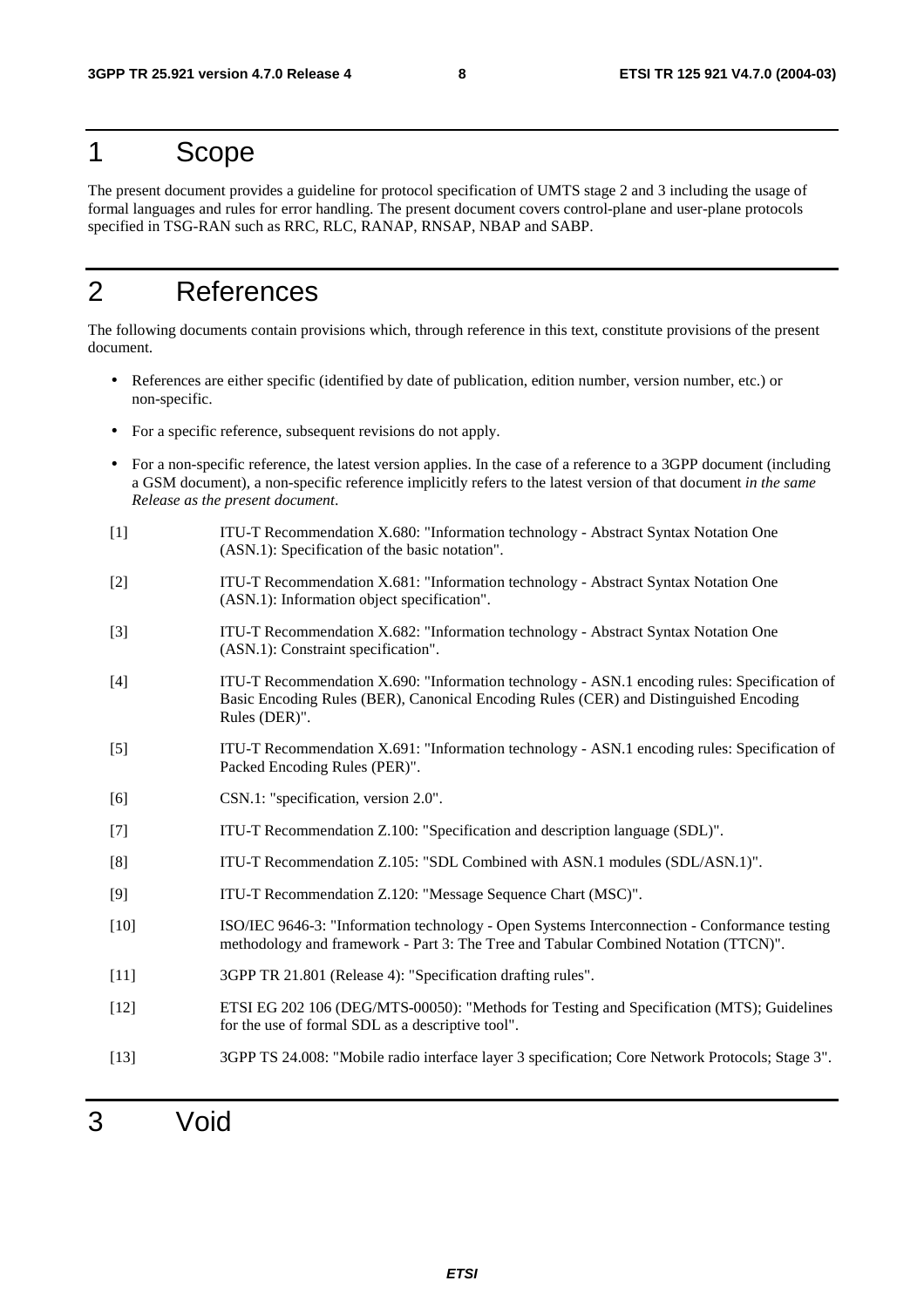# 1 Scope

The present document provides a guideline for protocol specification of UMTS stage 2 and 3 including the usage of formal languages and rules for error handling. The present document covers control-plane and user-plane protocols specified in TSG-RAN such as RRC, RLC, RANAP, RNSAP, NBAP and SABP.

# 2 References

The following documents contain provisions which, through reference in this text, constitute provisions of the present document.

- References are either specific (identified by date of publication, edition number, version number, etc.) or non-specific.
- For a specific reference, subsequent revisions do not apply.
- For a non-specific reference, the latest version applies. In the case of a reference to a 3GPP document (including a GSM document), a non-specific reference implicitly refers to the latest version of that document *in the same Release as the present document*.

[1] ITU-T Recommendation X.680: "Information technology - Abstract Syntax Notation One (ASN.1): Specification of the basic notation".

[2] ITU-T Recommendation X.681: "Information technology - Abstract Syntax Notation One (ASN.1): Information object specification".

[3] ITU-T Recommendation X.682: "Information technology - Abstract Syntax Notation One (ASN.1): Constraint specification".

[4] ITU-T Recommendation X.690: "Information technology - ASN.1 encoding rules: Specification of Basic Encoding Rules (BER), Canonical Encoding Rules (CER) and Distinguished Encoding Rules (DER)".

[5] ITU-T Recommendation X.691: "Information technology - ASN.1 encoding rules: Specification of Packed Encoding Rules (PER)".

[6] CSN.1: "specification, version 2.0".

[7] ITU-T Recommendation Z.100: "Specification and description language (SDL)".

[8] ITU-T Recommendation Z.105: "SDL Combined with ASN.1 modules (SDL/ASN.1)".

[9] ITU-T Recommendation Z.120: "Message Sequence Chart (MSC)".

[10] ISO/IEC 9646-3: "Information technology - Open Systems Interconnection - Conformance testing methodology and framework - Part 3: The Tree and Tabular Combined Notation (TTCN)".

[11] 3GPP TR 21.801 (Release 4): "Specification drafting rules".

[12] ETSI EG 202 106 (DEG/MTS-00050): "Methods for Testing and Specification (MTS); Guidelines for the use of formal SDL as a descriptive tool".

[13] 3GPP TS 24.008: "Mobile radio interface layer 3 specification; Core Network Protocols; Stage 3".

# 3 Void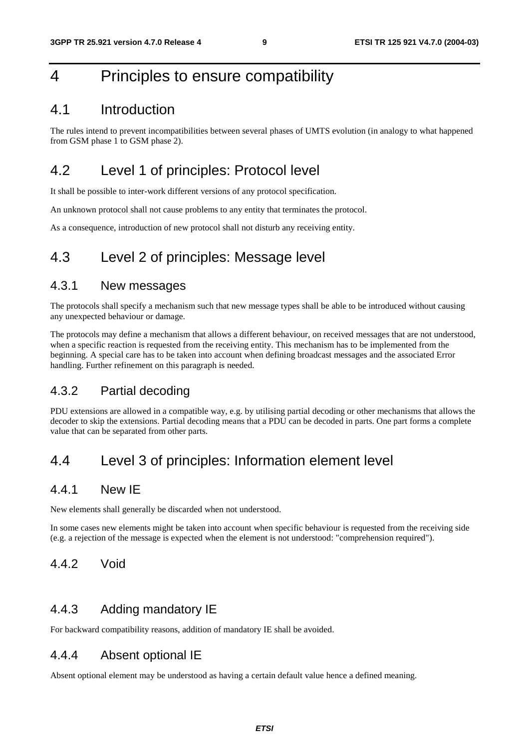# 4 Principles to ensure compatibility

## 4.1 Introduction

The rules intend to prevent incompatibilities between several phases of UMTS evolution (in analogy to what happened from GSM phase 1 to GSM phase 2).

## 4.2 Level 1 of principles: Protocol level

It shall be possible to inter-work different versions of any protocol specification.

An unknown protocol shall not cause problems to any entity that terminates the protocol.

As a consequence, introduction of new protocol shall not disturb any receiving entity.

## 4.3 Level 2 of principles: Message level

### 4.3.1 New messages

The protocols shall specify a mechanism such that new message types shall be able to be introduced without causing any unexpected behaviour or damage.

The protocols may define a mechanism that allows a different behaviour, on received messages that are not understood, when a specific reaction is requested from the receiving entity. This mechanism has to be implemented from the beginning. A special care has to be taken into account when defining broadcast messages and the associated Error handling. Further refinement on this paragraph is needed.

### 4.3.2 Partial decoding

PDU extensions are allowed in a compatible way, e.g. by utilising partial decoding or other mechanisms that allows the decoder to skip the extensions. Partial decoding means that a PDU can be decoded in parts. One part forms a complete value that can be separated from other parts.

## 4.4 Level 3 of principles: Information element level

### 4.4.1 New IE

New elements shall generally be discarded when not understood.

In some cases new elements might be taken into account when specific behaviour is requested from the receiving side (e.g. a rejection of the message is expected when the element is not understood: "comprehension required").

### 4.4.2 Void

### 4.4.3 Adding mandatory IE

For backward compatibility reasons, addition of mandatory IE shall be avoided.

### 4.4.4 Absent optional IE

Absent optional element may be understood as having a certain default value hence a defined meaning.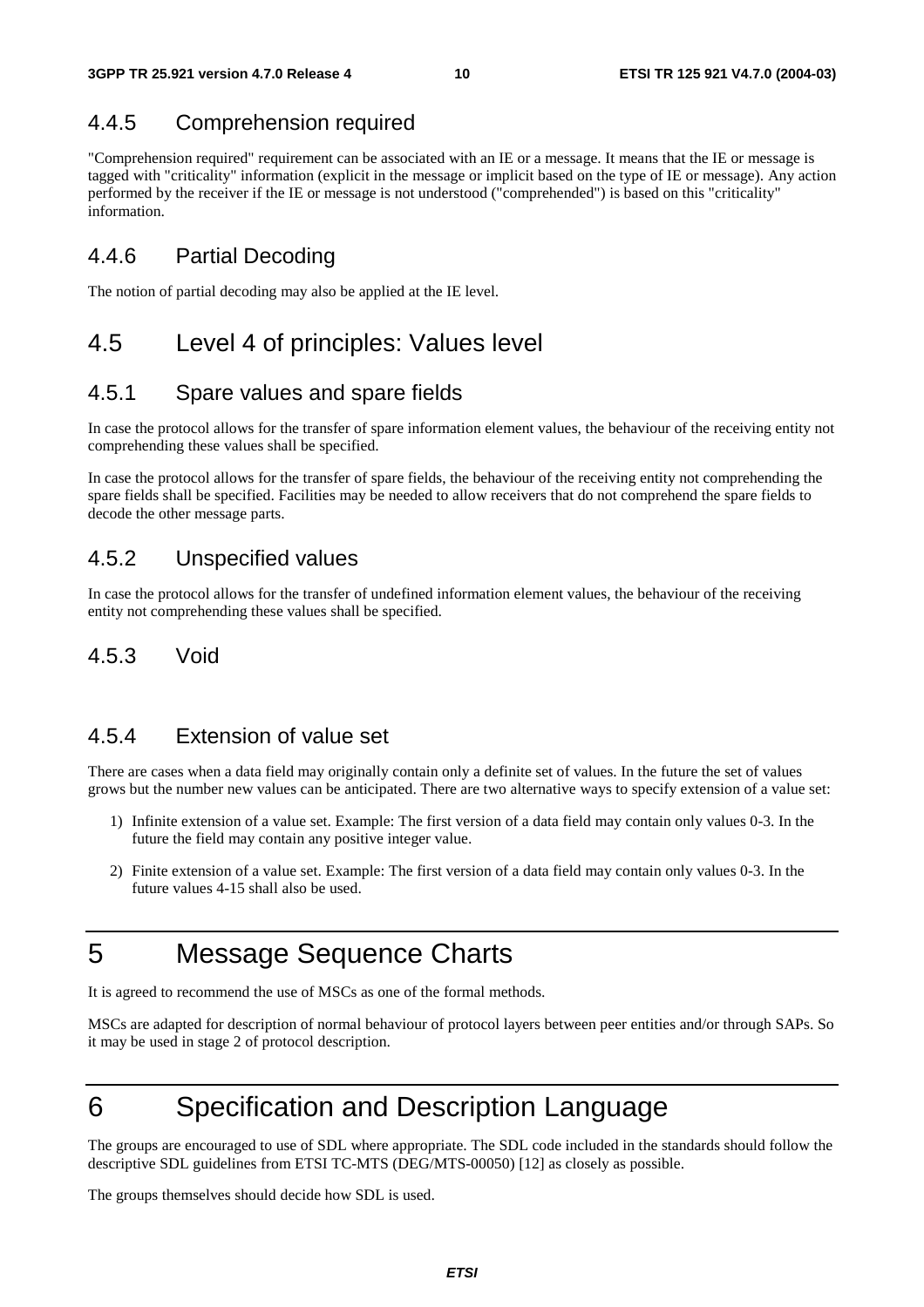### 4.4.5 Comprehension required

"Comprehension required" requirement can be associated with an IE or a message. It means that the IE or message is tagged with "criticality" information (explicit in the message or implicit based on the type of IE or message). Any action performed by the receiver if the IE or message is not understood ("comprehended") is based on this "criticality" information.

### 4.4.6 Partial Decoding

The notion of partial decoding may also be applied at the IE level.

## 4.5 Level 4 of principles: Values level

### 4.5.1 Spare values and spare fields

In case the protocol allows for the transfer of spare information element values, the behaviour of the receiving entity not comprehending these values shall be specified.

In case the protocol allows for the transfer of spare fields, the behaviour of the receiving entity not comprehending the spare fields shall be specified. Facilities may be needed to allow receivers that do not comprehend the spare fields to decode the other message parts.

### 4.5.2 Unspecified values

In case the protocol allows for the transfer of undefined information element values, the behaviour of the receiving entity not comprehending these values shall be specified.

### 4.5.3 Void

### 4.5.4 Extension of value set

There are cases when a data field may originally contain only a definite set of values. In the future the set of values grows but the number new values can be anticipated. There are two alternative ways to specify extension of a value set:

1) Infinite extension of a value set. Example: The first version of a data field may contain only values 0-3. In the future the field may contain any positive integer value.

2) Finite extension of a value set. Example: The first version of a data field may contain only values 0-3. In the future values 4-15 shall also be used.

# 5 Message Sequence Charts

It is agreed to recommend the use of MSCs as one of the formal methods.

MSCs are adapted for description of normal behaviour of protocol layers between peer entities and/or through SAPs. So it may be used in stage 2 of protocol description.

# 6 Specification and Description Language

The groups are encouraged to use of SDL where appropriate. The SDL code included in the standards should follow the descriptive SDL guidelines from ETSI TC-MTS (DEG/MTS-00050) [12] as closely as possible.

The groups themselves should decide how SDL is used.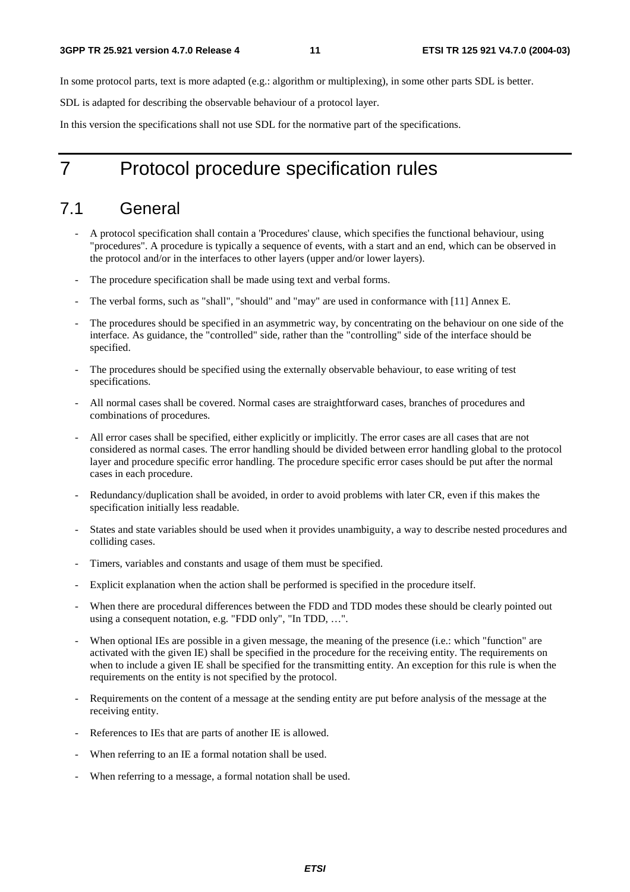In some protocol parts, text is more adapted (e.g.: algorithm or multiplexing), in some other parts SDL is better.

SDL is adapted for describing the observable behaviour of a protocol layer.

In this version the specifications shall not use SDL for the normative part of the specifications.

# 7 Protocol procedure specification rules

## 7.1 General

- A protocol specification shall contain a 'Procedures' clause, which specifies the functional behaviour, using "procedures". A procedure is typically a sequence of events, with a start and an end, which can be observed in the protocol and/or in the interfaces to other layers (upper and/or lower layers).
- The procedure specification shall be made using text and verbal forms.
- The verbal forms, such as "shall", "should" and "may" are used in conformance with [11] Annex E.
- The procedures should be specified in an asymmetric way, by concentrating on the behaviour on one side of the interface. As guidance, the "controlled" side, rather than the "controlling" side of the interface should be specified.
- The procedures should be specified using the externally observable behaviour, to ease writing of test specifications.
- All normal cases shall be covered. Normal cases are straightforward cases, branches of procedures and combinations of procedures.
- All error cases shall be specified, either explicitly or implicitly. The error cases are all cases that are not considered as normal cases. The error handling should be divided between error handling global to the protocol layer and procedure specific error handling. The procedure specific error cases should be put after the normal cases in each procedure.
- Redundancy/duplication shall be avoided, in order to avoid problems with later CR, even if this makes the specification initially less readable.
- States and state variables should be used when it provides unambiguity, a way to describe nested procedures and colliding cases.
- Timers, variables and constants and usage of them must be specified.
- Explicit explanation when the action shall be performed is specified in the procedure itself.
- When there are procedural differences between the FDD and TDD modes these should be clearly pointed out using a consequent notation, e.g. "FDD only", "In TDD, …".
- When optional IEs are possible in a given message, the meaning of the presence (i.e.: which "function" are activated with the given IE) shall be specified in the procedure for the receiving entity. The requirements on when to include a given IE shall be specified for the transmitting entity. An exception for this rule is when the requirements on the entity is not specified by the protocol.
- Requirements on the content of a message at the sending entity are put before analysis of the message at the receiving entity.
- References to IEs that are parts of another IE is allowed.
- When referring to an IE a formal notation shall be used.
- When referring to a message, a formal notation shall be used.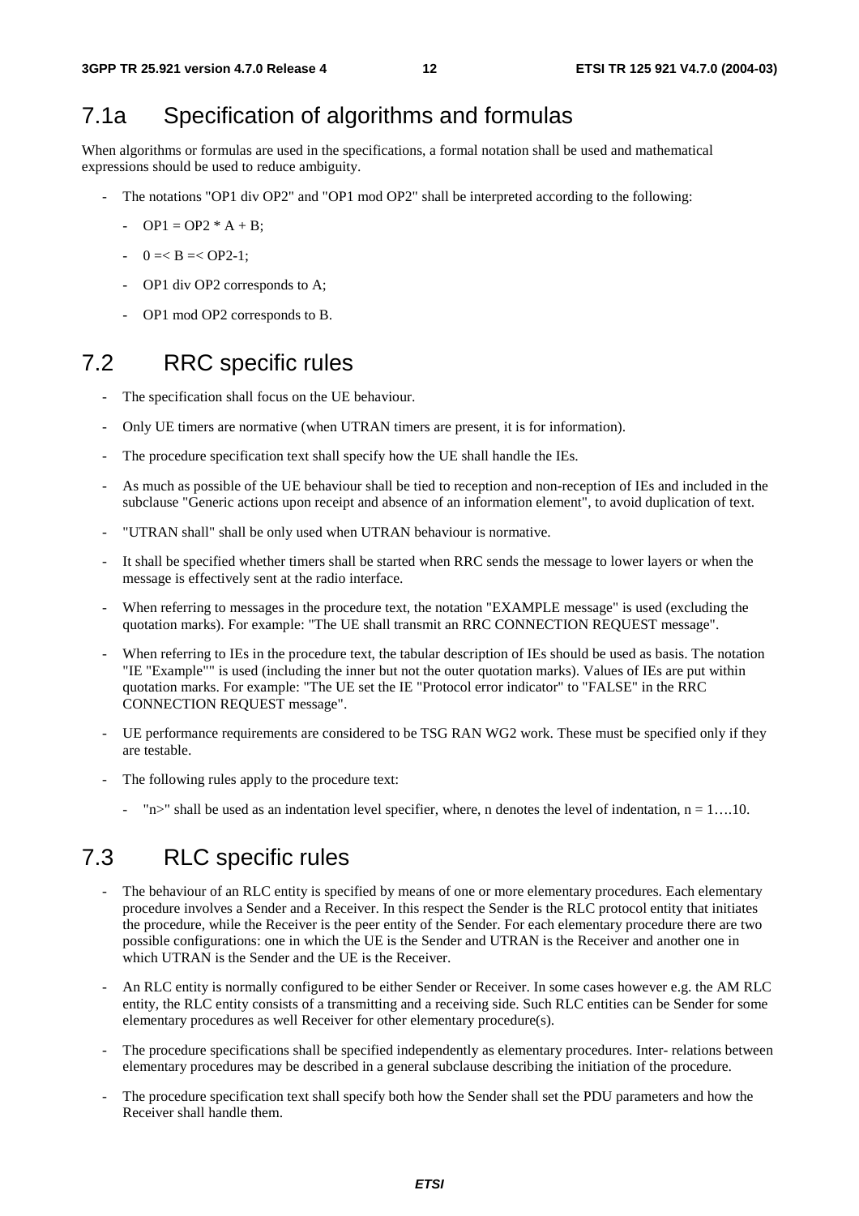## 7.1a Specification of algorithms and formulas

When algorithms or formulas are used in the specifications, a formal notation shall be used and mathematical expressions should be used to reduce ambiguity.

- The notations "OP1 div OP2" and "OP1 mod OP2" shall be interpreted according to the following:
    - OP1 = OP2 * A + B;
    - 0 =< B =< OP2-1;
    - OP1 div OP2 corresponds to A;
    - OP1 mod OP2 corresponds to B.

## 7.2 RRC specific rules

- The specification shall focus on the UE behaviour.
- Only UE timers are normative (when UTRAN timers are present, it is for information).
- The procedure specification text shall specify how the UE shall handle the IEs.
- As much as possible of the UE behaviour shall be tied to reception and non-reception of IEs and included in the subclause "Generic actions upon receipt and absence of an information element", to avoid duplication of text.
- "UTRAN shall" shall be only used when UTRAN behaviour is normative.
- It shall be specified whether timers shall be started when RRC sends the message to lower layers or when the message is effectively sent at the radio interface.
- When referring to messages in the procedure text, the notation "EXAMPLE message" is used (excluding the quotation marks). For example: "The UE shall transmit an RRC CONNECTION REQUEST message".
- When referring to IEs in the procedure text, the tabular description of IEs should be used as basis. The notation "IE "Example"" is used (including the inner but not the outer quotation marks). Values of IEs are put within quotation marks. For example: "The UE set the IE "Protocol error indicator" to "FALSE" in the RRC CONNECTION REQUEST message".
- UE performance requirements are considered to be TSG RAN WG2 work. These must be specified only if they are testable.
- The following rules apply to the procedure text:
    - "n>" shall be used as an indentation level specifier, where, n denotes the level of indentation, n = 1….10.

## 7.3 RLC specific rules

- The behaviour of an RLC entity is specified by means of one or more elementary procedures. Each elementary procedure involves a Sender and a Receiver. In this respect the Sender is the RLC protocol entity that initiates the procedure, while the Receiver is the peer entity of the Sender. For each elementary procedure there are two possible configurations: one in which the UE is the Sender and UTRAN is the Receiver and another one in which UTRAN is the Sender and the UE is the Receiver.
- An RLC entity is normally configured to be either Sender or Receiver. In some cases however e.g. the AM RLC entity, the RLC entity consists of a transmitting and a receiving side. Such RLC entities can be Sender for some elementary procedures as well Receiver for other elementary procedure(s).
- The procedure specifications shall be specified independently as elementary procedures. Inter- relations between elementary procedures may be described in a general subclause describing the initiation of the procedure.
- The procedure specification text shall specify both how the Sender shall set the PDU parameters and how the Receiver shall handle them.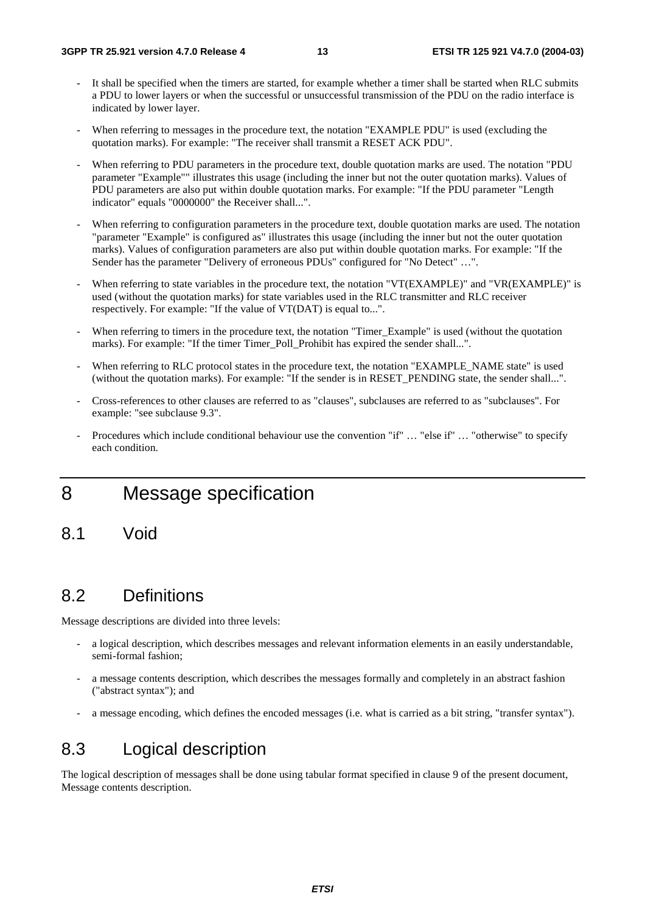- It shall be specified when the timers are started, for example whether a timer shall be started when RLC submits a PDU to lower layers or when the successful or unsuccessful transmission of the PDU on the radio interface is indicated by lower layer.
- When referring to messages in the procedure text, the notation "EXAMPLE PDU" is used (excluding the quotation marks). For example: "The receiver shall transmit a RESET ACK PDU".
- When referring to PDU parameters in the procedure text, double quotation marks are used. The notation "PDU parameter "Example"" illustrates this usage (including the inner but not the outer quotation marks). Values of PDU parameters are also put within double quotation marks. For example: "If the PDU parameter "Length indicator" equals "0000000" the Receiver shall...".
- When referring to configuration parameters in the procedure text, double quotation marks are used. The notation "parameter "Example" is configured as" illustrates this usage (including the inner but not the outer quotation marks). Values of configuration parameters are also put within double quotation marks. For example: "If the Sender has the parameter "Delivery of erroneous PDUs" configured for "No Detect" …".
- When referring to state variables in the procedure text, the notation "VT(EXAMPLE)" and "VR(EXAMPLE)" is used (without the quotation marks) for state variables used in the RLC transmitter and RLC receiver respectively. For example: "If the value of VT(DAT) is equal to...".
- When referring to timers in the procedure text, the notation "Timer_Example" is used (without the quotation marks). For example: "If the timer Timer_Poll_Prohibit has expired the sender shall...".
- When referring to RLC protocol states in the procedure text, the notation "EXAMPLE_NAME state" is used (without the quotation marks). For example: "If the sender is in RESET_PENDING state, the sender shall...".
- Cross-references to other clauses are referred to as "clauses", subclauses are referred to as "subclauses". For example: "see subclause 9.3".
- Procedures which include conditional behaviour use the convention "if" … "else if" … "otherwise" to specify each condition.

# 8 Message specification

## 8.1 Void

## 8.2 Definitions

Message descriptions are divided into three levels:

- a logical description, which describes messages and relevant information elements in an easily understandable, semi-formal fashion;
- a message contents description, which describes the messages formally and completely in an abstract fashion ("abstract syntax"); and
- a message encoding, which defines the encoded messages (i.e. what is carried as a bit string, "transfer syntax").

## 8.3 Logical description

The logical description of messages shall be done using tabular format specified in clause 9 of the present document, Message contents description.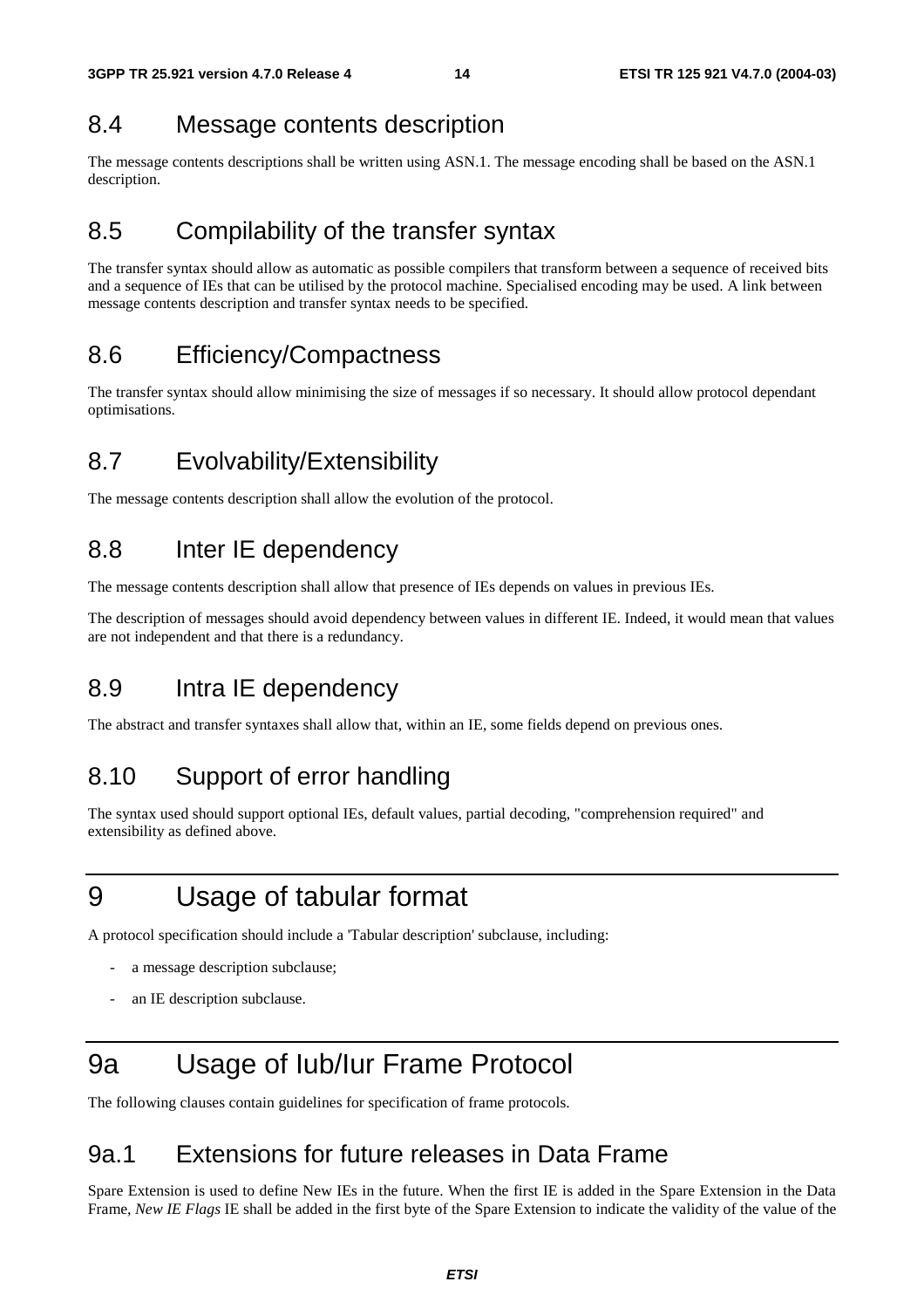## 8.4 Message contents description

The message contents descriptions shall be written using ASN.1. The message encoding shall be based on the ASN.1 description.

## 8.5 Compilability of the transfer syntax

The transfer syntax should allow as automatic as possible compilers that transform between a sequence of received bits and a sequence of IEs that can be utilised by the protocol machine. Specialised encoding may be used. A link between message contents description and transfer syntax needs to be specified.

## 8.6 Efficiency/Compactness

The transfer syntax should allow minimising the size of messages if so necessary. It should allow protocol dependant optimisations.

## 8.7 Evolvability/Extensibility

The message contents description shall allow the evolution of the protocol.

## 8.8 Inter IE dependency

The message contents description shall allow that presence of IEs depends on values in previous IEs.

The description of messages should avoid dependency between values in different IE. Indeed, it would mean that values are not independent and that there is a redundancy.

## 8.9 Intra IE dependency

The abstract and transfer syntaxes shall allow that, within an IE, some fields depend on previous ones.

## 8.10 Support of error handling

The syntax used should support optional IEs, default values, partial decoding, "comprehension required" and extensibility as defined above.

# 9 Usage of tabular format

A protocol specification should include a 'Tabular description' subclause, including:

- a message description subclause;
- an IE description subclause.

# 9a Usage of Iub/Iur Frame Protocol

The following clauses contain guidelines for specification of frame protocols.

## 9a.1 Extensions for future releases in Data Frame

Spare Extension is used to define New IEs in the future. When the first IE is added in the Spare Extension in the Data Frame, *New IE Flags* IE shall be added in the first byte of the Spare Extension to indicate the validity of the value of the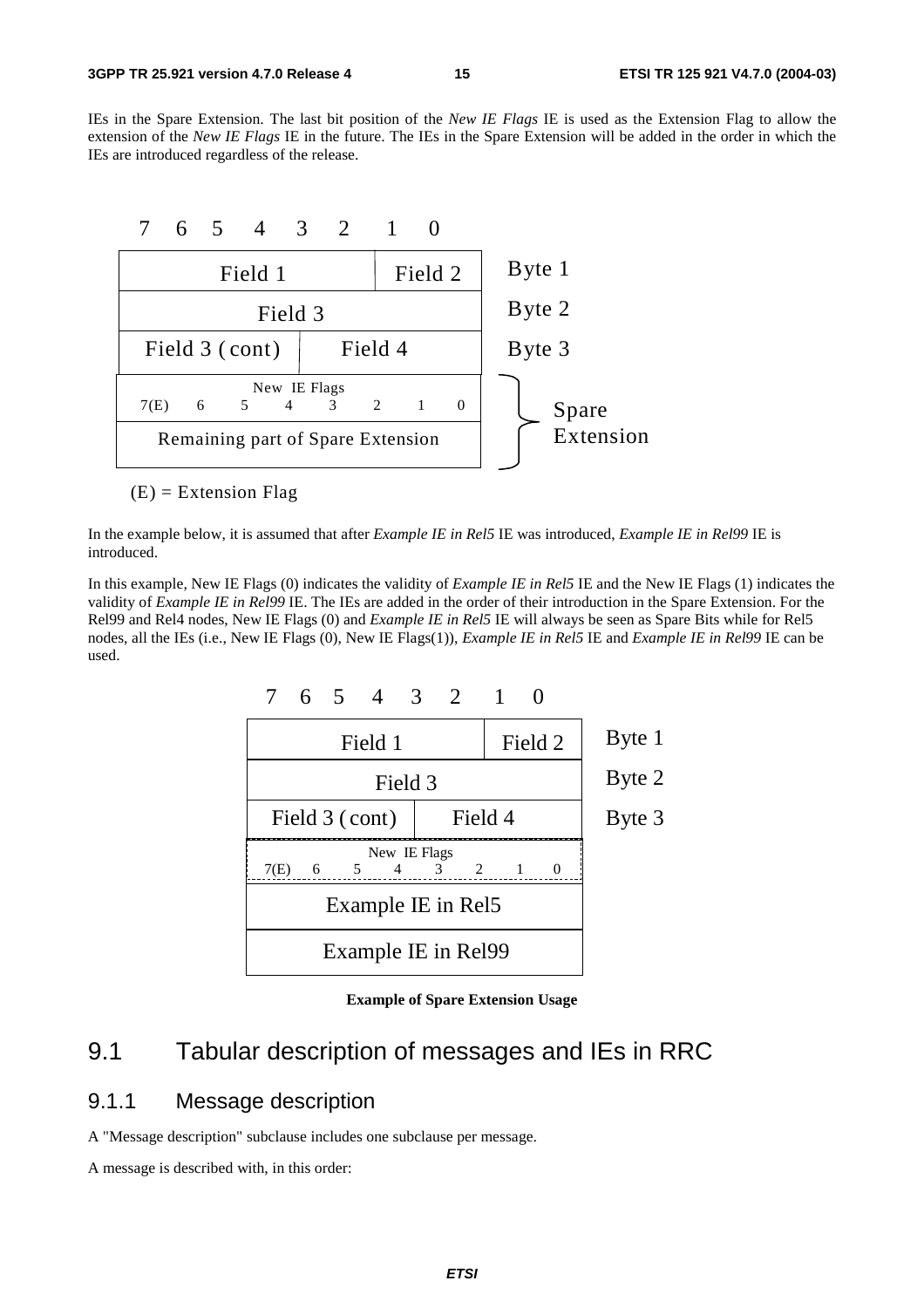IEs in the Spare Extension. The last bit position of the *New IE Flags* IE is used as the Extension Flag to allow the extension of the *New IE Flags* IE in the future. The IEs in the Spare Extension will be added in the order in which the IEs are introduced regardless of the release.

| 7 6 5 4 3 2 | 1 0 | |
|---|---|---|
| Field 1 | Field 2 | Byte 1 |
| Field 3 | | Byte 2 |
| Field 3 (cont) | Field 4 | Byte 3 |
| New IE Flags 7(E) 6 5 4 3 2 1 0 | | Spare Extension |
| Remaining part of Spare Extension | | |

(E) = Extension Flag

In the example below, it is assumed that after *Example IE in Rel5* IE was introduced, *Example IE in Rel99* IE is introduced.

In this example, New IE Flags (0) indicates the validity of *Example IE in Rel5* IE and the New IE Flags (1) indicates the validity of *Example IE in Rel99* IE. The IEs are added in the order of their introduction in the Spare Extension. For the Rel99 and Rel4 nodes, New IE Flags (0) and *Example IE in Rel5* IE will always be seen as Spare Bits while for Rel5 nodes, all the IEs (i.e., New IE Flags (0), New IE Flags(1)), *Example IE in Rel5* IE and *Example IE in Rel99* IE can be used.

| 7 6 5 4 3 2 | 1 0 | |
|---|---|---|
| Field 1 | Field 2 | Byte 1 |
| Field 3 | | Byte 2 |
| Field 3 (cont) | Field 4 | Byte 3 |
| New IE Flags 7(E) 6 5 4 3 2 1 0 | | |
| Example IE in Rel5 | | |
| Example IE in Rel99 | | |

**Example of Spare Extension Usage**

## 9.1 Tabular description of messages and IEs in RRC

### 9.1.1 Message description

A "Message description" subclause includes one subclause per message.

A message is described with, in this order: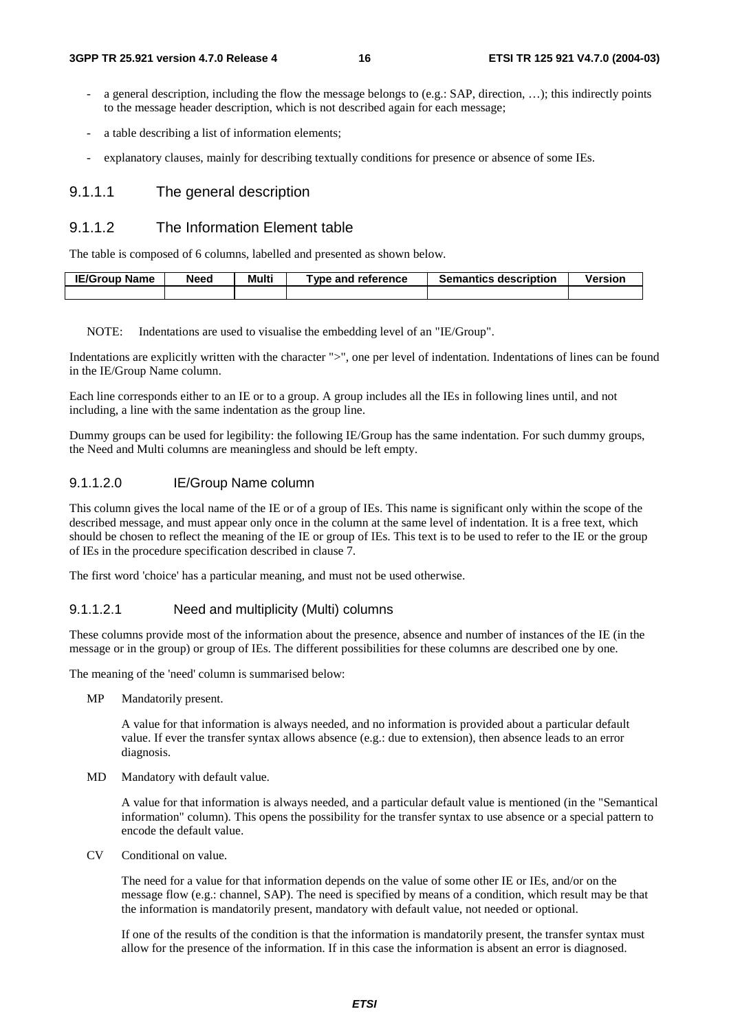- a general description, including the flow the message belongs to (e.g.: SAP, direction, …); this indirectly points to the message header description, which is not described again for each message;
- a table describing a list of information elements;
- explanatory clauses, mainly for describing textually conditions for presence or absence of some IEs.

#### 9.1.1.1 The general description

#### 9.1.1.2 The Information Element table

The table is composed of 6 columns, labelled and presented as shown below.

| IE/Group Name | Need | Multi | Type and reference | Semantics description | Version |
|---|---|---|---|---|---|
| | | | | | |

NOTE: Indentations are used to visualise the embedding level of an "IE/Group".

Indentations are explicitly written with the character ">", one per level of indentation. Indentations of lines can be found in the IE/Group Name column.

Each line corresponds either to an IE or to a group. A group includes all the IEs in following lines until, and not including, a line with the same indentation as the group line.

Dummy groups can be used for legibility: the following IE/Group has the same indentation. For such dummy groups, the Need and Multi columns are meaningless and should be left empty.

##### 9.1.1.2.0 IE/Group Name column

This column gives the local name of the IE or of a group of IEs. This name is significant only within the scope of the described message, and must appear only once in the column at the same level of indentation. It is a free text, which should be chosen to reflect the meaning of the IE or group of IEs. This text is to be used to refer to the IE or the group of IEs in the procedure specification described in clause 7.

The first word 'choice' has a particular meaning, and must not be used otherwise.

##### 9.1.1.2.1 Need and multiplicity (Multi) columns

These columns provide most of the information about the presence, absence and number of instances of the IE (in the message or in the group) or group of IEs. The different possibilities for these columns are described one by one.

The meaning of the 'need' column is summarised below:

MP Mandatorily present.

A value for that information is always needed, and no information is provided about a particular default value. If ever the transfer syntax allows absence (e.g.: due to extension), then absence leads to an error diagnosis.

MD Mandatory with default value.

A value for that information is always needed, and a particular default value is mentioned (in the "Semantical information" column). This opens the possibility for the transfer syntax to use absence or a special pattern to encode the default value.

CV Conditional on value.

The need for a value for that information depends on the value of some other IE or IEs, and/or on the message flow (e.g.: channel, SAP). The need is specified by means of a condition, which result may be that the information is mandatorily present, mandatory with default value, not needed or optional.

If one of the results of the condition is that the information is mandatorily present, the transfer syntax must allow for the presence of the information. If in this case the information is absent an error is diagnosed.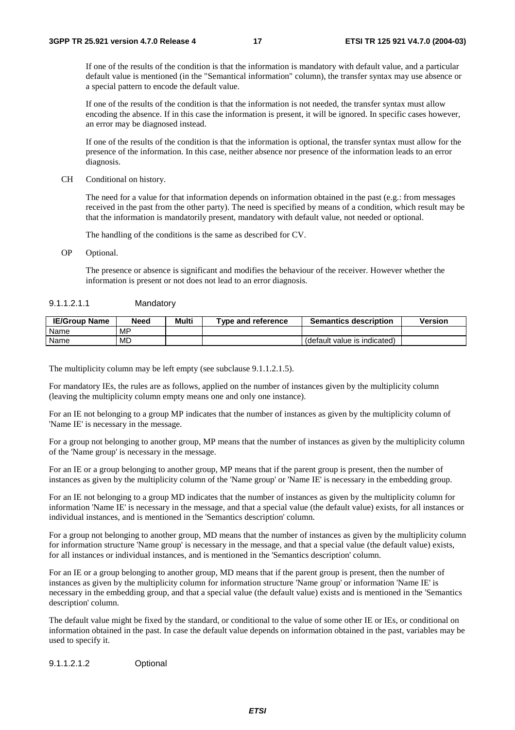If one of the results of the condition is that the information is mandatory with default value, and a particular default value is mentioned (in the "Semantical information" column), the transfer syntax may use absence or a special pattern to encode the default value.

If one of the results of the condition is that the information is not needed, the transfer syntax must allow encoding the absence. If in this case the information is present, it will be ignored. In specific cases however, an error may be diagnosed instead.

If one of the results of the condition is that the information is optional, the transfer syntax must allow for the presence of the information. In this case, neither absence nor presence of the information leads to an error diagnosis.

CH Conditional on history.

The need for a value for that information depends on information obtained in the past (e.g.: from messages received in the past from the other party). The need is specified by means of a condition, which result may be that the information is mandatorily present, mandatory with default value, not needed or optional.

The handling of the conditions is the same as described for CV.

OP Optional.

The presence or absence is significant and modifies the behaviour of the receiver. However whether the information is present or not does not lead to an error diagnosis.

###### 9.1.1.2.1.1 Mandatory

| IE/Group Name | Need | Multi | Type and reference | Semantics description | Version |
|---|---|---|---|---|---|
| Name | MP | | | | |
| Name | MD | | | (default value is indicated) | |

The multiplicity column may be left empty (see subclause 9.1.1.2.1.5).

For mandatory IEs, the rules are as follows, applied on the number of instances given by the multiplicity column (leaving the multiplicity column empty means one and only one instance).

For an IE not belonging to a group MP indicates that the number of instances as given by the multiplicity column of 'Name IE' is necessary in the message.

For a group not belonging to another group, MP means that the number of instances as given by the multiplicity column of the 'Name group' is necessary in the message.

For an IE or a group belonging to another group, MP means that if the parent group is present, then the number of instances as given by the multiplicity column of the 'Name group' or 'Name IE' is necessary in the embedding group.

For an IE not belonging to a group MD indicates that the number of instances as given by the multiplicity column for information 'Name IE' is necessary in the message, and that a special value (the default value) exists, for all instances or individual instances, and is mentioned in the 'Semantics description' column.

For a group not belonging to another group, MD means that the number of instances as given by the multiplicity column for information structure 'Name group' is necessary in the message, and that a special value (the default value) exists, for all instances or individual instances, and is mentioned in the 'Semantics description' column.

For an IE or a group belonging to another group, MD means that if the parent group is present, then the number of instances as given by the multiplicity column for information structure 'Name group' or information 'Name IE' is necessary in the embedding group, and that a special value (the default value) exists and is mentioned in the 'Semantics description' column.

The default value might be fixed by the standard, or conditional to the value of some other IE or IEs, or conditional on information obtained in the past. In case the default value depends on information obtained in the past, variables may be used to specify it.

###### 9.1.1.2.1.2 Optional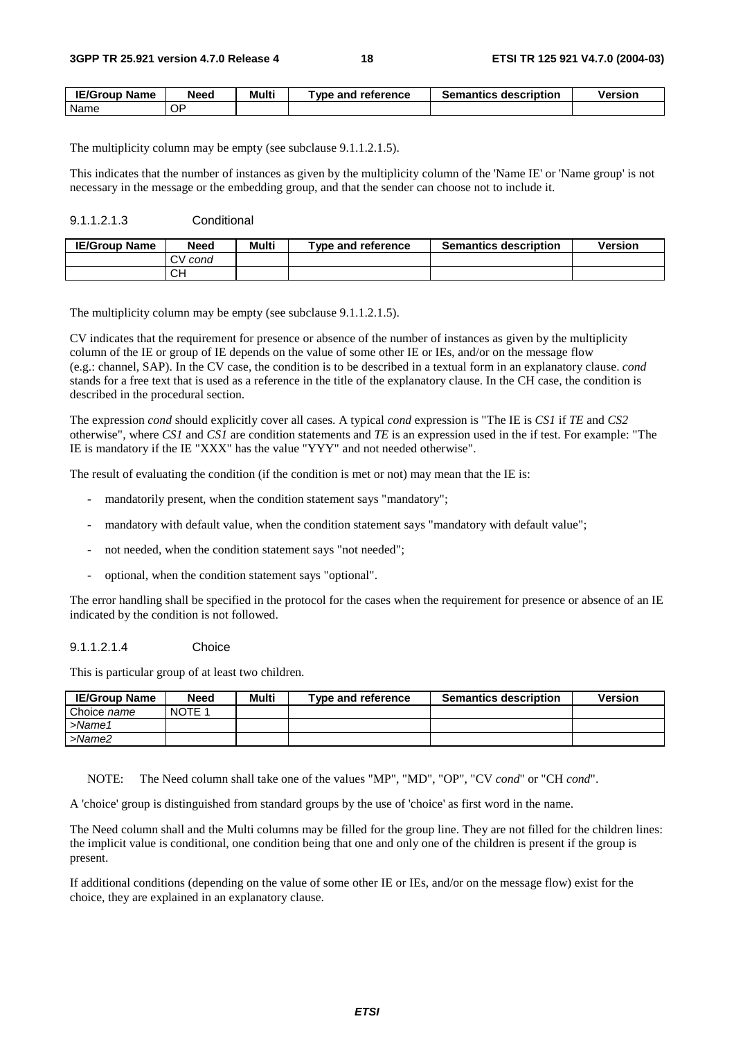| IE/Group Name | Need | Multi | Type and reference | Semantics description | Version |
|---|---|---|---|---|---|
| Name | OP | | | | |

The multiplicity column may be empty (see subclause 9.1.1.2.1.5).

This indicates that the number of instances as given by the multiplicity column of the 'Name IE' or 'Name group' is not necessary in the message or the embedding group, and that the sender can choose not to include it.

#### 9.1.1.2.1.3 Conditional

| IE/Group Name | Need | Multi | Type and reference | Semantics description | Version |
|---|---|---|---|---|---|
| | CV *cond* | | | | |
| | CH | | | | |

The multiplicity column may be empty (see subclause 9.1.1.2.1.5).

CV indicates that the requirement for presence or absence of the number of instances as given by the multiplicity column of the IE or group of IE depends on the value of some other IE or IEs, and/or on the message flow (e.g.: channel, SAP). In the CV case, the condition is to be described in a textual form in an explanatory clause. *cond* stands for a free text that is used as a reference in the title of the explanatory clause. In the CH case, the condition is described in the procedural section.

The expression *cond* should explicitly cover all cases. A typical *cond* expression is "The IE is *CS1* if *TE* and *CS2* otherwise", where *CS1* and *CS1* are condition statements and *TE* is an expression used in the if test. For example: "The IE is mandatory if the IE "XXX" has the value "YYY" and not needed otherwise".

The result of evaluating the condition (if the condition is met or not) may mean that the IE is:

- mandatorily present, when the condition statement says "mandatory";
- mandatory with default value, when the condition statement says "mandatory with default value";
- not needed, when the condition statement says "not needed";
- optional, when the condition statement says "optional".

The error handling shall be specified in the protocol for the cases when the requirement for presence or absence of an IE indicated by the condition is not followed.

#### 9.1.1.2.1.4 Choice

This is particular group of at least two children.

| IE/Group Name | Need | Multi | Type and reference | Semantics description | Version |
|---|---|---|---|---|---|
| Choice *name* | NOTE 1 | | | | |
| *>Name1* | | | | | |
| *>Name2* | | | | | |

NOTE: The Need column shall take one of the values "MP", "MD", "OP", "CV *cond*" or "CH *cond*".

A 'choice' group is distinguished from standard groups by the use of 'choice' as first word in the name.

The Need column shall and the Multi columns may be filled for the group line. They are not filled for the children lines: the implicit value is conditional, one condition being that one and only one of the children is present if the group is present.

If additional conditions (depending on the value of some other IE or IEs, and/or on the message flow) exist for the choice, they are explained in an explanatory clause.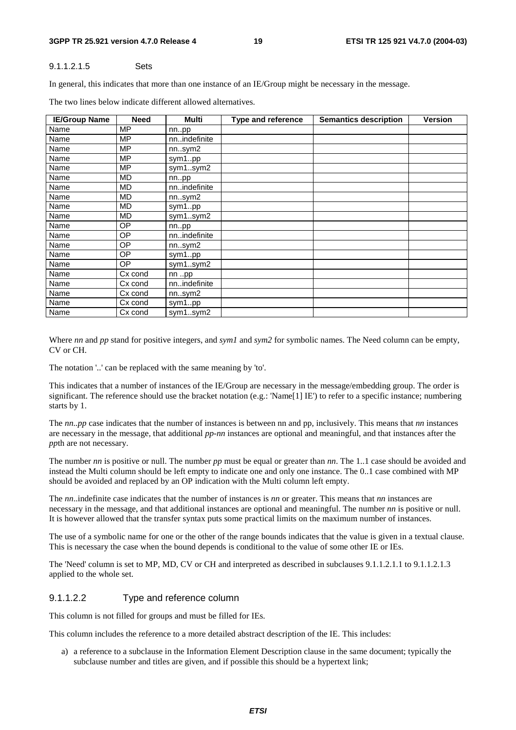##### 9.1.1.2.1.5 Sets

In general, this indicates that more than one instance of an IE/Group might be necessary in the message.

The two lines below indicate different allowed alternatives.

| IE/Group Name | Need | Multi | Type and reference | Semantics description | Version |
|---|---|---|---|---|---|
| Name | MP | nn..pp | | | |
| Name | MP | nn..indefinite | | | |
| Name | MP | nn..sym2 | | | |
| Name | MP | sym1..pp | | | |
| Name | MP | sym1..sym2 | | | |
| Name | MD | nn..pp | | | |
| Name | MD | nn..indefinite | | | |
| Name | MD | nn..sym2 | | | |
| Name | MD | sym1..pp | | | |
| Name | MD | sym1..sym2 | | | |
| Name | OP | nn..pp | | | |
| Name | OP | nn..indefinite | | | |
| Name | OP | nn..sym2 | | | |
| Name | OP | sym1..pp | | | |
| Name | OP | sym1..sym2 | | | |
| Name | Cx cond | nn ..pp | | | |
| Name | Cx cond | nn..indefinite | | | |
| Name | Cx cond | nn..sym2 | | | |
| Name | Cx cond | sym1..pp | | | |
| Name | Cx cond | sym1..sym2 | | | |

Where *nn* and *pp* stand for positive integers, and *sym1* and *sym2* for symbolic names. The Need column can be empty, CV or CH.

The notation '..' can be replaced with the same meaning by 'to'.

This indicates that a number of instances of the IE/Group are necessary in the message/embedding group. The order is significant. The reference should use the bracket notation (e.g.: 'Name[1] IE') to refer to a specific instance; numbering starts by 1.

The *nn..pp* case indicates that the number of instances is between nn and pp, inclusively. This means that *nn* instances are necessary in the message, that additional *pp-nn* instances are optional and meaningful, and that instances after the *pp*th are not necessary.

The number *nn* is positive or null. The number *pp* must be equal or greater than *nn*. The 1..1 case should be avoided and instead the Multi column should be left empty to indicate one and only one instance. The 0..1 case combined with MP should be avoided and replaced by an OP indication with the Multi column left empty.

The *nn*..indefinite case indicates that the number of instances is *nn* or greater. This means that *nn* instances are necessary in the message, and that additional instances are optional and meaningful. The number *nn* is positive or null. It is however allowed that the transfer syntax puts some practical limits on the maximum number of instances.

The use of a symbolic name for one or the other of the range bounds indicates that the value is given in a textual clause. This is necessary the case when the bound depends is conditional to the value of some other IE or IEs.

The 'Need' column is set to MP, MD, CV or CH and interpreted as described in subclauses 9.1.1.2.1.1 to 9.1.1.2.1.3 applied to the whole set.

#### 9.1.1.2.2 Type and reference column

This column is not filled for groups and must be filled for IEs.

This column includes the reference to a more detailed abstract description of the IE. This includes:

a) a reference to a subclause in the Information Element Description clause in the same document; typically the subclause number and titles are given, and if possible this should be a hypertext link;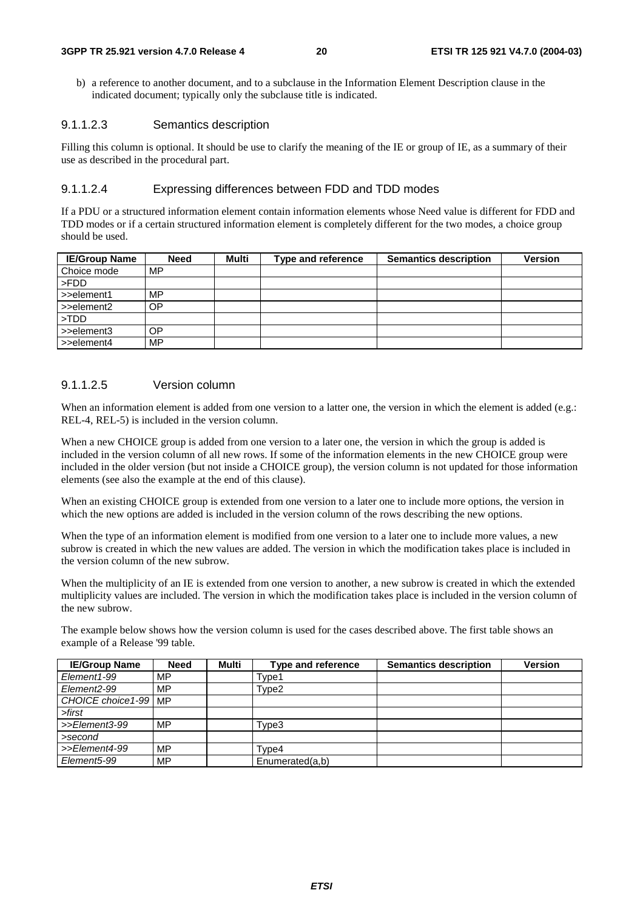b) a reference to another document, and to a subclause in the Information Element Description clause in the indicated document; typically only the subclause title is indicated.

#### 9.1.1.2.3 Semantics description

Filling this column is optional. It should be use to clarify the meaning of the IE or group of IE, as a summary of their use as described in the procedural part.

#### 9.1.1.2.4 Expressing differences between FDD and TDD modes

If a PDU or a structured information element contain information elements whose Need value is different for FDD and TDD modes or if a certain structured information element is completely different for the two modes, a choice group should be used.

| IE/Group Name | Need | Multi | Type and reference | Semantics description | Version |
|---|---|---|---|---|---|
| Choice mode | MP | | | | |
| >FDD | | | | | |
| >>element1 | MP | | | | |
| >>element2 | OP | | | | |
| >TDD | | | | | |
| >>element3 | OP | | | | |
| >>element4 | MP | | | | |

#### 9.1.1.2.5 Version column

When an information element is added from one version to a latter one, the version in which the element is added (e.g.: REL-4, REL-5) is included in the version column.

When a new CHOICE group is added from one version to a later one, the version in which the group is added is included in the version column of all new rows. If some of the information elements in the new CHOICE group were included in the older version (but not inside a CHOICE group), the version column is not updated for those information elements (see also the example at the end of this clause).

When an existing CHOICE group is extended from one version to a later one to include more options, the version in which the new options are added is included in the version column of the rows describing the new options.

When the type of an information element is modified from one version to a later one to include more values, a new subrow is created in which the new values are added. The version in which the modification takes place is included in the version column of the new subrow.

When the multiplicity of an IE is extended from one version to another, a new subrow is created in which the extended multiplicity values are included. The version in which the modification takes place is included in the version column of the new subrow.

The example below shows how the version column is used for the cases described above. The first table shows an example of a Release '99 table.

| IE/Group Name | Need | Multi | Type and reference | Semantics description | Version |
|---|---|---|---|---|---|
| *Element1-99* | MP | | Type1 | | |
| *Element2-99* | MP | | Type2 | | |
| *CHOICE choice1-99* | MP | | | | |
| *>first* | | | | | |
| *>>Element3-99* | MP | | Type3 | | |
| *>second* | | | | | |
| *>>Element4-99* | MP | | Type4 | | |
| *Element5-99* | MP | | Enumerated(a,b) | | |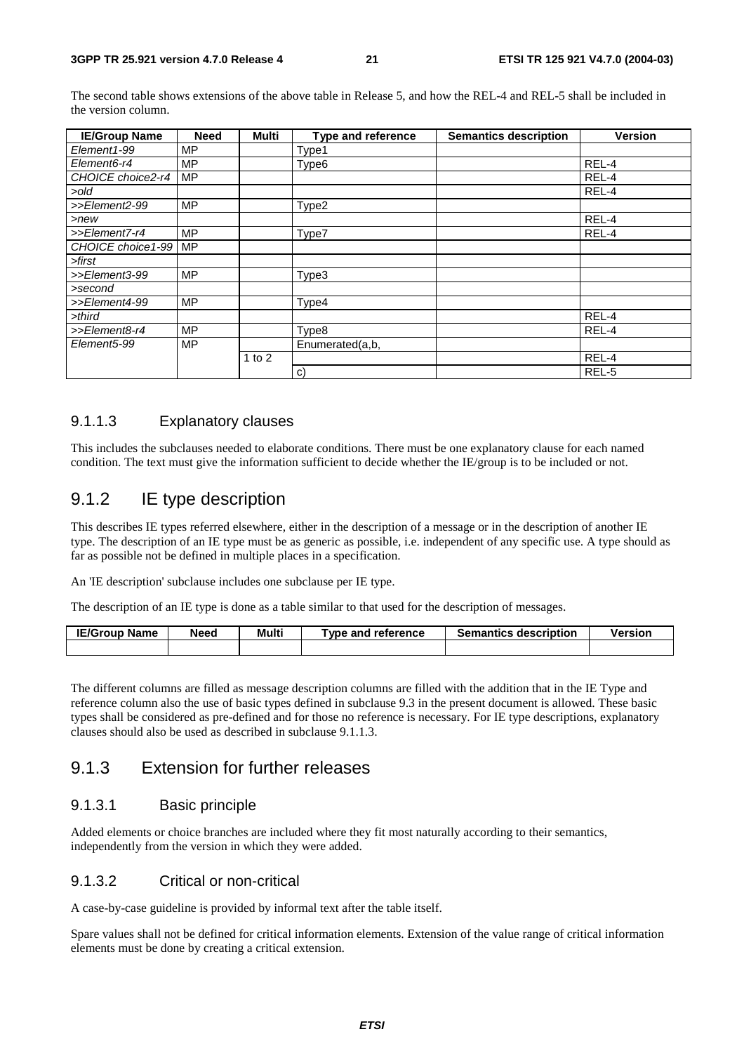The second table shows extensions of the above table in Release 5, and how the REL-4 and REL-5 shall be included in the version column.

| IE/Group Name | Need | Multi | Type and reference | Semantics description | Version |
|---|---|---|---|---|---|
| *Element1-99* | MP | | Type1 | | |
| *Element6-r4* | MP | | Type6 | | REL-4 |
| *CHOICE choice2-r4* | MP | | | | REL-4 |
| *>old* | | | | | REL-4 |
| *>>Element2-99* | MP | | Type2 | | |
| *>new* | | | | | REL-4 |
| *>>Element7-r4* | MP | | Type7 | | REL-4 |
| *CHOICE choice1-99* | MP | | | | |
| *>first* | | | | | |
| *>>Element3-99* | MP | | Type3 | | |
| *>second* | | | | | |
| *>>Element4-99* | MP | | Type4 | | |
| *>third* | | | | | REL-4 |
| *>>Element8-r4* | MP | | Type8 | | REL-4 |
| *Element5-99* | MP | | Enumerated(a,b, | | |
| | | 1 to 2 | | | REL-4 |
| | | | c) | | REL-5 |

### 9.1.1.3 Explanatory clauses

This includes the subclauses needed to elaborate conditions. There must be one explanatory clause for each named condition. The text must give the information sufficient to decide whether the IE/group is to be included or not.

## 9.1.2 IE type description

This describes IE types referred elsewhere, either in the description of a message or in the description of another IE type. The description of an IE type must be as generic as possible, i.e. independent of any specific use. A type should as far as possible not be defined in multiple places in a specification.

An 'IE description' subclause includes one subclause per IE type.

The description of an IE type is done as a table similar to that used for the description of messages.

| IE/Group Name | Need | Multi | Type and reference | Semantics description | Version |
|---|---|---|---|---|---|
| | | | | | |

The different columns are filled as message description columns are filled with the addition that in the IE Type and reference column also the use of basic types defined in subclause 9.3 in the present document is allowed. These basic types shall be considered as pre-defined and for those no reference is necessary. For IE type descriptions, explanatory clauses should also be used as described in subclause 9.1.1.3.

## 9.1.3 Extension for further releases

### 9.1.3.1 Basic principle

Added elements or choice branches are included where they fit most naturally according to their semantics, independently from the version in which they were added.

### 9.1.3.2 Critical or non-critical

A case-by-case guideline is provided by informal text after the table itself.

Spare values shall not be defined for critical information elements. Extension of the value range of critical information elements must be done by creating a critical extension.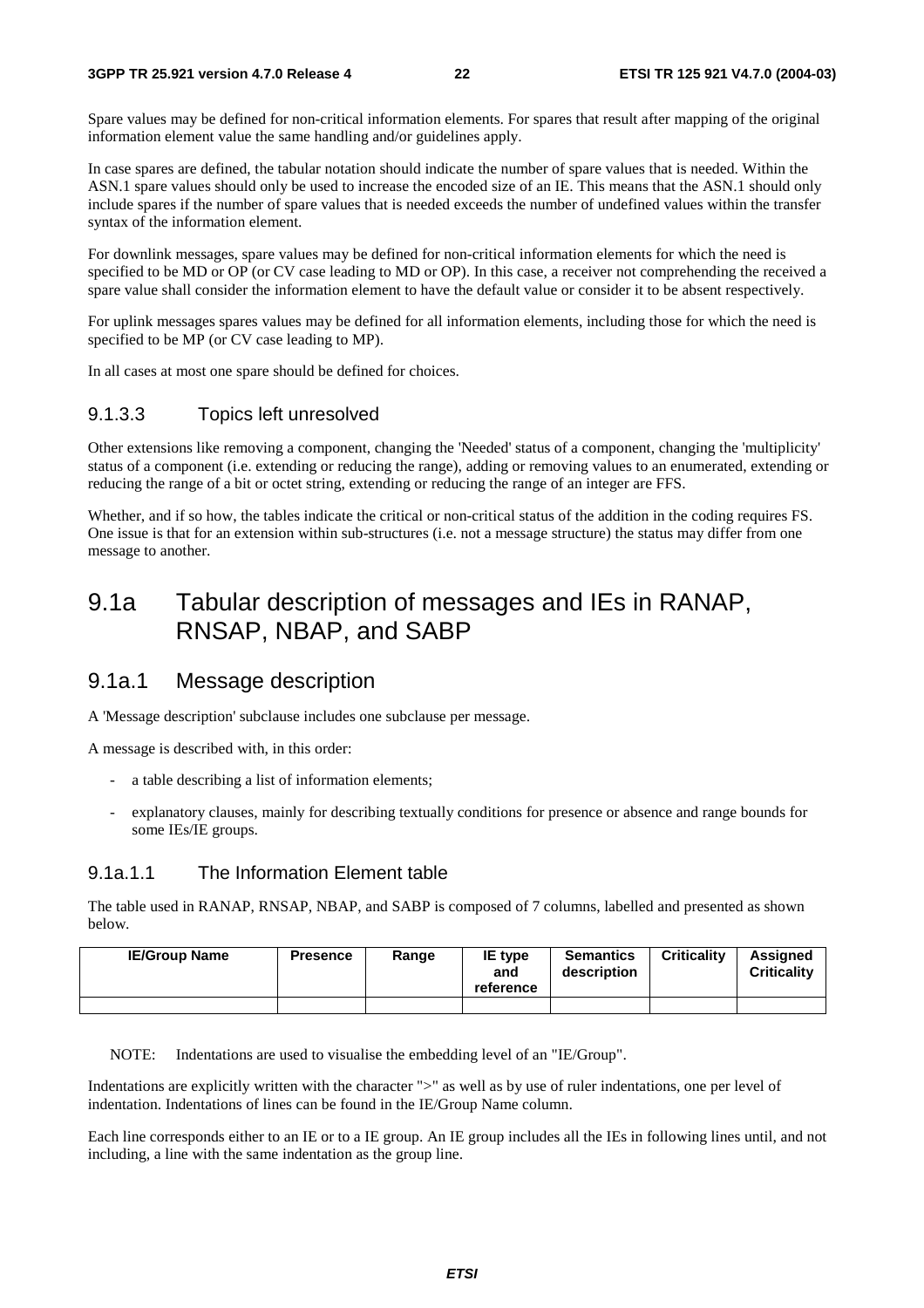Spare values may be defined for non-critical information elements. For spares that result after mapping of the original information element value the same handling and/or guidelines apply.

In case spares are defined, the tabular notation should indicate the number of spare values that is needed. Within the ASN.1 spare values should only be used to increase the encoded size of an IE. This means that the ASN.1 should only include spares if the number of spare values that is needed exceeds the number of undefined values within the transfer syntax of the information element.

For downlink messages, spare values may be defined for non-critical information elements for which the need is specified to be MD or OP (or CV case leading to MD or OP). In this case, a receiver not comprehending the received a spare value shall consider the information element to have the default value or consider it to be absent respectively.

For uplink messages spares values may be defined for all information elements, including those for which the need is specified to be MP (or CV case leading to MP).

In all cases at most one spare should be defined for choices.

### 9.1.3.3 Topics left unresolved

Other extensions like removing a component, changing the 'Needed' status of a component, changing the 'multiplicity' status of a component (i.e. extending or reducing the range), adding or removing values to an enumerated, extending or reducing the range of a bit or octet string, extending or reducing the range of an integer are FFS.

Whether, and if so how, the tables indicate the critical or non-critical status of the addition in the coding requires FS. One issue is that for an extension within sub-structures (i.e. not a message structure) the status may differ from one message to another.

# 9.1a Tabular description of messages and IEs in RANAP, RNSAP, NBAP, and SABP

## 9.1a.1 Message description

A 'Message description' subclause includes one subclause per message.

A message is described with, in this order:

- a table describing a list of information elements;
- explanatory clauses, mainly for describing textually conditions for presence or absence and range bounds for some IEs/IE groups.

### 9.1a.1.1 The Information Element table

The table used in RANAP, RNSAP, NBAP, and SABP is composed of 7 columns, labelled and presented as shown below.

| IE/Group Name | Presence | Range | IE type and reference | Semantics description | Criticality | Assigned Criticality |
|---|---|---|---|---|---|---|
| | | | | | | |

NOTE: Indentations are used to visualise the embedding level of an "IE/Group".

Indentations are explicitly written with the character ">" as well as by use of ruler indentations, one per level of indentation. Indentations of lines can be found in the IE/Group Name column.

Each line corresponds either to an IE or to a IE group. An IE group includes all the IEs in following lines until, and not including, a line with the same indentation as the group line.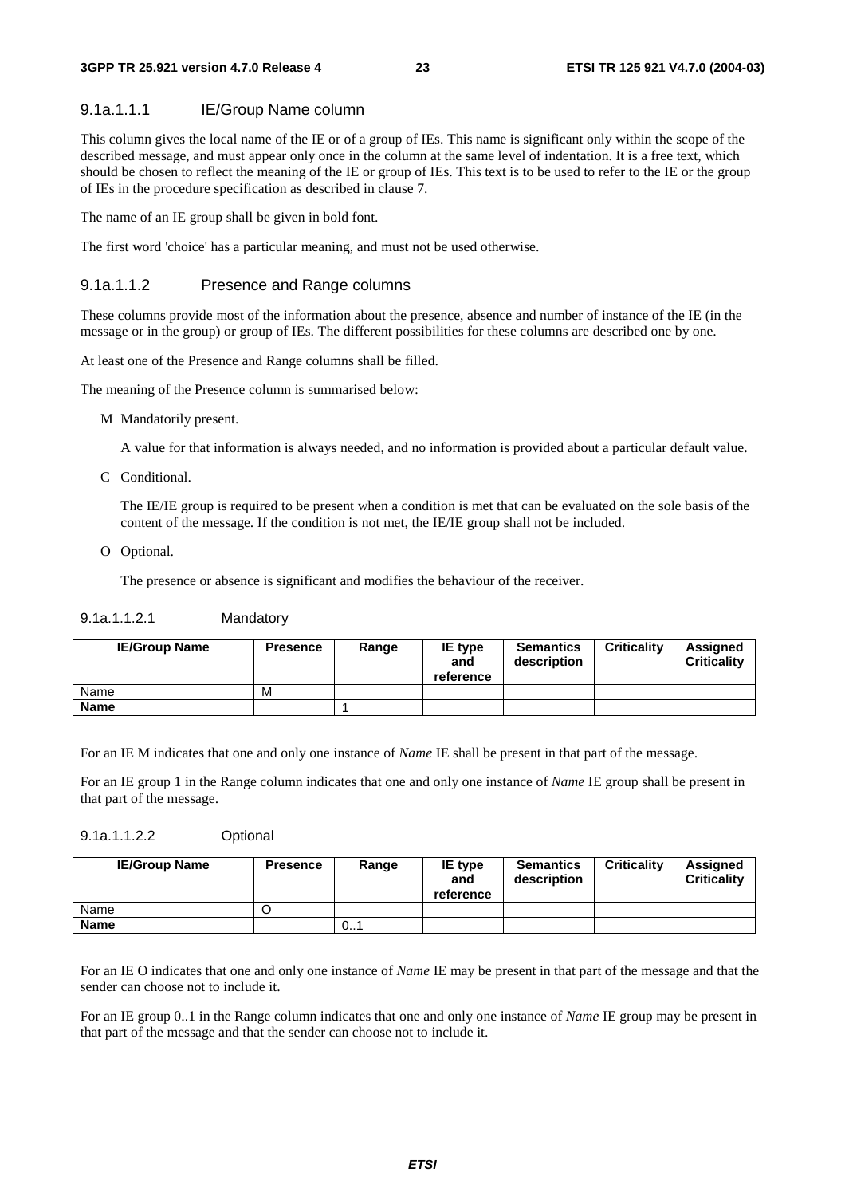##### 9.1a.1.1.1 IE/Group Name column

This column gives the local name of the IE or of a group of IEs. This name is significant only within the scope of the described message, and must appear only once in the column at the same level of indentation. It is a free text, which should be chosen to reflect the meaning of the IE or group of IEs. This text is to be used to refer to the IE or the group of IEs in the procedure specification as described in clause 7.

The name of an IE group shall be given in bold font.

The first word 'choice' has a particular meaning, and must not be used otherwise.

##### 9.1a.1.1.2 Presence and Range columns

These columns provide most of the information about the presence, absence and number of instance of the IE (in the message or in the group) or group of IEs. The different possibilities for these columns are described one by one.

At least one of the Presence and Range columns shall be filled.

The meaning of the Presence column is summarised below:

M Mandatorily present.

A value for that information is always needed, and no information is provided about a particular default value.

C Conditional.

The IE/IE group is required to be present when a condition is met that can be evaluated on the sole basis of the content of the message. If the condition is not met, the IE/IE group shall not be included.

O Optional.

The presence or absence is significant and modifies the behaviour of the receiver.

###### 9.1a.1.1.2.1 Mandatory

| IE/Group Name | Presence | Range | IE type and reference | Semantics description | Criticality | Assigned Criticality |
|---|---|---|---|---|---|---|
| Name | M | | | | | |
| **Name** | | 1 | | | | |

For an IE M indicates that one and only one instance of *Name* IE shall be present in that part of the message.

For an IE group 1 in the Range column indicates that one and only one instance of *Name* IE group shall be present in that part of the message.

###### 9.1a.1.1.2.2 Optional

| IE/Group Name | Presence | Range | IE type and reference | Semantics description | Criticality | Assigned Criticality |
|---|---|---|---|---|---|---|
| Name | O | | | | | |
| **Name** | | 0..1 | | | | |

For an IE O indicates that one and only one instance of *Name* IE may be present in that part of the message and that the sender can choose not to include it.

For an IE group 0..1 in the Range column indicates that one and only one instance of *Name* IE group may be present in that part of the message and that the sender can choose not to include it.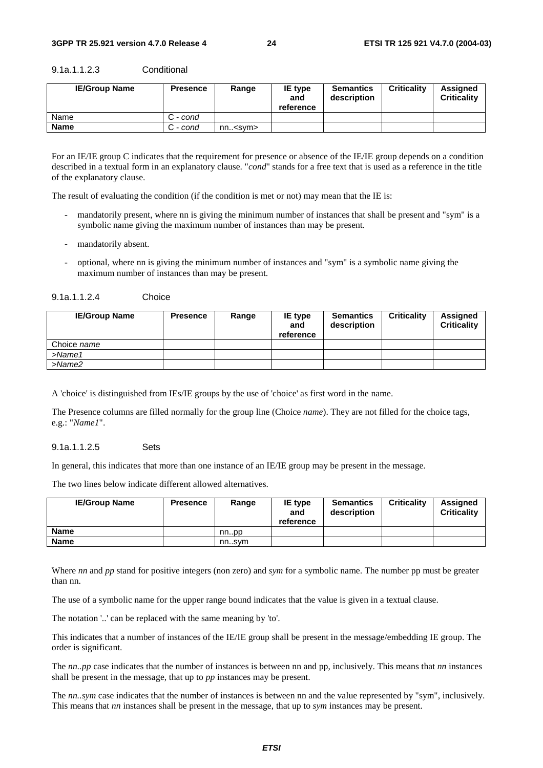##### 9.1a.1.1.2.3 Conditional

| IE/Group Name | Presence | Range | IE type and reference | Semantics description | Criticality | Assigned Criticality |
|---|---|---|---|---|---|---|
| Name | C - *cond* | | | | | |
| **Name** | C - *cond* | nn..<sym> | | | | |

For an IE/IE group C indicates that the requirement for presence or absence of the IE/IE group depends on a condition described in a textual form in an explanatory clause. "*cond*" stands for a free text that is used as a reference in the title of the explanatory clause.

The result of evaluating the condition (if the condition is met or not) may mean that the IE is:

- mandatorily present, where nn is giving the minimum number of instances that shall be present and "sym" is a symbolic name giving the maximum number of instances than may be present.
- mandatorily absent.
- optional, where nn is giving the minimum number of instances and "sym" is a symbolic name giving the maximum number of instances than may be present.

##### 9.1a.1.1.2.4 Choice

| IE/Group Name | Presence | Range | IE type and reference | Semantics description | Criticality | Assigned Criticality |
|---|---|---|---|---|---|---|
| Choice *name* | | | | | | |
| *>Name1* | | | | | | |
| *>Name2* | | | | | | |

A 'choice' is distinguished from IEs/IE groups by the use of 'choice' as first word in the name.

The Presence columns are filled normally for the group line (Choice *name*). They are not filled for the choice tags, e.g.: "*Name1*".

##### 9.1a.1.1.2.5 Sets

In general, this indicates that more than one instance of an IE/IE group may be present in the message.

The two lines below indicate different allowed alternatives.

| IE/Group Name | Presence | Range | IE type and reference | Semantics description | Criticality | Assigned Criticality |
|---|---|---|---|---|---|---|
| **Name** | | nn..pp | | | | |
| **Name** | | nn..sym | | | | |

Where *nn* and *pp* stand for positive integers (non zero) and *sym* for a symbolic name. The number pp must be greater than nn.

The use of a symbolic name for the upper range bound indicates that the value is given in a textual clause.

The notation '..' can be replaced with the same meaning by 'to'.

This indicates that a number of instances of the IE/IE group shall be present in the message/embedding IE group. The order is significant.

The *nn..pp* case indicates that the number of instances is between nn and pp, inclusively. This means that *nn* instances shall be present in the message, that up to *pp* instances may be present.

The *nn..sym* case indicates that the number of instances is between nn and the value represented by "sym", inclusively. This means that *nn* instances shall be present in the message, that up to *sym* instances may be present.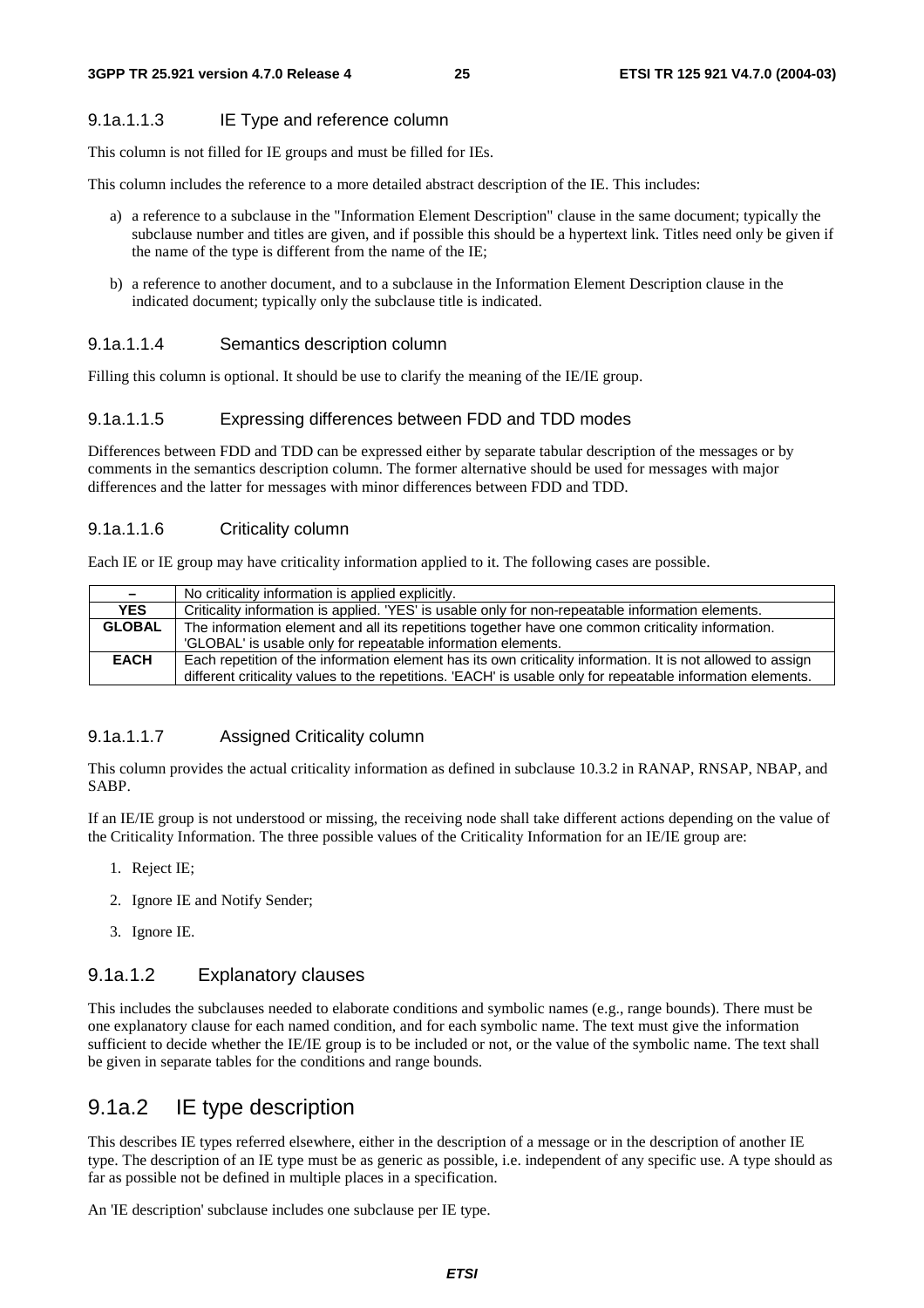##### 9.1a.1.1.3 IE Type and reference column

This column is not filled for IE groups and must be filled for IEs.

This column includes the reference to a more detailed abstract description of the IE. This includes:

a) a reference to a subclause in the "Information Element Description" clause in the same document; typically the subclause number and titles are given, and if possible this should be a hypertext link. Titles need only be given if the name of the type is different from the name of the IE;

b) a reference to another document, and to a subclause in the Information Element Description clause in the indicated document; typically only the subclause title is indicated.

##### 9.1a.1.1.4 Semantics description column

Filling this column is optional. It should be use to clarify the meaning of the IE/IE group.

##### 9.1a.1.1.5 Expressing differences between FDD and TDD modes

Differences between FDD and TDD can be expressed either by separate tabular description of the messages or by comments in the semantics description column. The former alternative should be used for messages with major differences and the latter for messages with minor differences between FDD and TDD.

##### 9.1a.1.1.6 Criticality column

Each IE or IE group may have criticality information applied to it. The following cases are possible.

| – | No criticality information is applied explicitly. |
|---|---|
| **YES** | Criticality information is applied. 'YES' is usable only for non-repeatable information elements. |
| **GLOBAL** | The information element and all its repetitions together have one common criticality information. 'GLOBAL' is usable only for repeatable information elements. |
| **EACH** | Each repetition of the information element has its own criticality information. It is not allowed to assign different criticality values to the repetitions. 'EACH' is usable only for repeatable information elements. |

##### 9.1a.1.1.7 Assigned Criticality column

This column provides the actual criticality information as defined in subclause 10.3.2 in RANAP, RNSAP, NBAP, and SABP.

If an IE/IE group is not understood or missing, the receiving node shall take different actions depending on the value of the Criticality Information. The three possible values of the Criticality Information for an IE/IE group are:

1. Reject IE;
2. Ignore IE and Notify Sender;
3. Ignore IE.

#### 9.1a.1.2 Explanatory clauses

This includes the subclauses needed to elaborate conditions and symbolic names (e.g., range bounds). There must be one explanatory clause for each named condition, and for each symbolic name. The text must give the information sufficient to decide whether the IE/IE group is to be included or not, or the value of the symbolic name. The text shall be given in separate tables for the conditions and range bounds.

### 9.1a.2 IE type description

This describes IE types referred elsewhere, either in the description of a message or in the description of another IE type. The description of an IE type must be as generic as possible, i.e. independent of any specific use. A type should as far as possible not be defined in multiple places in a specification.

An 'IE description' subclause includes one subclause per IE type.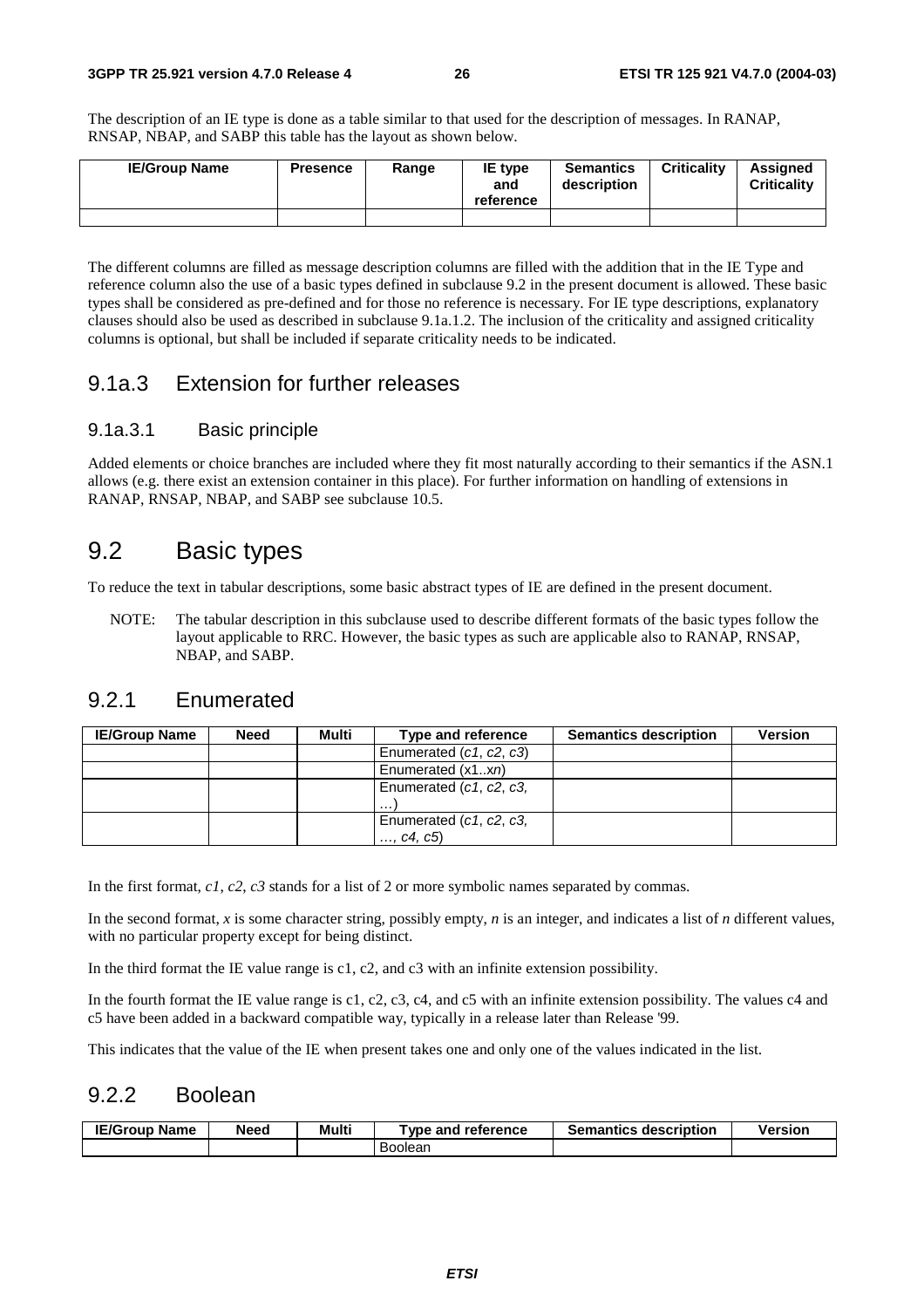The description of an IE type is done as a table similar to that used for the description of messages. In RANAP, RNSAP, NBAP, and SABP this table has the layout as shown below.

| IE/Group Name | Presence | Range | IE type and reference | Semantics description | Criticality | Assigned Criticality |
|---|---|---|---|---|---|---|
| | | | | | | |

The different columns are filled as message description columns are filled with the addition that in the IE Type and reference column also the use of a basic types defined in subclause 9.2 in the present document is allowed. These basic types shall be considered as pre-defined and for those no reference is necessary. For IE type descriptions, explanatory clauses should also be used as described in subclause 9.1a.1.2. The inclusion of the criticality and assigned criticality columns is optional, but shall be included if separate criticality needs to be indicated.

### 9.1a.3 Extension for further releases

#### 9.1a.3.1 Basic principle

Added elements or choice branches are included where they fit most naturally according to their semantics if the ASN.1 allows (e.g. there exist an extension container in this place). For further information on handling of extensions in RANAP, RNSAP, NBAP, and SABP see subclause 10.5.

## 9.2 Basic types

To reduce the text in tabular descriptions, some basic abstract types of IE are defined in the present document.

NOTE: The tabular description in this subclause used to describe different formats of the basic types follow the layout applicable to RRC. However, the basic types as such are applicable also to RANAP, RNSAP, NBAP, and SABP.

### 9.2.1 Enumerated

| IE/Group Name | Need | Multi | Type and reference | Semantics description | Version |
|---|---|---|---|---|---|
| | | | Enumerated (*c1*, *c2*, *c3*) | | |
| | | | Enumerated (x1..*xn*) | | |
| | | | Enumerated (*c1*, *c2*, *c3*, …) | | |
| | | | Enumerated (*c1*, *c2*, *c3*, …, *c4*, *c5*) | | |

In the first format, *c1*, *c2*, *c3* stands for a list of 2 or more symbolic names separated by commas.

In the second format, *x* is some character string, possibly empty, *n* is an integer, and indicates a list of *n* different values, with no particular property except for being distinct.

In the third format the IE value range is c1, c2, and c3 with an infinite extension possibility.

In the fourth format the IE value range is c1, c2, c3, c4, and c5 with an infinite extension possibility. The values c4 and c5 have been added in a backward compatible way, typically in a release later than Release '99.

This indicates that the value of the IE when present takes one and only one of the values indicated in the list.

### 9.2.2 Boolean

| IE/Group Name | Need | Multi | Type and reference | Semantics description | Version |
|---|---|---|---|---|---|
| | | | Boolean | | |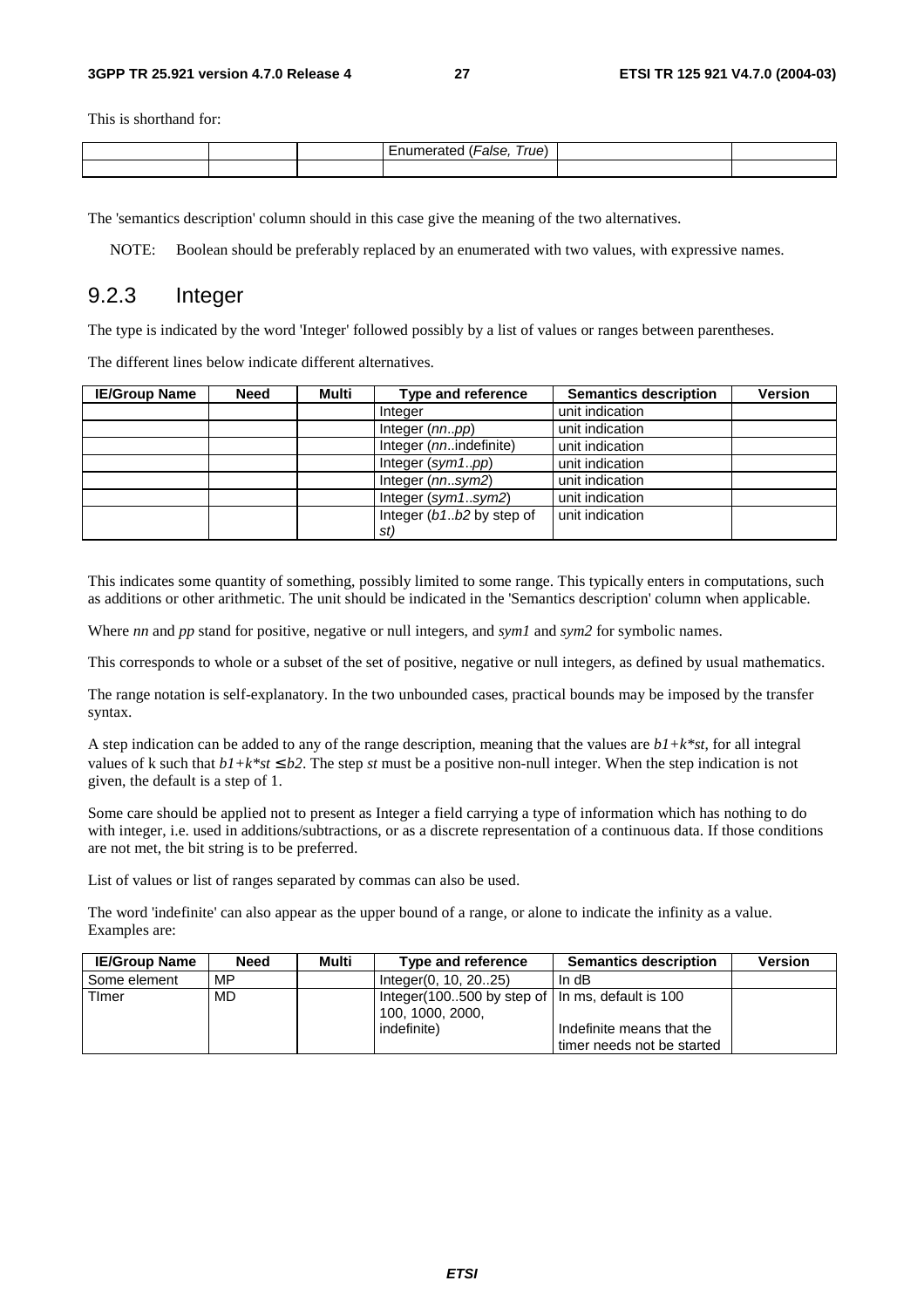This is shorthand for:

| | | | Enumerated (*False, True*) | | |
|---|---|---|---|---|---|
| | | | | | |

The 'semantics description' column should in this case give the meaning of the two alternatives.

NOTE: Boolean should be preferably replaced by an enumerated with two values, with expressive names.

### 9.2.3 Integer

The type is indicated by the word 'Integer' followed possibly by a list of values or ranges between parentheses.

The different lines below indicate different alternatives.

| IE/Group Name | Need | Multi | Type and reference | Semantics description | Version |
|---|---|---|---|---|---|
| | | | Integer | unit indication | |
| | | | Integer (*nn..pp*) | unit indication | |
| | | | Integer (*nn*..indefinite) | unit indication | |
| | | | Integer (*sym1..pp*) | unit indication | |
| | | | Integer (*nn..sym2*) | unit indication | |
| | | | Integer (*sym1..sym2*) | unit indication | |
| | | | Integer (*b1..b2* by step of *st)* | unit indication | |

This indicates some quantity of something, possibly limited to some range. This typically enters in computations, such as additions or other arithmetic. The unit should be indicated in the 'Semantics description' column when applicable.

Where *nn* and *pp* stand for positive, negative or null integers, and *sym1* and *sym2* for symbolic names.

This corresponds to whole or a subset of the set of positive, negative or null integers, as defined by usual mathematics.

The range notation is self-explanatory. In the two unbounded cases, practical bounds may be imposed by the transfer syntax.

A step indication can be added to any of the range description, meaning that the values are $b1+k*st$, for all integral values of k such that $b1+k*st \leq b2$. The step *st* must be a positive non-null integer. When the step indication is not given, the default is a step of 1.

Some care should be applied not to present as Integer a field carrying a type of information which has nothing to do with integer, i.e. used in additions/subtractions, or as a discrete representation of a continuous data. If those conditions are not met, the bit string is to be preferred.

List of values or list of ranges separated by commas can also be used.

The word 'indefinite' can also appear as the upper bound of a range, or alone to indicate the infinity as a value. Examples are:

| IE/Group Name | Need | Multi | Type and reference | Semantics description | Version |
|---|---|---|---|---|---|
| Some element | MP | | Integer(0, 10, 20..25) | In dB | |
| TImer | MD | | Integer(100..500 by step of 100, 1000, 2000, indefinite) | In ms, default is 100<br><br>Indefinite means that the timer needs not be started | |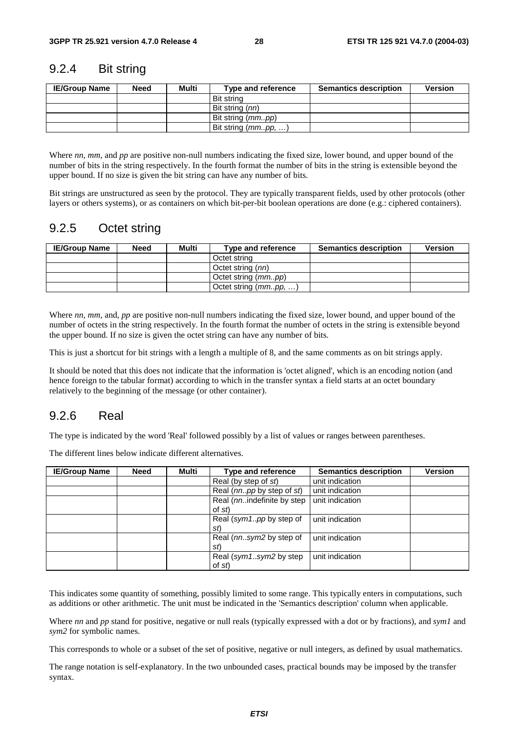### 9.2.4 Bit string

| IE/Group Name | Need | Multi | Type and reference | Semantics description | Version |
|---|---|---|---|---|---|
| | | | Bit string | | |
| | | | Bit string (*nn*) | | |
| | | | Bit string (*mm..pp*) | | |
| | | | Bit string (*mm..pp, …*) | | |

Where *nn*, *mm*, and *pp* are positive non-null numbers indicating the fixed size, lower bound, and upper bound of the number of bits in the string respectively. In the fourth format the number of bits in the string is extensible beyond the upper bound. If no size is given the bit string can have any number of bits.

Bit strings are unstructured as seen by the protocol. They are typically transparent fields, used by other protocols (other layers or others systems), or as containers on which bit-per-bit boolean operations are done (e.g.: ciphered containers).

### 9.2.5 Octet string

| IE/Group Name | Need | Multi | Type and reference | Semantics description | Version |
|---|---|---|---|---|---|
| | | | Octet string | | |
| | | | Octet string (*nn*) | | |
| | | | Octet string (*mm..pp*) | | |
| | | | Octet string (*mm..pp, …*) | | |

Where *nn*, *mm*, and, *pp* are positive non-null numbers indicating the fixed size, lower bound, and upper bound of the number of octets in the string respectively. In the fourth format the number of octets in the string is extensible beyond the upper bound. If no size is given the octet string can have any number of bits.

This is just a shortcut for bit strings with a length a multiple of 8, and the same comments as on bit strings apply.

It should be noted that this does not indicate that the information is 'octet aligned', which is an encoding notion (and hence foreign to the tabular format) according to which in the transfer syntax a field starts at an octet boundary relatively to the beginning of the message (or other container).

### 9.2.6 Real

The type is indicated by the word 'Real' followed possibly by a list of values or ranges between parentheses.

The different lines below indicate different alternatives.

| IE/Group Name | Need | Multi | Type and reference | Semantics description | Version |
|---|---|---|---|---|---|
| | | | Real (by step of *st*) | unit indication | |
| | | | Real (*nn..pp* by step of *st*) | unit indication | |
| | | | Real (*nn..*indefinite by step of *st*) | unit indication | |
| | | | Real (*sym1..pp* by step of *st*) | unit indication | |
| | | | Real (*nn..sym2* by step of *st*) | unit indication | |
| | | | Real (*sym1..sym2* by step of *st*) | unit indication | |

This indicates some quantity of something, possibly limited to some range. This typically enters in computations, such as additions or other arithmetic. The unit must be indicated in the 'Semantics description' column when applicable.

Where *nn* and *pp* stand for positive, negative or null reals (typically expressed with a dot or by fractions), and *sym1* and *sym2* for symbolic names.

This corresponds to whole or a subset of the set of positive, negative or null integers, as defined by usual mathematics.

The range notation is self-explanatory. In the two unbounded cases, practical bounds may be imposed by the transfer syntax.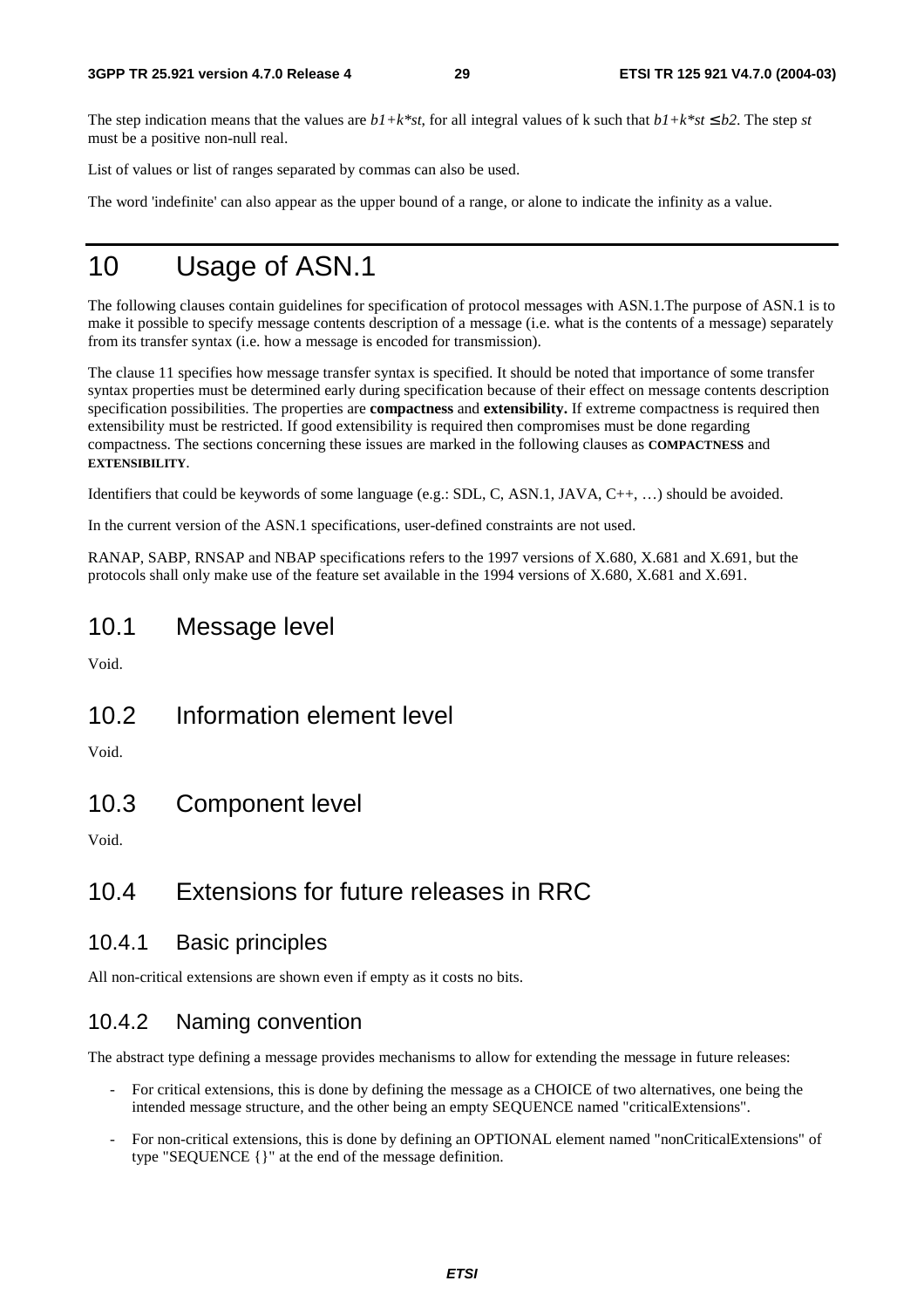The step indication means that the values are $b1+k*st$, for all integral values of k such that $b1+k*st \leq b2$. The step *st* must be a positive non-null real.

List of values or list of ranges separated by commas can also be used.

The word 'indefinite' can also appear as the upper bound of a range, or alone to indicate the infinity as a value.

# 10 Usage of ASN.1

The following clauses contain guidelines for specification of protocol messages with ASN.1.The purpose of ASN.1 is to make it possible to specify message contents description of a message (i.e. what is the contents of a message) separately from its transfer syntax (i.e. how a message is encoded for transmission).

The clause 11 specifies how message transfer syntax is specified. It should be noted that importance of some transfer syntax properties must be determined early during specification because of their effect on message contents description specification possibilities. The properties are **compactness** and **extensibility.** If extreme compactness is required then extensibility must be restricted. If good extensibility is required then compromises must be done regarding compactness. The sections concerning these issues are marked in the following clauses as **COMPACTNESS** and **EXTENSIBILITY**.

Identifiers that could be keywords of some language (e.g.: SDL, C, ASN.1, JAVA, C++, …) should be avoided.

In the current version of the ASN.1 specifications, user-defined constraints are not used.

RANAP, SABP, RNSAP and NBAP specifications refers to the 1997 versions of X.680, X.681 and X.691, but the protocols shall only make use of the feature set available in the 1994 versions of X.680, X.681 and X.691.

## 10.1 Message level

Void.

## 10.2 Information element level

Void.

## 10.3 Component level

Void.

## 10.4 Extensions for future releases in RRC

### 10.4.1 Basic principles

All non-critical extensions are shown even if empty as it costs no bits.

### 10.4.2 Naming convention

The abstract type defining a message provides mechanisms to allow for extending the message in future releases:

- For critical extensions, this is done by defining the message as a CHOICE of two alternatives, one being the intended message structure, and the other being an empty SEQUENCE named "criticalExtensions".
- For non-critical extensions, this is done by defining an OPTIONAL element named "nonCriticalExtensions" of type "SEQUENCE {}" at the end of the message definition.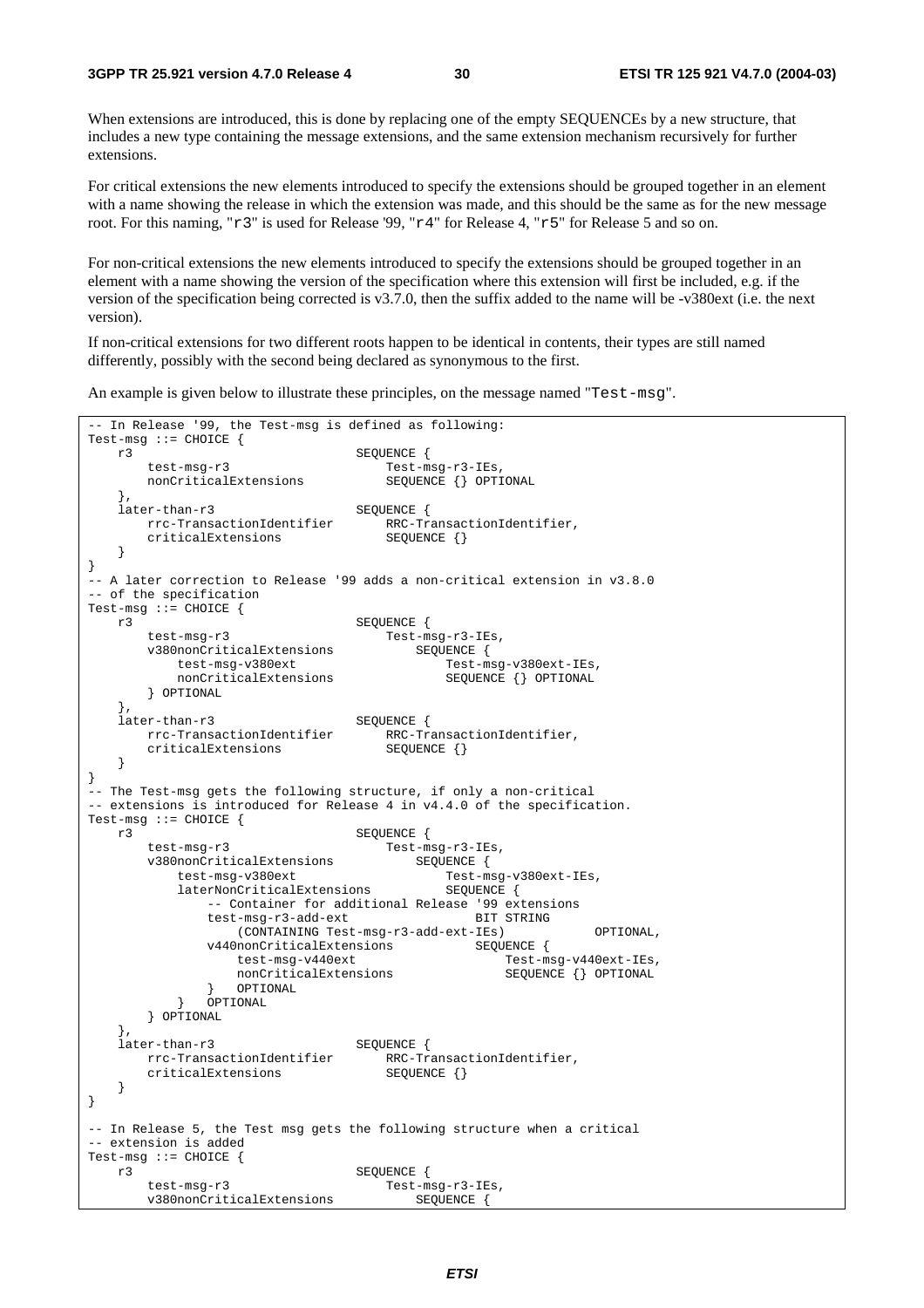When extensions are introduced, this is done by replacing one of the empty SEQUENCEs by a new structure, that includes a new type containing the message extensions, and the same extension mechanism recursively for further extensions.

For critical extensions the new elements introduced to specify the extensions should be grouped together in an element with a name showing the release in which the extension was made, and this should be the same as for the new message root. For this naming, "r3" is used for Release '99, "r4" for Release 4, "r5" for Release 5 and so on.

For non-critical extensions the new elements introduced to specify the extensions should be grouped together in an element with a name showing the version of the specification where this extension will first be included, e.g. if the version of the specification being corrected is v3.7.0, then the suffix added to the name will be -v380ext (i.e. the next version).

If non-critical extensions for two different roots happen to be identical in contents, their types are still named differently, possibly with the second being declared as synonymous to the first.

An example is given below to illustrate these principles, on the message named "Test-msg".

```
-- In Release '99, the Test-msg is defined as following:
Test-msg ::= CHOICE {
    r3                              SEQUENCE {
        test-msg-r3                     Test-msg-r3-IEs,
        nonCriticalExtensions           SEQUENCE {} OPTIONAL
    },
    later-than-r3                   SEQUENCE {
        rrc-TransactionIdentifier       RRC-TransactionIdentifier,
        criticalExtensions              SEQUENCE {}
    }
}
-- A later correction to Release '99 adds a non-critical extension in v3.8.0
-- of the specification
Test-msg ::= CHOICE {
    r3                              SEQUENCE {
        test-msg-r3                     Test-msg-r3-IEs,
        v380nonCriticalExtensions           SEQUENCE {
            test-msg-v380ext                    Test-msg-v380ext-IEs,
            nonCriticalExtensions               SEQUENCE {} OPTIONAL
        } OPTIONAL
    },
    later-than-r3                   SEQUENCE {
        rrc-TransactionIdentifier       RRC-TransactionIdentifier,
        criticalExtensions              SEQUENCE {}
    }
}
-- The Test-msg gets the following structure, if only a non-critical
-- extensions is introduced for Release 4 in v4.4.0 of the specification.
Test-msg ::= CHOICE {
    r3                              SEQUENCE {
        test-msg-r3                     Test-msg-r3-IEs,
        v380nonCriticalExtensions           SEQUENCE {
            test-msg-v380ext                    Test-msg-v380ext-IEs,
            laterNonCriticalExtensions          SEQUENCE {
                -- Container for additional Release '99 extensions
                test-msg-r3-add-ext                 BIT STRING
                    (CONTAINING Test-msg-r3-add-ext-IEs)            OPTIONAL,
                v440nonCriticalExtensions           SEQUENCE {
                    test-msg-v440ext                    Test-msg-v440ext-IEs,
                    nonCriticalExtensions               SEQUENCE {} OPTIONAL
                }   OPTIONAL
            }   OPTIONAL
        } OPTIONAL
    },
    later-than-r3                   SEQUENCE {
        rrc-TransactionIdentifier       RRC-TransactionIdentifier,
        criticalExtensions              SEQUENCE {}
    }
}

-- In Release 5, the Test msg gets the following structure when a critical
-- extension is added
Test-msg ::= CHOICE {
    r3                              SEQUENCE {
        test-msg-r3                     Test-msg-r3-IEs,
        v380nonCriticalExtensions           SEQUENCE {
```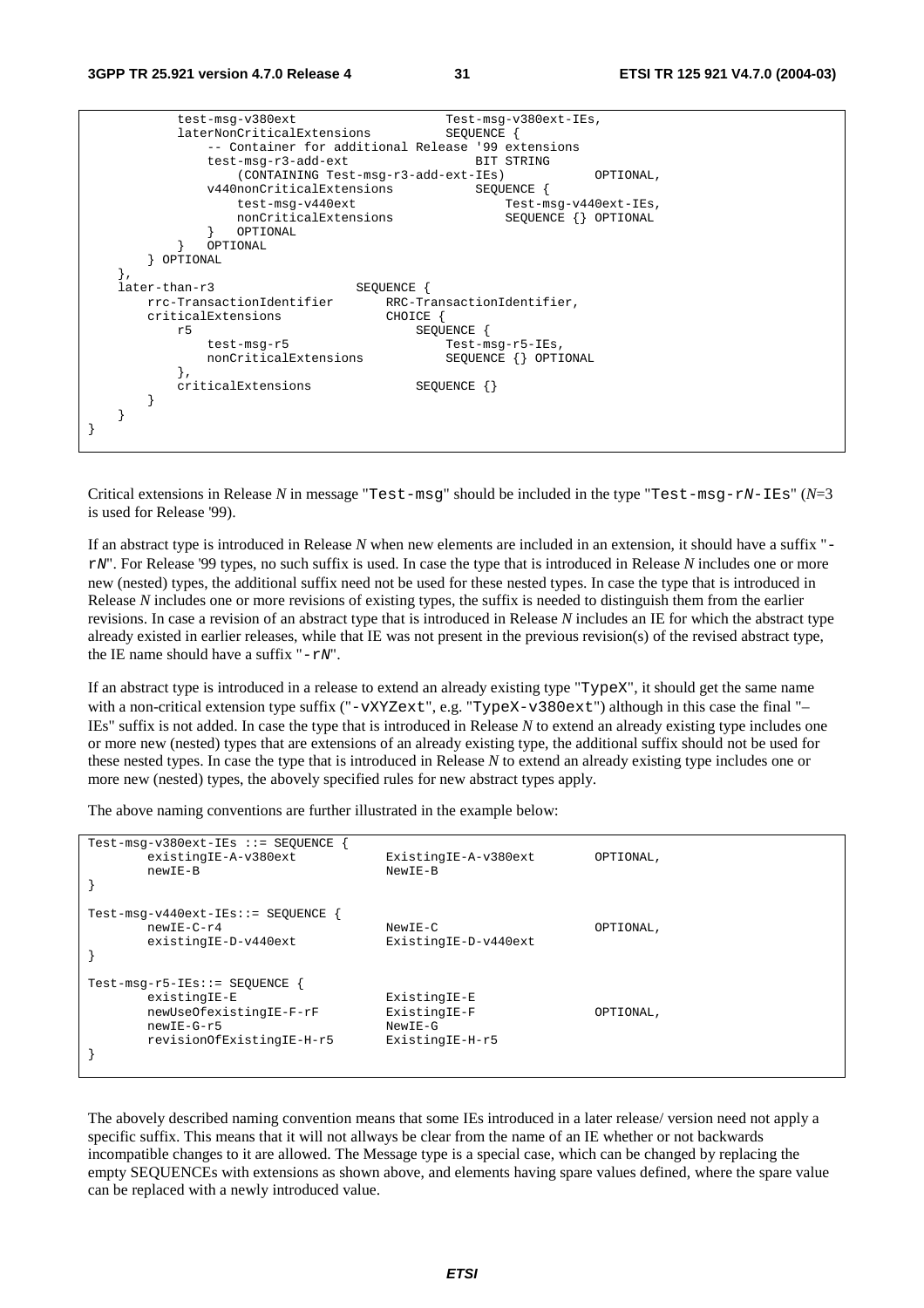```
            test-msg-v380ext                       Test-msg-v380ext-IEs,
            laterNonCriticalExtensions          SEQUENCE {
                -- Container for additional Release '99 extensions
                test-msg-r3-add-ext                 BIT STRING
                    (CONTAINING Test-msg-r3-add-ext-IEs)            OPTIONAL,
                v440nonCriticalExtensions           SEQUENCE {
                    test-msg-v440ext                    Test-msg-v440ext-IEs,
                    nonCriticalExtensions               SEQUENCE {} OPTIONAL
                }   OPTIONAL
            }   OPTIONAL
        } OPTIONAL
    },
    later-than-r3                   SEQUENCE {
        rrc-TransactionIdentifier       RRC-TransactionIdentifier,
        criticalExtensions              CHOICE {
            r5                              SEQUENCE {
                test-msg-r5                     Test-msg-r5-IEs,
                nonCriticalExtensions           SEQUENCE {} OPTIONAL
            },
            criticalExtensions              SEQUENCE {}
        }
    }
}
```

Critical extensions in Release *N* in message "Test-msg" should be included in the type "Test-msg-r*N*-IEs" (*N*=3 is used for Release '99).

If an abstract type is introduced in Release *N* when new elements are included in an extension, it should have a suffix "-r*N*". For Release '99 types, no such suffix is used. In case the type that is introduced in Release *N* includes one or more new (nested) types, the additional suffix need not be used for these nested types. In case the type that is introduced in Release *N* includes one or more revisions of existing types, the suffix is needed to distinguish them from the earlier revisions. In case a revision of an abstract type that is introduced in Release *N* includes an IE for which the abstract type already existed in earlier releases, while that IE was not present in the previous revision(s) of the revised abstract type, the IE name should have a suffix "-r*N*".

If an abstract type is introduced in a release to extend an already existing type "TypeX", it should get the same name with a non-critical extension type suffix ("-vXYZext", e.g. "TypeX-v380ext") although in this case the final "–IEs" suffix is not added. In case the type that is introduced in Release *N* to extend an already existing type includes one or more new (nested) types that are extensions of an already existing type, the additional suffix should not be used for these nested types. In case the type that is introduced in Release *N* to extend an already existing type includes one or more new (nested) types, the abovely specified rules for new abstract types apply.

The above naming conventions are further illustrated in the example below:

```
Test-msg-v380ext-IEs ::= SEQUENCE {
        existingIE-A-v380ext            ExistingIE-A-v380ext        OPTIONAL,
        newIE-B                         NewIE-B
}

Test-msg-v440ext-IEs::= SEQUENCE {
        newIE-C-r4                      NewIE-C                     OPTIONAL,
        existingIE-D-v440ext            ExistingIE-D-v440ext
}

Test-msg-r5-IEs::= SEQUENCE {
        existingIE-E                    ExistingIE-E
        newUseOfexistingIE-F-rF         ExistingIE-F                OPTIONAL,
        newIE-G-r5                      NewIE-G
        revisionOfExistingIE-H-r5       ExistingIE-H-r5
}
```

The abovely described naming convention means that some IEs introduced in a later release/ version need not apply a specific suffix. This means that it will not allways be clear from the name of an IE whether or not backwards incompatible changes to it are allowed. The Message type is a special case, which can be changed by replacing the empty SEQUENCEs with extensions as shown above, and elements having spare values defined, where the spare value can be replaced with a newly introduced value.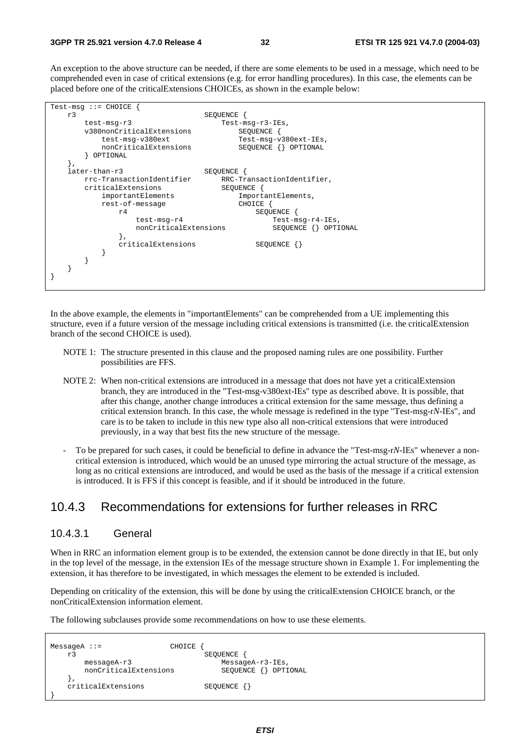An exception to the above structure can be needed, if there are some elements to be used in a message, which need to be comprehended even in case of critical extensions (e.g. for error handling procedures). In this case, the elements can be placed before one of the criticalExtensions CHOICEs, as shown in the example below:

```
Test-msg ::= CHOICE {
    r3                              SEQUENCE {
        test-msg-r3                     Test-msg-r3-IEs,
        v380nonCriticalExtensions           SEQUENCE {
            test-msg-v380ext                Test-msg-v380ext-IEs,
            nonCriticalExtensions           SEQUENCE {} OPTIONAL
        } OPTIONAL
    },
    later-than-r3                   SEQUENCE {
        rrc-TransactionIdentifier       RRC-TransactionIdentifier,
        criticalExtensions              SEQUENCE {
            importantElements               ImportantElements,
            rest-of-message                 CHOICE {
                r4                              SEQUENCE {
                    test-msg-r4                     Test-msg-r4-IEs,
                    nonCriticalExtensions           SEQUENCE {} OPTIONAL
                },
                criticalExtensions              SEQUENCE {}
            }
        }
    }
}
```

In the above example, the elements in "importantElements" can be comprehended from a UE implementing this structure, even if a future version of the message including critical extensions is transmitted (i.e. the criticalExtension branch of the second CHOICE is used).

NOTE 1: The structure presented in this clause and the proposed naming rules are one possibility. Further possibilities are FFS.

NOTE 2: When non-critical extensions are introduced in a message that does not have yet a criticalExtension branch, they are introduced in the "Test-msg-v380ext-IEs" type as described above. It is possible, that after this change, another change introduces a critical extension for the same message, thus defining a critical extension branch. In this case, the whole message is redefined in the type "Test-msg-r*N*-IEs", and care is to be taken to include in this new type also all non-critical extensions that were introduced previously, in a way that best fits the new structure of the message.

- To be prepared for such cases, it could be beneficial to define in advance the "Test-msg-r*N*-IEs" whenever a non-critical extension is introduced, which would be an unused type mirroring the actual structure of the message, as long as no critical extensions are introduced, and would be used as the basis of the message if a critical extension is introduced. It is FFS if this concept is feasible, and if it should be introduced in the future.

## 10.4.3 Recommendations for extensions for further releases in RRC

### 10.4.3.1 General

When in RRC an information element group is to be extended, the extension cannot be done directly in that IE, but only in the top level of the message, in the extension IEs of the message structure shown in Example 1. For implementing the extension, it has therefore to be investigated, in which messages the element to be extended is included.

Depending on criticality of the extension, this will be done by using the criticalExtension CHOICE branch, or the nonCriticalExtension information element.

The following subclauses provide some recommendations on how to use these elements.

```
MessageA ::=                CHOICE {
    r3                              SEQUENCE {
        messageA-r3                     MessageA-r3-IEs,
        nonCriticalExtensions           SEQUENCE {} OPTIONAL
    },
    criticalExtensions              SEQUENCE {}
}
```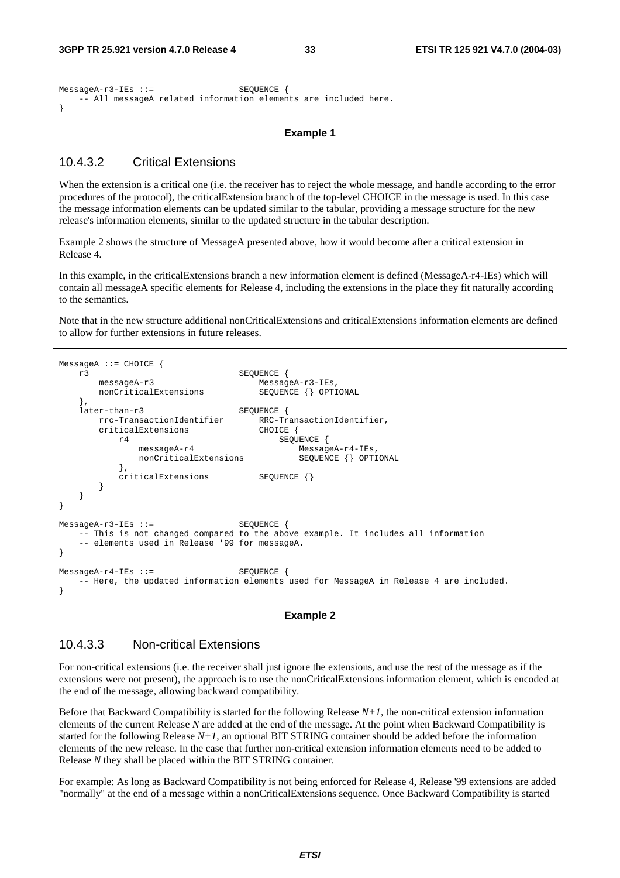```
MessageA-r3-IEs ::=                 SEQUENCE {
    -- All messageA related information elements are included here.
}
```

**Example 1**

### 10.4.3.2 Critical Extensions

When the extension is a critical one (i.e. the receiver has to reject the whole message, and handle according to the error procedures of the protocol), the criticalExtension branch of the top-level CHOICE in the message is used. In this case the message information elements can be updated similar to the tabular, providing a message structure for the new release's information elements, similar to the updated structure in the tabular description.

Example 2 shows the structure of MessageA presented above, how it would become after a critical extension in Release 4.

In this example, in the criticalExtensions branch a new information element is defined (MessageA-r4-IEs) which will contain all messageA specific elements for Release 4, including the extensions in the place they fit naturally according to the semantics.

Note that in the new structure additional nonCriticalExtensions and criticalExtensions information elements are defined to allow for further extensions in future releases.

```
MessageA ::= CHOICE {
    r3                              SEQUENCE {
        messageA-r3                     MessageA-r3-IEs,
        nonCriticalExtensions           SEQUENCE {} OPTIONAL
    },
    later-than-r3                   SEQUENCE {
        rrc-TransactionIdentifier       RRC-TransactionIdentifier,
        criticalExtensions              CHOICE {
            r4                              SEQUENCE {
                messageA-r4                     MessageA-r4-IEs,
                nonCriticalExtensions           SEQUENCE {} OPTIONAL
            },
            criticalExtensions          SEQUENCE {}
        }
    }
}

MessageA-r3-IEs ::=                 SEQUENCE {
    -- This is not changed compared to the above example. It includes all information
    -- elements used in Release '99 for messageA.
}

MessageA-r4-IEs ::=                 SEQUENCE {
    -- Here, the updated information elements used for MessageA in Release 4 are included.
}
```

**Example 2**

### 10.4.3.3 Non-critical Extensions

For non-critical extensions (i.e. the receiver shall just ignore the extensions, and use the rest of the message as if the extensions were not present), the approach is to use the nonCriticalExtensions information element, which is encoded at the end of the message, allowing backward compatibility.

Before that Backward Compatibility is started for the following Release $N+1$, the non-critical extension information elements of the current Release $N$ are added at the end of the message. At the point when Backward Compatibility is started for the following Release $N+1$, an optional BIT STRING container should be added before the information elements of the new release. In the case that further non-critical extension information elements need to be added to Release $N$ they shall be placed within the BIT STRING container.

For example: As long as Backward Compatibility is not being enforced for Release 4, Release '99 extensions are added "normally" at the end of a message within a nonCriticalExtensions sequence. Once Backward Compatibility is started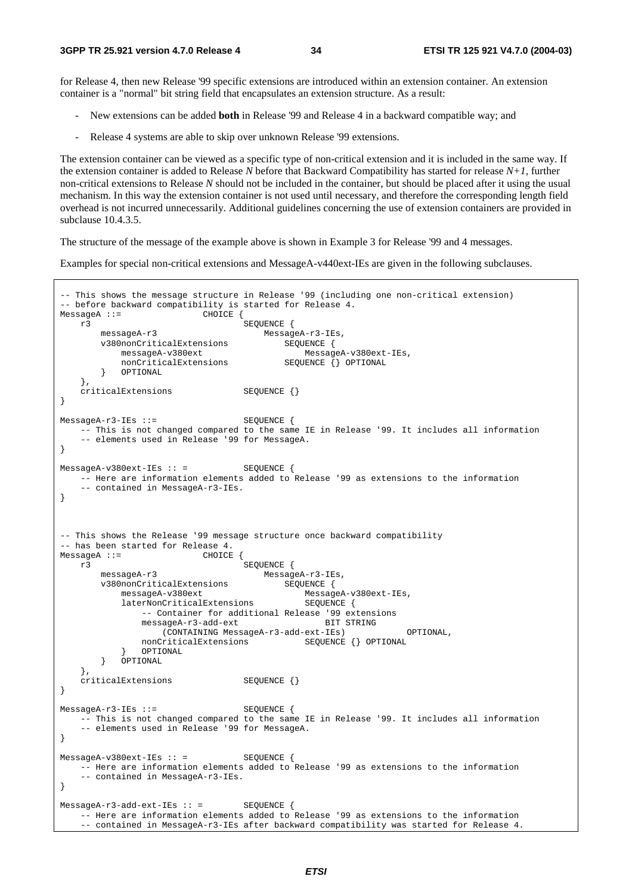for Release 4, then new Release '99 specific extensions are introduced within an extension container. An extension container is a "normal" bit string field that encapsulates an extension structure. As a result:

- New extensions can be added **both** in Release '99 and Release 4 in a backward compatible way; and
- Release 4 systems are able to skip over unknown Release '99 extensions.

The extension container can be viewed as a specific type of non-critical extension and it is included in the same way. If the extension container is added to Release *N* before that Backward Compatibility has started for release *N+1*, further non-critical extensions to Release *N* should not be included in the container, but should be placed after it using the usual mechanism. In this way the extension container is not used until necessary, and therefore the corresponding length field overhead is not incurred unnecessarily. Additional guidelines concerning the use of extension containers are provided in subclause 10.4.3.5.

The structure of the message of the example above is shown in Example 3 for Release '99 and 4 messages.

Examples for special non-critical extensions and MessageA-v440ext-IEs are given in the following subclauses.

```
-- This shows the message structure in Release '99 (including one non-critical extension)
-- before backward compatibility is started for Release 4.
MessageA ::=                CHOICE {
    r3                              SEQUENCE {
        messageA-r3                     MessageA-r3-IEs,
        v380nonCriticalExtensions           SEQUENCE {
            messageA-v380ext                    MessageA-v380ext-IEs,
            nonCriticalExtensions           SEQUENCE {} OPTIONAL
        }   OPTIONAL
    },
    criticalExtensions              SEQUENCE {}
}

MessageA-r3-IEs ::=                 SEQUENCE {
    -- This is not changed compared to the same IE in Release '99. It includes all information
    -- elements used in Release '99 for MessageA.
}

MessageA-v380ext-IEs :: =           SEQUENCE {
    -- Here are information elements added to Release '99 as extensions to the information
    -- contained in MessageA-r3-IEs.
}



-- This shows the Release '99 message structure once backward compatibility
-- has been started for Release 4.
MessageA ::=                CHOICE {
    r3                              SEQUENCE {
        messageA-r3                     MessageA-r3-IEs,
        v380nonCriticalExtensions           SEQUENCE {
            messageA-v380ext                    MessageA-v380ext-IEs,
            laterNonCriticalExtensions          SEQUENCE {
                -- Container for additional Release '99 extensions
                messageA-r3-add-ext                 BIT STRING
                    (CONTAINING MessageA-r3-add-ext-IEs)            OPTIONAL,
                nonCriticalExtensions           SEQUENCE {} OPTIONAL
            }   OPTIONAL
        }   OPTIONAL
    },
    criticalExtensions              SEQUENCE {}
}

MessageA-r3-IEs ::=                 SEQUENCE {
    -- This is not changed compared to the same IE in Release '99. It includes all information
    -- elements used in Release '99 for MessageA.
}

MessageA-v380ext-IEs :: =           SEQUENCE {
    -- Here are information elements added to Release '99 as extensions to the information
    -- contained in MessageA-r3-IEs.
}

MessageA-r3-add-ext-IEs :: =        SEQUENCE {
    -- Here are information elements added to Release '99 as extensions to the information
    -- contained in MessageA-r3-IEs after backward compatibility was started for Release 4.
```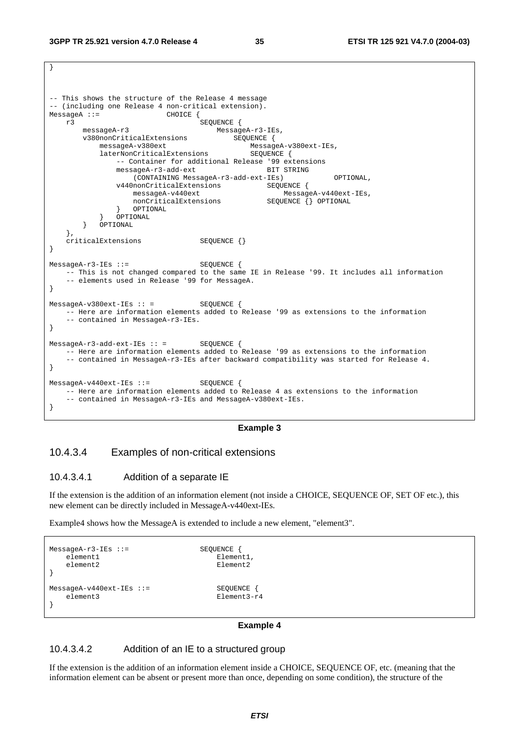```
}


-- This shows the structure of the Release 4 message
-- (including one Release 4 non-critical extension).
MessageA ::=                CHOICE {
    r3                          SEQUENCE {
        messageA-r3                     MessageA-r3-IEs,
        v380nonCriticalExtensions           SEQUENCE {
            messageA-v380ext                    MessageA-v380ext-IEs,
            laterNonCriticalExtensions          SEQUENCE {
                -- Container for additional Release '99 extensions
                messageA-r3-add-ext                 BIT STRING
                    (CONTAINING MessageA-r3-add-ext-IEs)            OPTIONAL,
                v440nonCriticalExtensions           SEQUENCE {
                    messageA-v440ext                    MessageA-v440ext-IEs,
                    nonCriticalExtensions           SEQUENCE {} OPTIONAL
                }   OPTIONAL
            }   OPTIONAL
        }   OPTIONAL
    },
    criticalExtensions              SEQUENCE {}
}

MessageA-r3-IEs ::=                 SEQUENCE {
    -- This is not changed compared to the same IE in Release '99. It includes all information
    -- elements used in Release '99 for MessageA.
}

MessageA-v380ext-IEs :: =           SEQUENCE {
    -- Here are information elements added to Release '99 as extensions to the information
    -- contained in MessageA-r3-IEs.
}

MessageA-r3-add-ext-IEs :: =        SEQUENCE {
    -- Here are information elements added to Release '99 as extensions to the information
    -- contained in MessageA-r3-IEs after backward compatibility was started for Release 4.
}

MessageA-v440ext-IEs ::=            SEQUENCE {
    -- Here are information elements added to Release 4 as extensions to the information
    -- contained in MessageA-r3-IEs and MessageA-v380ext-IEs.
}
```

**Example 3**

### 10.4.3.4 Examples of non-critical extensions

#### 10.4.3.4.1 Addition of a separate IE

If the extension is the addition of an information element (not inside a CHOICE, SEQUENCE OF, SET OF etc.), this new element can be directly included in MessageA-v440ext-IEs.

Example4 shows how the MessageA is extended to include a new element, "element3".

```
MessageA-r3-IEs ::=                 SEQUENCE {
    element1                            Element1,
    element2                            Element2
}

MessageA-v440ext-IEs ::=                SEQUENCE {
    element3                            Element3-r4
}
```

**Example 4**

#### 10.4.3.4.2 Addition of an IE to a structured group

If the extension is the addition of an information element inside a CHOICE, SEQUENCE OF, etc. (meaning that the information element can be absent or present more than once, depending on some condition), the structure of the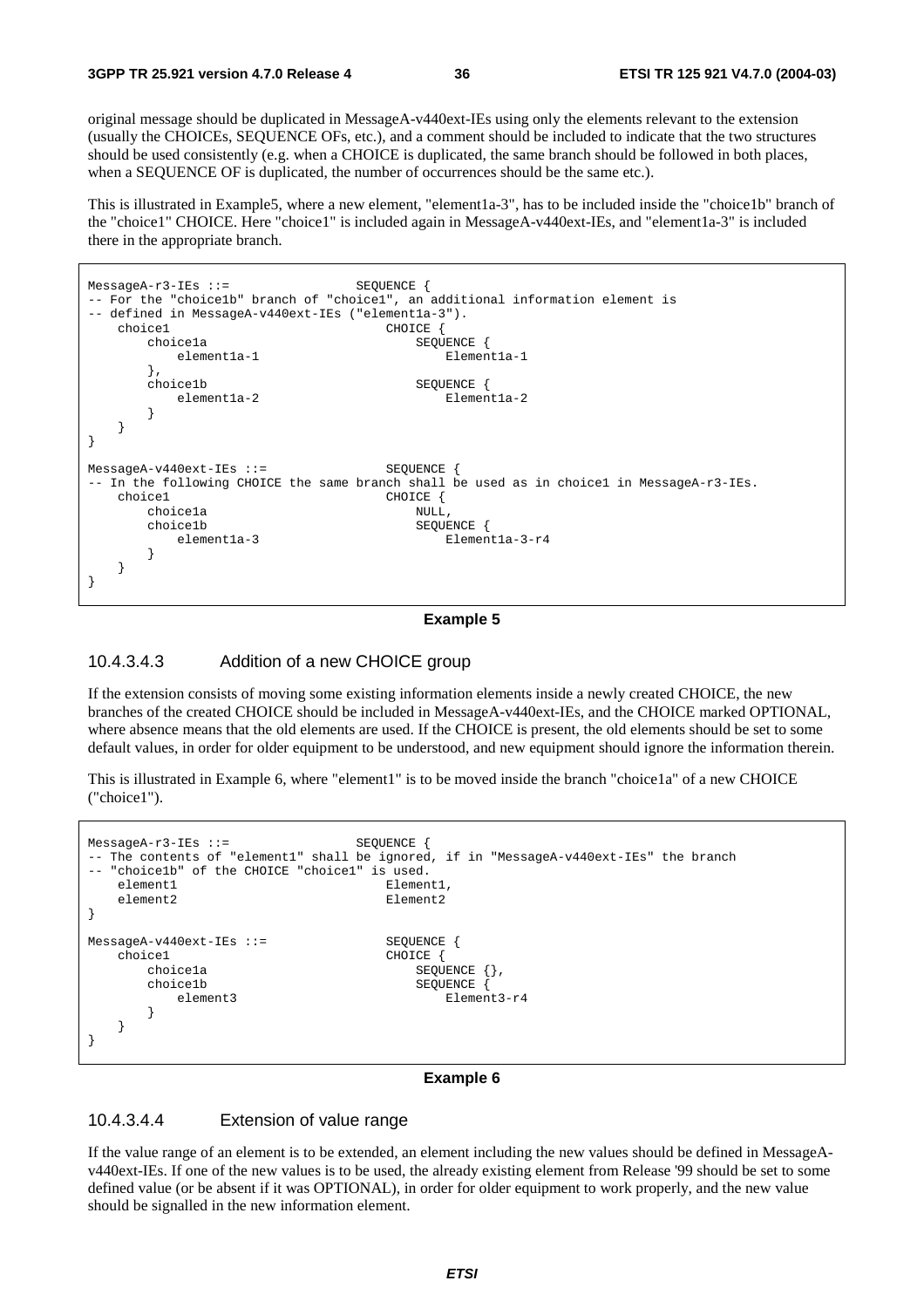original message should be duplicated in MessageA-v440ext-IEs using only the elements relevant to the extension (usually the CHOICEs, SEQUENCE OFs, etc.), and a comment should be included to indicate that the two structures should be used consistently (e.g. when a CHOICE is duplicated, the same branch should be followed in both places, when a SEQUENCE OF is duplicated, the number of occurrences should be the same etc.).

This is illustrated in Example5, where a new element, "element1a-3", has to be included inside the "choice1b" branch of the "choice1" CHOICE. Here "choice1" is included again in MessageA-v440ext-IEs, and "element1a-3" is included there in the appropriate branch.

```
MessageA-r3-IEs ::=                 SEQUENCE {
-- For the "choice1b" branch of "choice1", an additional information element is
-- defined in MessageA-v440ext-IEs ("element1a-3").
    choice1                             CHOICE {
        choice1a                            SEQUENCE {
            element1a-1                         Element1a-1
        },
        choice1b                            SEQUENCE {
            element1a-2                         Element1a-2
        }
    }
}

MessageA-v440ext-IEs ::=                SEQUENCE {
-- In the following CHOICE the same branch shall be used as in choice1 in MessageA-r3-IEs.
    choice1                             CHOICE {
        choice1a                            NULL,
        choice1b                            SEQUENCE {
            element1a-3                         Element1a-3-r4
        }
    }
}
```

**Example 5**

#### 10.4.3.4.3 Addition of a new CHOICE group

If the extension consists of moving some existing information elements inside a newly created CHOICE, the new branches of the created CHOICE should be included in MessageA-v440ext-IEs, and the CHOICE marked OPTIONAL, where absence means that the old elements are used. If the CHOICE is present, the old elements should be set to some default values, in order for older equipment to be understood, and new equipment should ignore the information therein.

This is illustrated in Example 6, where "element1" is to be moved inside the branch "choice1a" of a new CHOICE ("choice1").

```
MessageA-r3-IEs ::=                 SEQUENCE {
-- The contents of "element1" shall be ignored, if in "MessageA-v440ext-IEs" the branch
-- "choice1b" of the CHOICE "choice1" is used.
    element1                            Element1,
    element2                            Element2
}

MessageA-v440ext-IEs ::=                SEQUENCE {
    choice1                             CHOICE {
        choice1a                            SEQUENCE {},
        choice1b                            SEQUENCE {
            element3                            Element3-r4
        }
    }
}
```

**Example 6**

#### 10.4.3.4.4 Extension of value range

If the value range of an element is to be extended, an element including the new values should be defined in MessageA-v440ext-IEs. If one of the new values is to be used, the already existing element from Release '99 should be set to some defined value (or be absent if it was OPTIONAL), in order for older equipment to work properly, and the new value should be signalled in the new information element.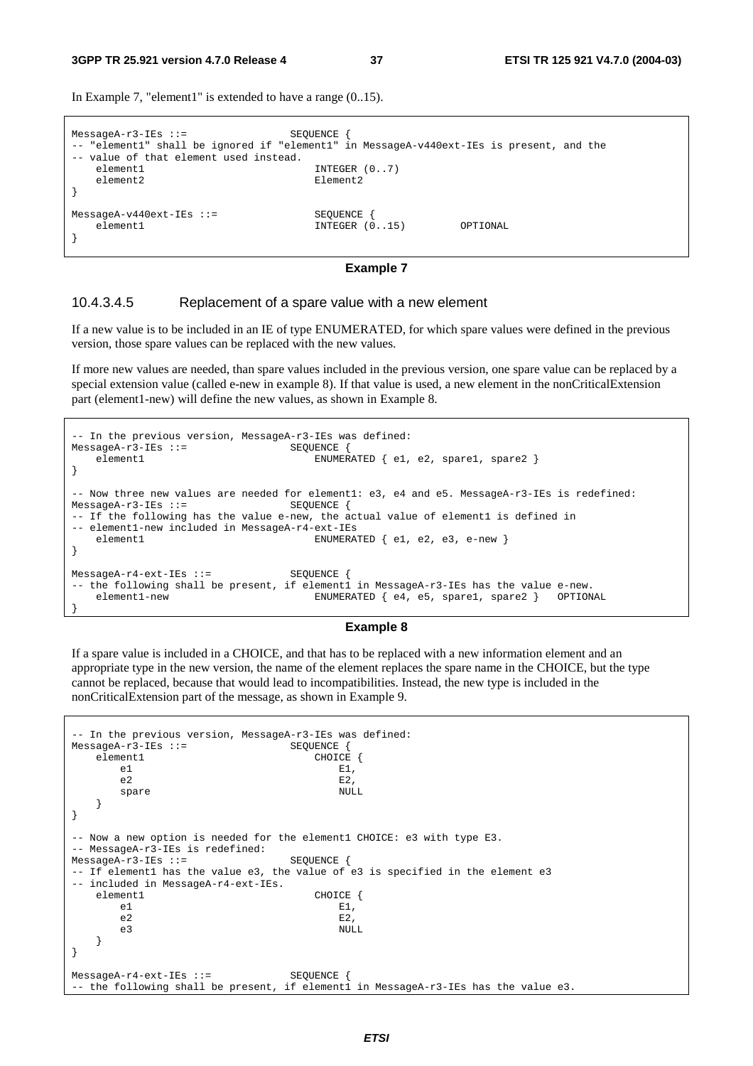In Example 7, "element1" is extended to have a range (0..15).

```
MessageA-r3-IEs ::=                 SEQUENCE {
-- "element1" shall be ignored if "element1" in MessageA-v440ext-IEs is present, and the
-- value of that element used instead.
    element1                            INTEGER (0..7)
    element2                            Element2
}

MessageA-v440ext-IEs ::=                SEQUENCE {
    element1                            INTEGER (0..15)         OPTIONAL
}
```

**Example 7**

#### 10.4.3.4.5 Replacement of a spare value with a new element

If a new value is to be included in an IE of type ENUMERATED, for which spare values were defined in the previous version, those spare values can be replaced with the new values.

If more new values are needed, than spare values included in the previous version, one spare value can be replaced by a special extension value (called e-new in example 8). If that value is used, a new element in the nonCriticalExtension part (element1-new) will define the new values, as shown in Example 8.

```
-- In the previous version, MessageA-r3-IEs was defined:
MessageA-r3-IEs ::=                 SEQUENCE {
    element1                            ENUMERATED { e1, e2, spare1, spare2 }
}

-- Now three new values are needed for element1: e3, e4 and e5. MessageA-r3-IEs is redefined:
MessageA-r3-IEs ::=                 SEQUENCE {
-- If the following has the value e-new, the actual value of element1 is defined in
-- element1-new included in MessageA-r4-ext-IEs
    element1                            ENUMERATED { e1, e2, e3, e-new }
}

MessageA-r4-ext-IEs ::=             SEQUENCE {
-- the following shall be present, if element1 in MessageA-r3-IEs has the value e-new.
    element1-new                        ENUMERATED { e4, e5, spare1, spare2 }   OPTIONAL
}
```

**Example 8**

If a spare value is included in a CHOICE, and that has to be replaced with a new information element and an appropriate type in the new version, the name of the element replaces the spare name in the CHOICE, but the type cannot be replaced, because that would lead to incompatibilities. Instead, the new type is included in the nonCriticalExtension part of the message, as shown in Example 9.

```
-- In the previous version, MessageA-r3-IEs was defined:
MessageA-r3-IEs ::=                 SEQUENCE {
    element1                            CHOICE {
        e1                                  E1,
        e2                                  E2,
        spare                               NULL
    }
}

-- Now a new option is needed for the element1 CHOICE: e3 with type E3.
-- MessageA-r3-IEs is redefined:
MessageA-r3-IEs ::=                 SEQUENCE {
-- If element1 has the value e3, the value of e3 is specified in the element e3
-- included in MessageA-r4-ext-IEs.
    element1                            CHOICE {
        e1                                  E1,
        e2                                  E2,
        e3                                  NULL
    }
}

MessageA-r4-ext-IEs ::=             SEQUENCE {
-- the following shall be present, if element1 in MessageA-r3-IEs has the value e3.
```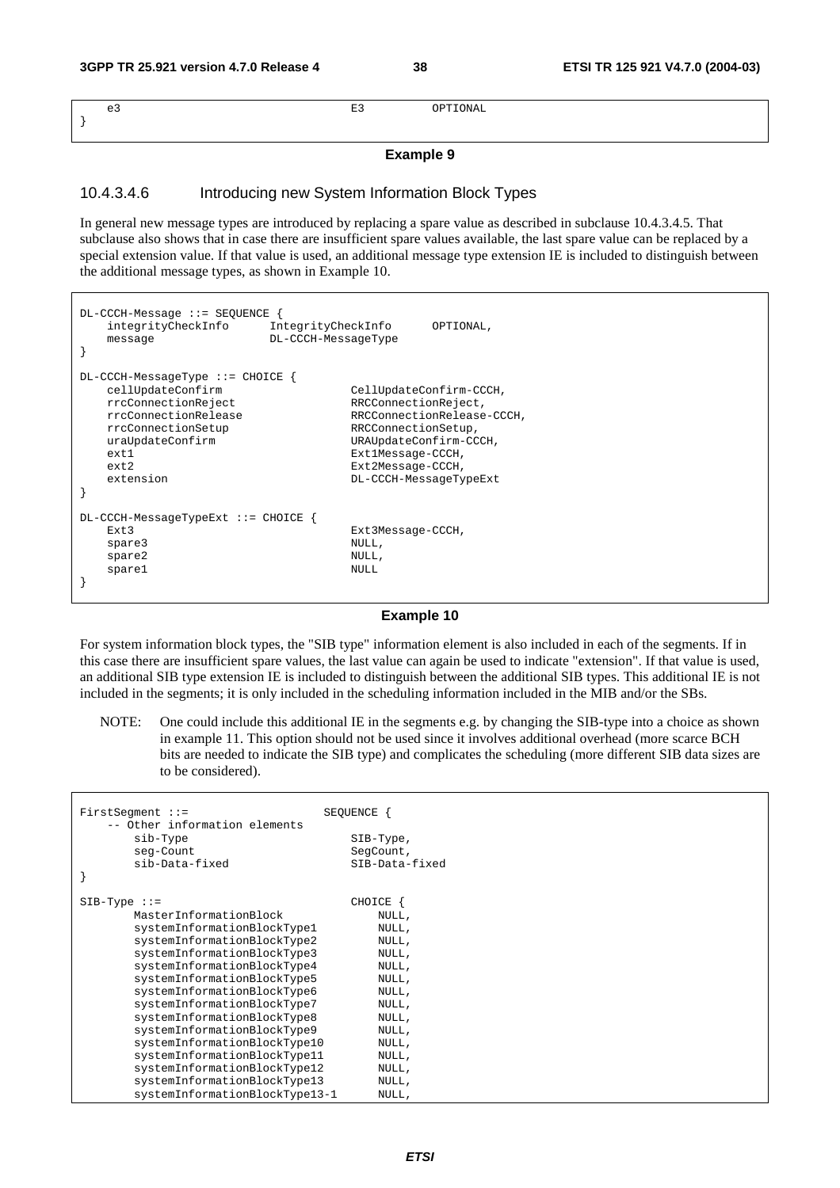```
    e3                                      E3          OPTIONAL
}
```

**Example 9**

#### 10.4.3.4.6 Introducing new System Information Block Types

In general new message types are introduced by replacing a spare value as described in subclause 10.4.3.4.5. That subclause also shows that in case there are insufficient spare values available, the last spare value can be replaced by a special extension value. If that value is used, an additional message type extension IE is included to distinguish between the additional message types, as shown in Example 10.

```
DL-CCCH-Message ::= SEQUENCE {
    integrityCheckInfo      IntegrityCheckInfo      OPTIONAL,
    message                 DL-CCCH-MessageType
}

DL-CCCH-MessageType ::= CHOICE {
    cellUpdateConfirm                   CellUpdateConfirm-CCCH,
    rrcConnectionReject                 RRCConnectionReject,
    rrcConnectionRelease                RRCConnectionRelease-CCCH,
    rrcConnectionSetup                  RRCConnectionSetup,
    uraUpdateConfirm                    URAUpdateConfirm-CCCH,
    ext1                                Ext1Message-CCCH,
    ext2                                Ext2Message-CCCH,
    extension                           DL-CCCH-MessageTypeExt
}

DL-CCCH-MessageTypeExt ::= CHOICE {
    Ext3                                Ext3Message-CCCH,
    spare3                              NULL,
    spare2                              NULL,
    spare1                              NULL
}
```

**Example 10**

For system information block types, the "SIB type" information element is also included in each of the segments. If in this case there are insufficient spare values, the last value can again be used to indicate "extension". If that value is used, an additional SIB type extension IE is included to distinguish between the additional SIB types. This additional IE is not included in the segments; it is only included in the scheduling information included in the MIB and/or the SBs.

NOTE: One could include this additional IE in the segments e.g. by changing the SIB-type into a choice as shown in example 11. This option should not be used since it involves additional overhead (more scarce BCH bits are needed to indicate the SIB type) and complicates the scheduling (more different SIB data sizes are to be considered).

```
FirstSegment ::=                    SEQUENCE {
    -- Other information elements
        sib-Type                        SIB-Type,
        seg-Count                       SegCount,
        sib-Data-fixed                  SIB-Data-fixed
}

SIB-Type ::=                            CHOICE {
        MasterInformationBlock              NULL,
        systemInformationBlockType1         NULL,
        systemInformationBlockType2         NULL,
        systemInformationBlockType3         NULL,
        systemInformationBlockType4         NULL,
        systemInformationBlockType5         NULL,
        systemInformationBlockType6         NULL,
        systemInformationBlockType7         NULL,
        systemInformationBlockType8         NULL,
        systemInformationBlockType9         NULL,
        systemInformationBlockType10        NULL,
        systemInformationBlockType11        NULL,
        systemInformationBlockType12        NULL,
        systemInformationBlockType13        NULL,
        systemInformationBlockType13-1      NULL,
```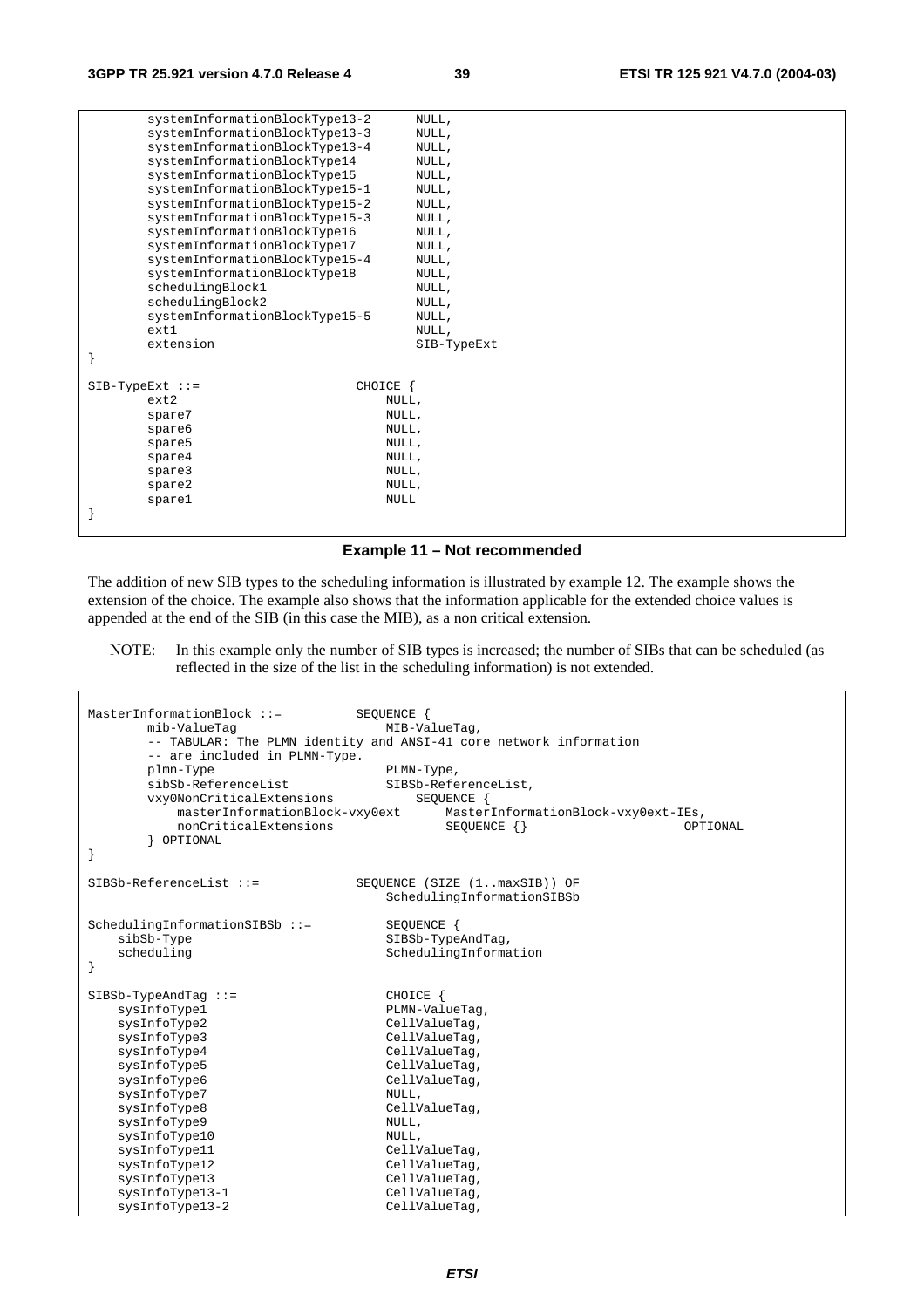```
        systemInformationBlockType13-2      NULL,
        systemInformationBlockType13-3      NULL,
        systemInformationBlockType13-4      NULL,
        systemInformationBlockType14        NULL,
        systemInformationBlockType15        NULL,
        systemInformationBlockType15-1      NULL,
        systemInformationBlockType15-2      NULL,
        systemInformationBlockType15-3      NULL,
        systemInformationBlockType16        NULL,
        systemInformationBlockType17        NULL,
        systemInformationBlockType15-4      NULL,
        systemInformationBlockType18        NULL,
        schedulingBlock1                    NULL,
        schedulingBlock2                    NULL,
        systemInformationBlockType15-5      NULL,
        ext1                                NULL,
        extension                           SIB-TypeExt
}

SIB-TypeExt ::=                     CHOICE {
        ext2                            NULL,
        spare7                          NULL,
        spare6                          NULL,
        spare5                          NULL,
        spare4                          NULL,
        spare3                          NULL,
        spare2                          NULL,
        spare1                          NULL
}
```

**Example 11 – Not recommended**

The addition of new SIB types to the scheduling information is illustrated by example 12. The example shows the extension of the choice. The example also shows that the information applicable for the extended choice values is appended at the end of the SIB (in this case the MIB), as a non critical extension.

NOTE: In this example only the number of SIB types is increased; the number of SIBs that can be scheduled (as reflected in the size of the list in the scheduling information) is not extended.

```
MasterInformationBlock ::=          SEQUENCE {
        mib-ValueTag                    MIB-ValueTag,
        -- TABULAR: The PLMN identity and ANSI-41 core network information
        -- are included in PLMN-Type.
        plmn-Type                       PLMN-Type,
        sibSb-ReferenceList             SIBSb-ReferenceList,
        vxy0NonCriticalExtensions           SEQUENCE {
            masterInformationBlock-vxy0ext      MasterInformationBlock-vxy0ext-IEs,
            nonCriticalExtensions               SEQUENCE {}                     OPTIONAL
        } OPTIONAL
}

SIBSb-ReferenceList ::=             SEQUENCE (SIZE (1..maxSIB)) OF
                                        SchedulingInformationSIBSb

SchedulingInformationSIBSb ::=          SEQUENCE {
    sibSb-Type                          SIBSb-TypeAndTag,
    scheduling                          SchedulingInformation
}

SIBSb-TypeAndTag ::=                    CHOICE {
    sysInfoType1                        PLMN-ValueTag,
    sysInfoType2                        CellValueTag,
    sysInfoType3                        CellValueTag,
    sysInfoType4                        CellValueTag,
    sysInfoType5                        CellValueTag,
    sysInfoType6                        CellValueTag,
    sysInfoType7                        NULL,
    sysInfoType8                        CellValueTag,
    sysInfoType9                        NULL,
    sysInfoType10                       NULL,
    sysInfoType11                       CellValueTag,
    sysInfoType12                       CellValueTag,
    sysInfoType13                       CellValueTag,
    sysInfoType13-1                     CellValueTag,
    sysInfoType13-2                     CellValueTag,
```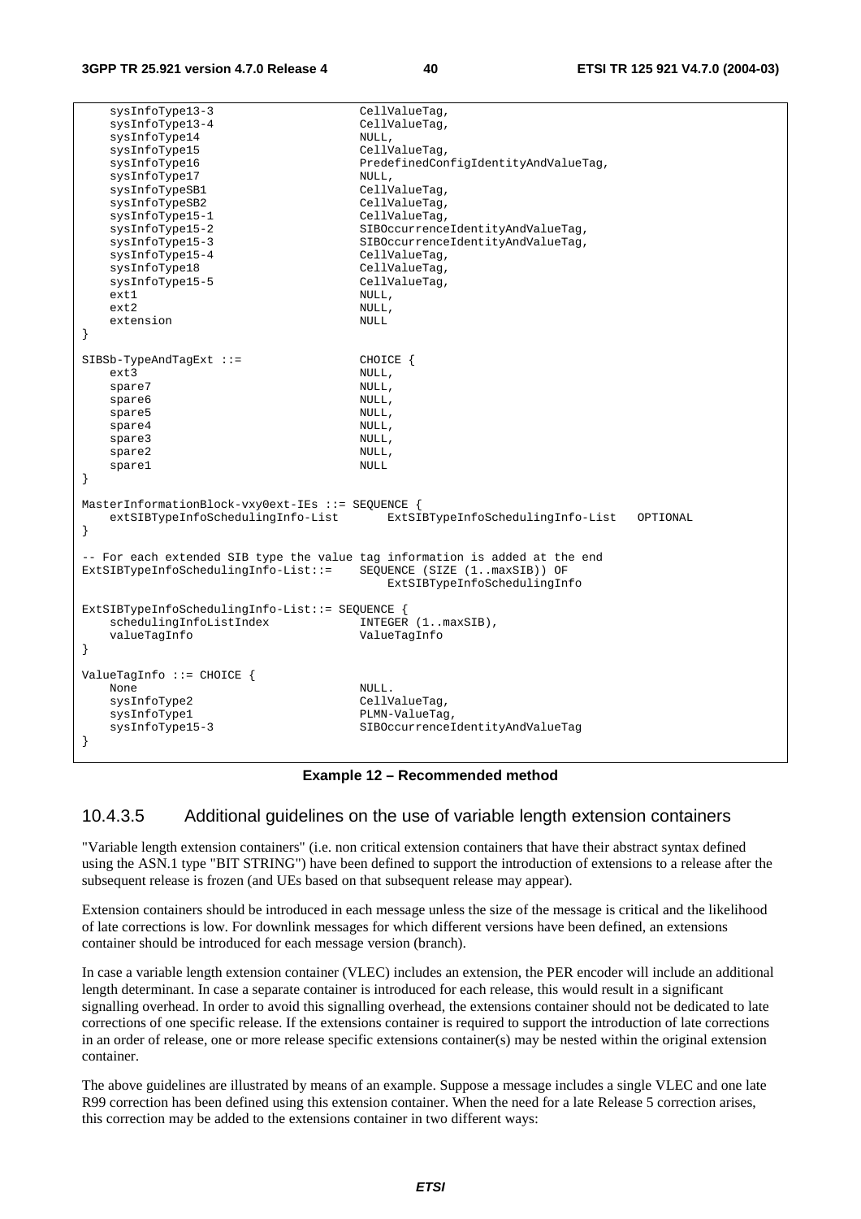```
    sysInfoType13-3                     CellValueTag,
    sysInfoType13-4                     CellValueTag,
    sysInfoType14                       NULL,
    sysInfoType15                       CellValueTag,
    sysInfoType16                       PredefinedConfigIdentityAndValueTag,
    sysInfoType17                       NULL,
    sysInfoTypeSB1                      CellValueTag,
    sysInfoTypeSB2                      CellValueTag,
    sysInfoType15-1                     CellValueTag,
    sysInfoType15-2                     SIBOccurrenceIdentityAndValueTag,
    sysInfoType15-3                     SIBOccurrenceIdentityAndValueTag,
    sysInfoType15-4                     CellValueTag,
    sysInfoType18                       CellValueTag,
    sysInfoType15-5                     CellValueTag,
    ext1                                NULL,
    ext2                                NULL,
    extension                           NULL
}

SIBSb-TypeAndTagExt ::=                 CHOICE {
    ext3                                NULL,
    spare7                              NULL,
    spare6                              NULL,
    spare5                              NULL,
    spare4                              NULL,
    spare3                              NULL,
    spare2                              NULL,
    spare1                              NULL
}

MasterInformationBlock-vxy0ext-IEs ::= SEQUENCE {
    extSIBTypeInfoSchedulingInfo-List       ExtSIBTypeInfoSchedulingInfo-List   OPTIONAL
}

-- For each extended SIB type the value tag information is added at the end
ExtSIBTypeInfoSchedulingInfo-List::=    SEQUENCE (SIZE (1..maxSIB)) OF
                                            ExtSIBTypeInfoSchedulingInfo

ExtSIBTypeInfoSchedulingInfo-List::= SEQUENCE {
    schedulingInfoListIndex             INTEGER (1..maxSIB),
    valueTagInfo                        ValueTagInfo
}

ValueTagInfo ::= CHOICE {
    None                                NULL.
    sysInfoType2                        CellValueTag,
    sysInfoType1                        PLMN-ValueTag,
    sysInfoType15-3                     SIBOccurrenceIdentityAndValueTag
}
```

**Example 12 – Recommended method**

### 10.4.3.5 Additional guidelines on the use of variable length extension containers

"Variable length extension containers" (i.e. non critical extension containers that have their abstract syntax defined using the ASN.1 type "BIT STRING") have been defined to support the introduction of extensions to a release after the subsequent release is frozen (and UEs based on that subsequent release may appear).

Extension containers should be introduced in each message unless the size of the message is critical and the likelihood of late corrections is low. For downlink messages for which different versions have been defined, an extensions container should be introduced for each message version (branch).

In case a variable length extension container (VLEC) includes an extension, the PER encoder will include an additional length determinant. In case a separate container is introduced for each release, this would result in a significant signalling overhead. In order to avoid this signalling overhead, the extensions container should not be dedicated to late corrections of one specific release. If the extensions container is required to support the introduction of late corrections in an order of release, one or more release specific extensions container(s) may be nested within the original extension container.

The above guidelines are illustrated by means of an example. Suppose a message includes a single VLEC and one late R99 correction has been defined using this extension container. When the need for a late Release 5 correction arises, this correction may be added to the extensions container in two different ways: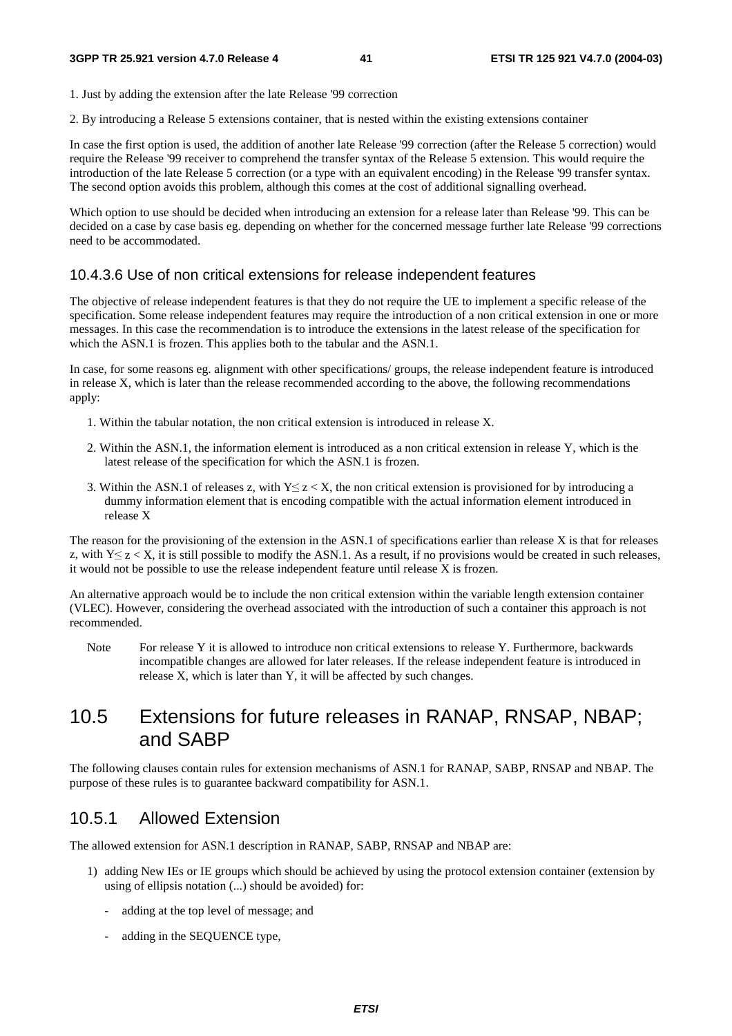1. Just by adding the extension after the late Release '99 correction

2. By introducing a Release 5 extensions container, that is nested within the existing extensions container

In case the first option is used, the addition of another late Release '99 correction (after the Release 5 correction) would require the Release '99 receiver to comprehend the transfer syntax of the Release 5 extension. This would require the introduction of the late Release 5 correction (or a type with an equivalent encoding) in the Release '99 transfer syntax. The second option avoids this problem, although this comes at the cost of additional signalling overhead.

Which option to use should be decided when introducing an extension for a release later than Release '99. This can be decided on a case by case basis eg. depending on whether for the concerned message further late Release '99 corrections need to be accommodated.

#### 10.4.3.6 Use of non critical extensions for release independent features

The objective of release independent features is that they do not require the UE to implement a specific release of the specification. Some release independent features may require the introduction of a non critical extension in one or more messages. In this case the recommendation is to introduce the extensions in the latest release of the specification for which the ASN.1 is frozen. This applies both to the tabular and the ASN.1.

In case, for some reasons eg. alignment with other specifications/ groups, the release independent feature is introduced in release X, which is later than the release recommended according to the above, the following recommendations apply:

1. Within the tabular notation, the non critical extension is introduced in release X.
2. Within the ASN.1, the information element is introduced as a non critical extension in release Y, which is the latest release of the specification for which the ASN.1 is frozen.
3. Within the ASN.1 of releases z, with $Y \leq z < X$, the non critical extension is provisioned for by introducing a dummy information element that is encoding compatible with the actual information element introduced in release X

The reason for the provisioning of the extension in the ASN.1 of specifications earlier than release X is that for releases z, with $Y \leq z < X$, it is still possible to modify the ASN.1. As a result, if no provisions would be created in such releases, it would not be possible to use the release independent feature until release X is frozen.

An alternative approach would be to include the non critical extension within the variable length extension container (VLEC). However, considering the overhead associated with the introduction of such a container this approach is not recommended.

Note For release Y it is allowed to introduce non critical extensions to release Y. Furthermore, backwards incompatible changes are allowed for later releases. If the release independent feature is introduced in release X, which is later than Y, it will be affected by such changes.

## 10.5 Extensions for future releases in RANAP, RNSAP, NBAP; and SABP

The following clauses contain rules for extension mechanisms of ASN.1 for RANAP, SABP, RNSAP and NBAP. The purpose of these rules is to guarantee backward compatibility for ASN.1.

### 10.5.1 Allowed Extension

The allowed extension for ASN.1 description in RANAP, SABP, RNSAP and NBAP are:

1) adding New IEs or IE groups which should be achieved by using the protocol extension container (extension by using of ellipsis notation (...) should be avoided) for:

   - adding at the top level of message; and
   - adding in the SEQUENCE type,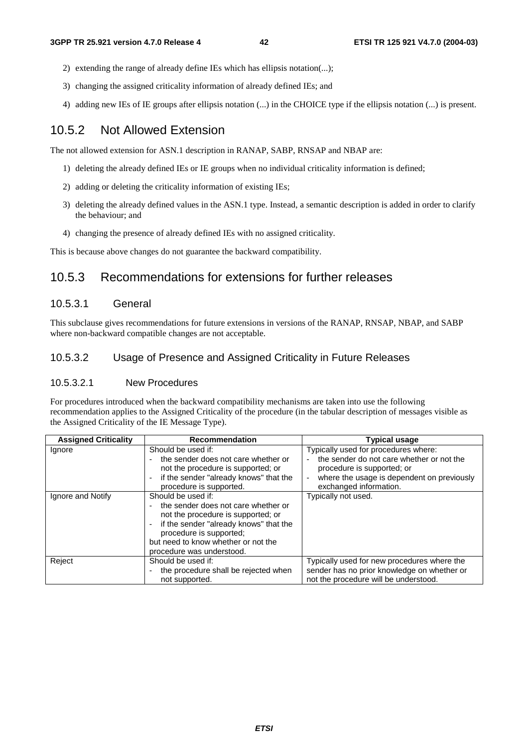2) extending the range of already define IEs which has ellipsis notation(...);

3) changing the assigned criticality information of already defined IEs; and

4) adding new IEs of IE groups after ellipsis notation (...) in the CHOICE type if the ellipsis notation (...) is present.

## 10.5.2 Not Allowed Extension

The not allowed extension for ASN.1 description in RANAP, SABP, RNSAP and NBAP are:

1) deleting the already defined IEs or IE groups when no individual criticality information is defined;

2) adding or deleting the criticality information of existing IEs;

3) deleting the already defined values in the ASN.1 type. Instead, a semantic description is added in order to clarify the behaviour; and

4) changing the presence of already defined IEs with no assigned criticality.

This is because above changes do not guarantee the backward compatibility.

## 10.5.3 Recommendations for extensions for further releases

### 10.5.3.1 General

This subclause gives recommendations for future extensions in versions of the RANAP, RNSAP, NBAP, and SABP where non-backward compatible changes are not acceptable.

### 10.5.3.2 Usage of Presence and Assigned Criticality in Future Releases

#### 10.5.3.2.1 New Procedures

For procedures introduced when the backward compatibility mechanisms are taken into use the following recommendation applies to the Assigned Criticality of the procedure (in the tabular description of messages visible as the Assigned Criticality of the IE Message Type).

| Assigned Criticality | Recommendation | Typical usage |
|---|---|---|
| Ignore | Should be used if:<br>- the sender does not care whether or not the procedure is supported; or<br>- if the sender "already knows" that the procedure is supported. | Typically used for procedures where:<br>- the sender do not care whether or not the procedure is supported; or<br>- where the usage is dependent on previously exchanged information. |
| Ignore and Notify | Should be used if:<br>- the sender does not care whether or not the procedure is supported; or<br>- if the sender "already knows" that the procedure is supported;<br>but need to know whether or not the procedure was understood. | Typically not used. |
| Reject | Should be used if:<br>- the procedure shall be rejected when not supported. | Typically used for new procedures where the sender has no prior knowledge on whether or not the procedure will be understood. |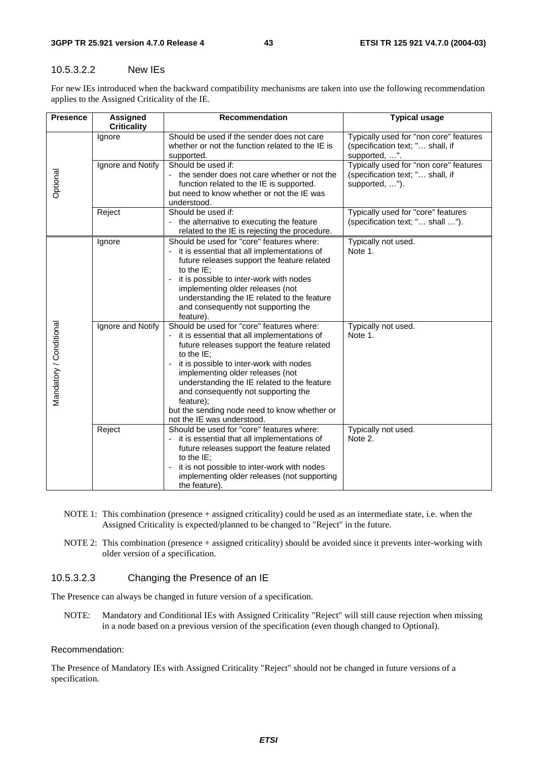#### 10.5.3.2.2 New IEs

For new IEs introduced when the backward compatibility mechanisms are taken into use the following recommendation applies to the Assigned Criticality of the IE.

| Presence | Assigned Criticality | Recommendation | Typical usage |
|---|---|---|---|
| Optional | Ignore | Should be used if the sender does not care whether or not the function related to the IE is supported. | Typically used for "non core" features (specification text; "… shall, if supported, …". |
| | Ignore and Notify | Should be used if:<br>- the sender does not care whether or not the function related to the IE is supported.<br>but need to know whether or not the IE was understood. | Typically used for "non core" features (specification text; "… shall, if supported, …"). |
| | Reject | Should be used if:<br>- the alternative to executing the feature related to the IE is rejecting the procedure. | Typically used for "core" features (specification text; "… shall …"). |
| Mandatory / Conditional | Ignore | Should be used for "core" features where:<br>- it is essential that all implementations of future releases support the feature related to the IE;<br>- it is possible to inter-work with nodes implementing older releases (not understanding the IE related to the feature and consequently not supporting the feature). | Typically not used.<br>Note 1. |
| | Ignore and Notify | Should be used for "core" features where:<br>- it is essential that all implementations of future releases support the feature related to the IE;<br>- it is possible to inter-work with nodes implementing older releases (not understanding the IE related to the feature and consequently not supporting the feature);<br>but the sending node need to know whether or not the IE was understood. | Typically not used.<br>Note 1. |
| | Reject | Should be used for "core" features where:<br>- it is essential that all implementations of future releases support the feature related to the IE;<br>- it is not possible to inter-work with nodes implementing older releases (not supporting the feature). | Typically not used.<br>Note 2. |

NOTE 1: This combination (presence + assigned criticality) could be used as an intermediate state, i.e. when the Assigned Criticality is expected/planned to be changed to "Reject" in the future.

NOTE 2: This combination (presence + assigned criticality) should be avoided since it prevents inter-working with older version of a specification.

#### 10.5.3.2.3 Changing the Presence of an IE

The Presence can always be changed in future version of a specification.

NOTE: Mandatory and Conditional IEs with Assigned Criticality "Reject" will still cause rejection when missing in a node based on a previous version of the specification (even though changed to Optional).

Recommendation:

The Presence of Mandatory IEs with Assigned Criticality "Reject" should not be changed in future versions of a specification.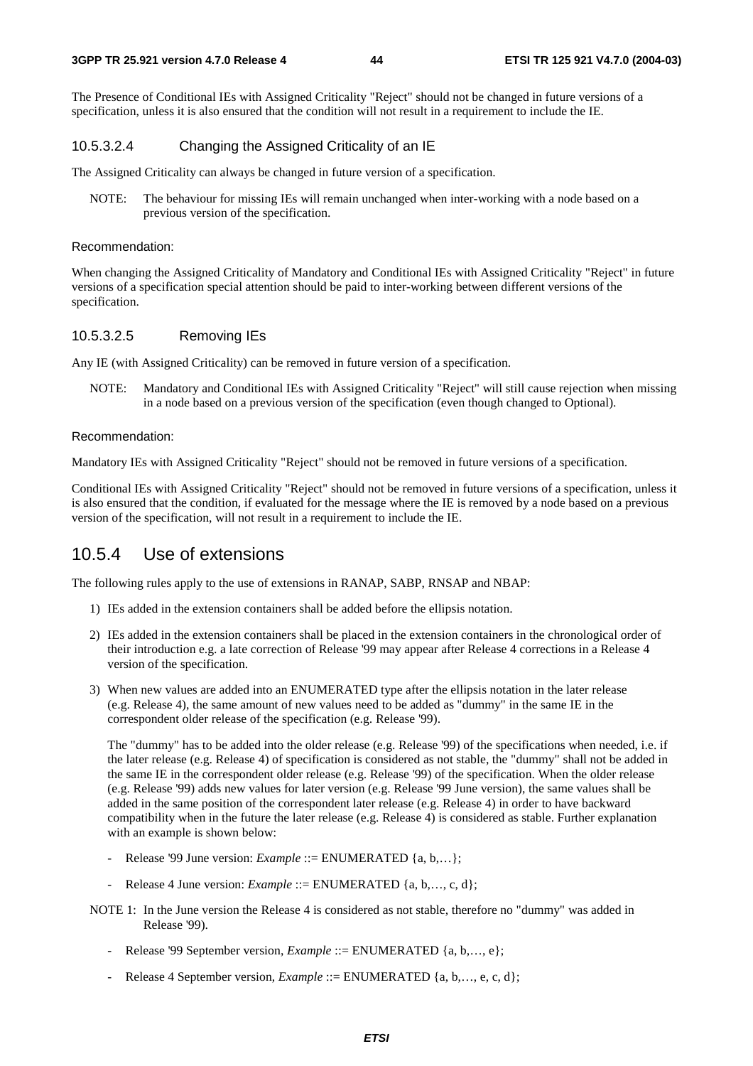The Presence of Conditional IEs with Assigned Criticality "Reject" should not be changed in future versions of a specification, unless it is also ensured that the condition will not result in a requirement to include the IE.

#### 10.5.3.2.4 Changing the Assigned Criticality of an IE

The Assigned Criticality can always be changed in future version of a specification.

NOTE: The behaviour for missing IEs will remain unchanged when inter-working with a node based on a previous version of the specification.

Recommendation:

When changing the Assigned Criticality of Mandatory and Conditional IEs with Assigned Criticality "Reject" in future versions of a specification special attention should be paid to inter-working between different versions of the specification.

#### 10.5.3.2.5 Removing IEs

Any IE (with Assigned Criticality) can be removed in future version of a specification.

NOTE: Mandatory and Conditional IEs with Assigned Criticality "Reject" will still cause rejection when missing in a node based on a previous version of the specification (even though changed to Optional).

Recommendation:

Mandatory IEs with Assigned Criticality "Reject" should not be removed in future versions of a specification.

Conditional IEs with Assigned Criticality "Reject" should not be removed in future versions of a specification, unless it is also ensured that the condition, if evaluated for the message where the IE is removed by a node based on a previous version of the specification, will not result in a requirement to include the IE.

### 10.5.4 Use of extensions

The following rules apply to the use of extensions in RANAP, SABP, RNSAP and NBAP:

1) IEs added in the extension containers shall be added before the ellipsis notation.

2) IEs added in the extension containers shall be placed in the extension containers in the chronological order of their introduction e.g. a late correction of Release '99 may appear after Release 4 corrections in a Release 4 version of the specification.

3) When new values are added into an ENUMERATED type after the ellipsis notation in the later release (e.g. Release 4), the same amount of new values need to be added as "dummy" in the same IE in the correspondent older release of the specification (e.g. Release '99).

   The "dummy" has to be added into the older release (e.g. Release '99) of the specifications when needed, i.e. if the later release (e.g. Release 4) of specification is considered as not stable, the "dummy" shall not be added in the same IE in the correspondent older release (e.g. Release '99) of the specification. When the older release (e.g. Release '99) adds new values for later version (e.g. Release '99 June version), the same values shall be added in the same position of the correspondent later release (e.g. Release 4) in order to have backward compatibility when in the future the later release (e.g. Release 4) is considered as stable. Further explanation with an example is shown below:

   - Release '99 June version: *Example* ::= ENUMERATED {a, b,…};

   - Release 4 June version: *Example* ::= ENUMERATED {a, b,…, c, d};

NOTE 1: In the June version the Release 4 is considered as not stable, therefore no "dummy" was added in Release '99).

   - Release '99 September version, *Example* ::= ENUMERATED {a, b,…, e};

   - Release 4 September version, *Example* ::= ENUMERATED {a, b,…, e, c, d};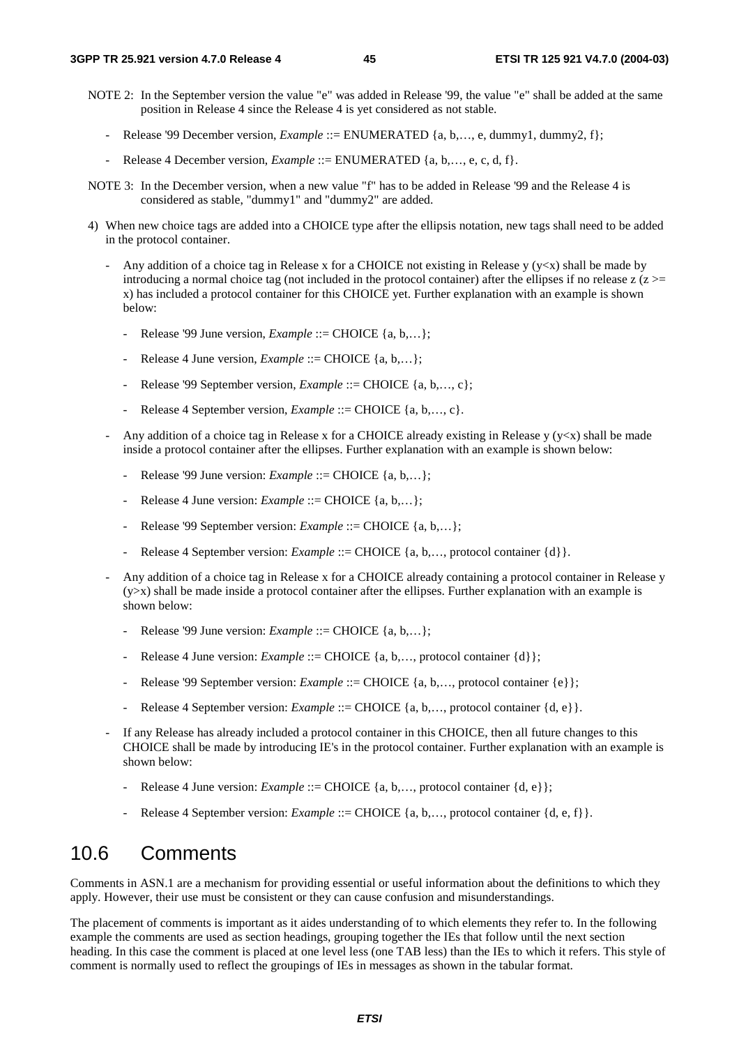NOTE 2: In the September version the value "e" was added in Release '99, the value "e" shall be added at the same position in Release 4 since the Release 4 is yet considered as not stable.

- Release '99 December version, *Example* ::= ENUMERATED {a, b,…, e, dummy1, dummy2, f};
- Release 4 December version, *Example* ::= ENUMERATED {a, b,…, e, c, d, f}.

NOTE 3: In the December version, when a new value "f" has to be added in Release '99 and the Release 4 is considered as stable, "dummy1" and "dummy2" are added.

4) When new choice tags are added into a CHOICE type after the ellipsis notation, new tags shall need to be added in the protocol container.

   - Any addition of a choice tag in Release x for a CHOICE not existing in Release y (y<x) shall be made by introducing a normal choice tag (not included in the protocol container) after the ellipses if no release z (z >= x) has included a protocol container for this CHOICE yet. Further explanation with an example is shown below:
     - Release '99 June version, *Example* ::= CHOICE {a, b,…};
     - Release 4 June version, *Example* ::= CHOICE {a, b,…};
     - Release '99 September version, *Example* ::= CHOICE {a, b,…, c};
     - Release 4 September version, *Example* ::= CHOICE {a, b,…, c}.
   - Any addition of a choice tag in Release x for a CHOICE already existing in Release y (y<x) shall be made inside a protocol container after the ellipses. Further explanation with an example is shown below:
     - Release '99 June version: *Example* ::= CHOICE {a, b,…};
     - Release 4 June version: *Example* ::= CHOICE {a, b,…};
     - Release '99 September version: *Example* ::= CHOICE {a, b,…};
     - Release 4 September version: *Example* ::= CHOICE {a, b,…, protocol container {d}}.
   - Any addition of a choice tag in Release x for a CHOICE already containing a protocol container in Release y (y>x) shall be made inside a protocol container after the ellipses. Further explanation with an example is shown below:
     - Release '99 June version: *Example* ::= CHOICE {a, b,…};
     - Release 4 June version: *Example* ::= CHOICE {a, b,…, protocol container {d}};
     - Release '99 September version: *Example* ::= CHOICE {a, b,…, protocol container {e}};
     - Release 4 September version: *Example* ::= CHOICE {a, b,…, protocol container {d, e}}.
   - If any Release has already included a protocol container in this CHOICE, then all future changes to this CHOICE shall be made by introducing IE's in the protocol container. Further explanation with an example is shown below:
     - Release 4 June version: *Example* ::= CHOICE {a, b,…, protocol container {d, e}};
     - Release 4 September version: *Example* ::= CHOICE {a, b,…, protocol container {d, e, f}}.

## 10.6 Comments

Comments in ASN.1 are a mechanism for providing essential or useful information about the definitions to which they apply. However, their use must be consistent or they can cause confusion and misunderstandings.

The placement of comments is important as it aides understanding of to which elements they refer to. In the following example the comments are used as section headings, grouping together the IEs that follow until the next section heading. In this case the comment is placed at one level less (one TAB less) than the IEs to which it refers. This style of comment is normally used to reflect the groupings of IEs in messages as shown in the tabular format.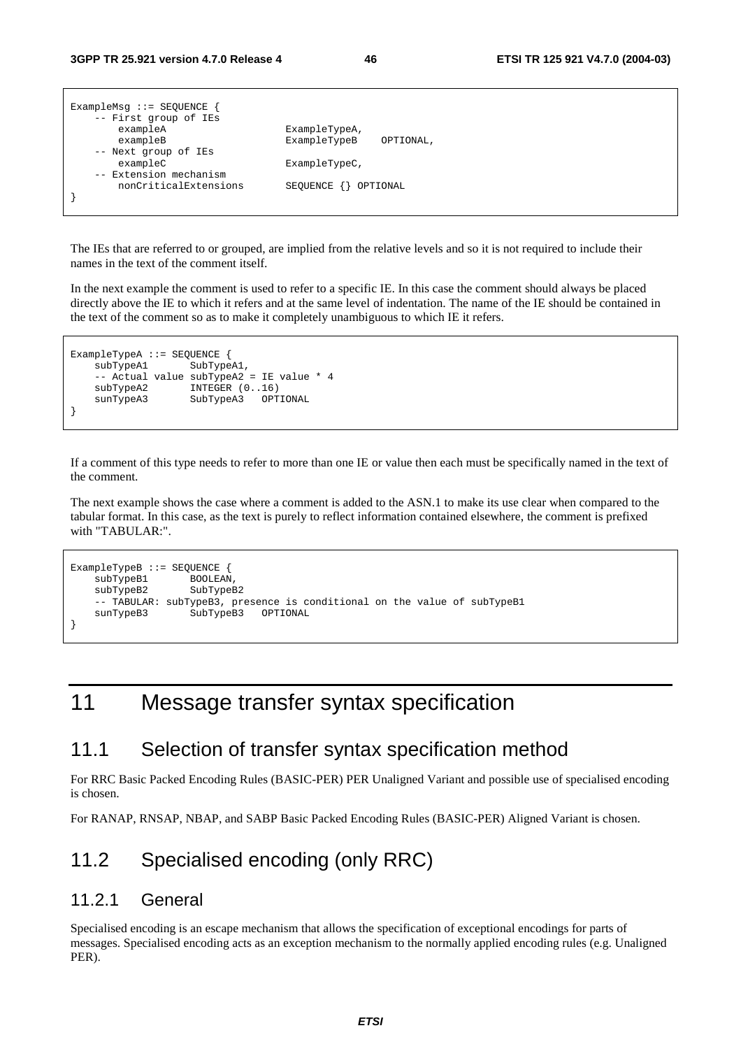```
ExampleMsg ::= SEQUENCE {
    -- First group of IEs
        exampleA                    ExampleTypeA,
        exampleB                    ExampleTypeB    OPTIONAL,
    -- Next group of IEs
        exampleC                    ExampleTypeC,
    -- Extension mechanism
        nonCriticalExtensions       SEQUENCE {} OPTIONAL
}
```

The IEs that are referred to or grouped, are implied from the relative levels and so it is not required to include their names in the text of the comment itself.

In the next example the comment is used to refer to a specific IE. In this case the comment should always be placed directly above the IE to which it refers and at the same level of indentation. The name of the IE should be contained in the text of the comment so as to make it completely unambiguous to which IE it refers.

```
ExampleTypeA ::= SEQUENCE {
    subTypeA1       SubTypeA1,
    -- Actual value subTypeA2 = IE value * 4
    subTypeA2       INTEGER (0..16)
    sunTypeA3       SubTypeA3   OPTIONAL
}
```

If a comment of this type needs to refer to more than one IE or value then each must be specifically named in the text of the comment.

The next example shows the case where a comment is added to the ASN.1 to make its use clear when compared to the tabular format. In this case, as the text is purely to reflect information contained elsewhere, the comment is prefixed with "TABULAR:".

```
ExampleTypeB ::= SEQUENCE {
    subTypeB1       BOOLEAN,
    subTypeB2       SubTypeB2
    -- TABULAR: subTypeB3, presence is conditional on the value of subTypeB1
    sunTypeB3       SubTypeB3   OPTIONAL
}
```

# 11 Message transfer syntax specification

## 11.1 Selection of transfer syntax specification method

For RRC Basic Packed Encoding Rules (BASIC-PER) PER Unaligned Variant and possible use of specialised encoding is chosen.

For RANAP, RNSAP, NBAP, and SABP Basic Packed Encoding Rules (BASIC-PER) Aligned Variant is chosen.

## 11.2 Specialised encoding (only RRC)

### 11.2.1 General

Specialised encoding is an escape mechanism that allows the specification of exceptional encodings for parts of messages. Specialised encoding acts as an exception mechanism to the normally applied encoding rules (e.g. Unaligned PER).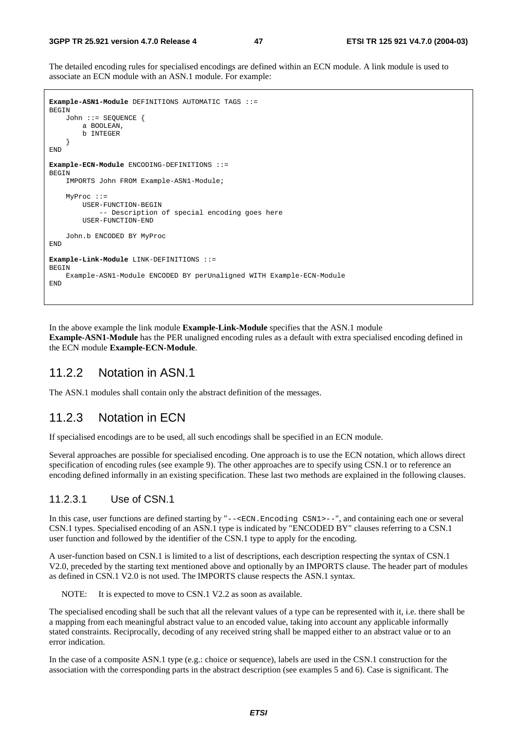The detailed encoding rules for specialised encodings are defined within an ECN module. A link module is used to associate an ECN module with an ASN.1 module. For example:

```
Example-ASN1-Module DEFINITIONS AUTOMATIC TAGS ::=
BEGIN
    John ::= SEQUENCE {
        a BOOLEAN,
        b INTEGER
    }
END

Example-ECN-Module ENCODING-DEFINITIONS ::=
BEGIN
    IMPORTS John FROM Example-ASN1-Module;

    MyProc ::=
        USER-FUNCTION-BEGIN
            -- Description of special encoding goes here
        USER-FUNCTION-END

    John.b ENCODED BY MyProc
END

Example-Link-Module LINK-DEFINITIONS ::=
BEGIN
    Example-ASN1-Module ENCODED BY perUnaligned WITH Example-ECN-Module
END
```

In the above example the link module **Example-Link-Module** specifies that the ASN.1 module **Example-ASN1-Module** has the PER unaligned encoding rules as a default with extra specialised encoding defined in the ECN module **Example-ECN-Module**.

## 11.2.2 Notation in ASN.1

The ASN.1 modules shall contain only the abstract definition of the messages.

## 11.2.3 Notation in ECN

If specialised encodings are to be used, all such encodings shall be specified in an ECN module.

Several approaches are possible for specialised encoding. One approach is to use the ECN notation, which allows direct specification of encoding rules (see example 9). The other approaches are to specify using CSN.1 or to reference an encoding defined informally in an existing specification. These last two methods are explained in the following clauses.

### 11.2.3.1 Use of CSN.1

In this case, user functions are defined starting by "`--<ECN.Encoding CSN1>--`", and containing each one or several CSN.1 types. Specialised encoding of an ASN.1 type is indicated by "ENCODED BY" clauses referring to a CSN.1 user function and followed by the identifier of the CSN.1 type to apply for the encoding.

A user-function based on CSN.1 is limited to a list of descriptions, each description respecting the syntax of CSN.1 V2.0, preceded by the starting text mentioned above and optionally by an IMPORTS clause. The header part of modules as defined in CSN.1 V2.0 is not used. The IMPORTS clause respects the ASN.1 syntax.

NOTE: It is expected to move to CSN.1 V2.2 as soon as available.

The specialised encoding shall be such that all the relevant values of a type can be represented with it, i.e. there shall be a mapping from each meaningful abstract value to an encoded value, taking into account any applicable informally stated constraints. Reciprocally, decoding of any received string shall be mapped either to an abstract value or to an error indication.

In the case of a composite ASN.1 type (e.g.: choice or sequence), labels are used in the CSN.1 construction for the association with the corresponding parts in the abstract description (see examples 5 and 6). Case is significant. The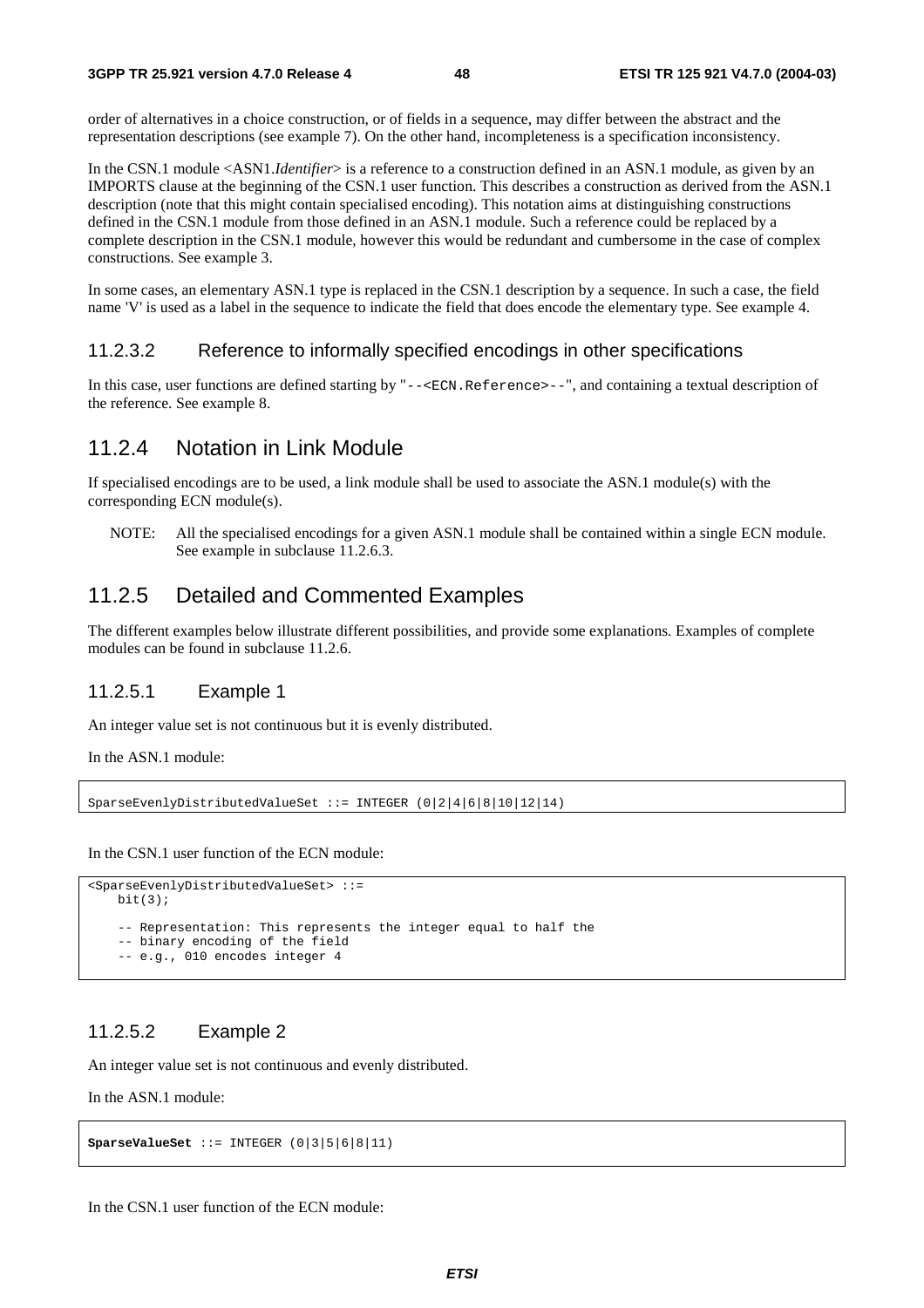order of alternatives in a choice construction, or of fields in a sequence, may differ between the abstract and the representation descriptions (see example 7). On the other hand, incompleteness is a specification inconsistency.

In the CSN.1 module <ASN1.*Identifier*> is a reference to a construction defined in an ASN.1 module, as given by an IMPORTS clause at the beginning of the CSN.1 user function. This describes a construction as derived from the ASN.1 description (note that this might contain specialised encoding). This notation aims at distinguishing constructions defined in the CSN.1 module from those defined in an ASN.1 module. Such a reference could be replaced by a complete description in the CSN.1 module, however this would be redundant and cumbersome in the case of complex constructions. See example 3.

In some cases, an elementary ASN.1 type is replaced in the CSN.1 description by a sequence. In such a case, the field name 'V' is used as a label in the sequence to indicate the field that does encode the elementary type. See example 4.

### 11.2.3.2 Reference to informally specified encodings in other specifications

In this case, user functions are defined starting by "`--<ECN.Reference>--`", and containing a textual description of the reference. See example 8.

## 11.2.4 Notation in Link Module

If specialised encodings are to be used, a link module shall be used to associate the ASN.1 module(s) with the corresponding ECN module(s).

NOTE: All the specialised encodings for a given ASN.1 module shall be contained within a single ECN module. See example in subclause 11.2.6.3.

## 11.2.5 Detailed and Commented Examples

The different examples below illustrate different possibilities, and provide some explanations. Examples of complete modules can be found in subclause 11.2.6.

### 11.2.5.1 Example 1

An integer value set is not continuous but it is evenly distributed.

In the ASN.1 module:

```
SparseEvenlyDistributedValueSet ::= INTEGER (0|2|4|6|8|10|12|14)
```

In the CSN.1 user function of the ECN module:

```
<SparseEvenlyDistributedValueSet> ::=
    bit(3);

    -- Representation: This represents the integer equal to half the
    -- binary encoding of the field
    -- e.g., 010 encodes integer 4
```

### 11.2.5.2 Example 2

An integer value set is not continuous and evenly distributed.

In the ASN.1 module:

```
SparseValueSet ::= INTEGER (0|3|5|6|8|11)
```

In the CSN.1 user function of the ECN module: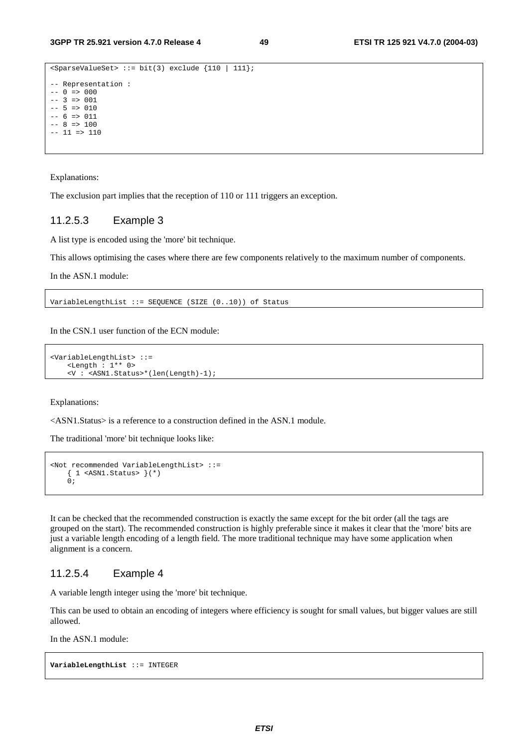```
<SparseValueSet> ::= bit(3) exclude {110 | 111};

-- Representation :
-- 0 => 000
-- 3 => 001
-- 5 => 010
-- 6 => 011
-- 8 => 100
-- 11 => 110
```

Explanations:

The exclusion part implies that the reception of 110 or 111 triggers an exception.

#### 11.2.5.3 Example 3

A list type is encoded using the 'more' bit technique.

This allows optimising the cases where there are few components relatively to the maximum number of components.

In the ASN.1 module:

```
VariableLengthList ::= SEQUENCE (SIZE (0..10)) of Status
```

In the CSN.1 user function of the ECN module:

```
<VariableLengthList> ::=
    <Length : 1** 0>
    <V : <ASN1.Status>*(len(Length)-1);
```

Explanations:

<ASN1.Status> is a reference to a construction defined in the ASN.1 module.

The traditional 'more' bit technique looks like:

```
<Not recommended VariableLengthList> ::=
    { 1 <ASN1.Status> }(*)
    0;
```

It can be checked that the recommended construction is exactly the same except for the bit order (all the tags are grouped on the start). The recommended construction is highly preferable since it makes it clear that the 'more' bits are just a variable length encoding of a length field. The more traditional technique may have some application when alignment is a concern.

#### 11.2.5.4 Example 4

A variable length integer using the 'more' bit technique.

This can be used to obtain an encoding of integers where efficiency is sought for small values, but bigger values are still allowed.

In the ASN.1 module:

```
VariableLengthList ::= INTEGER
```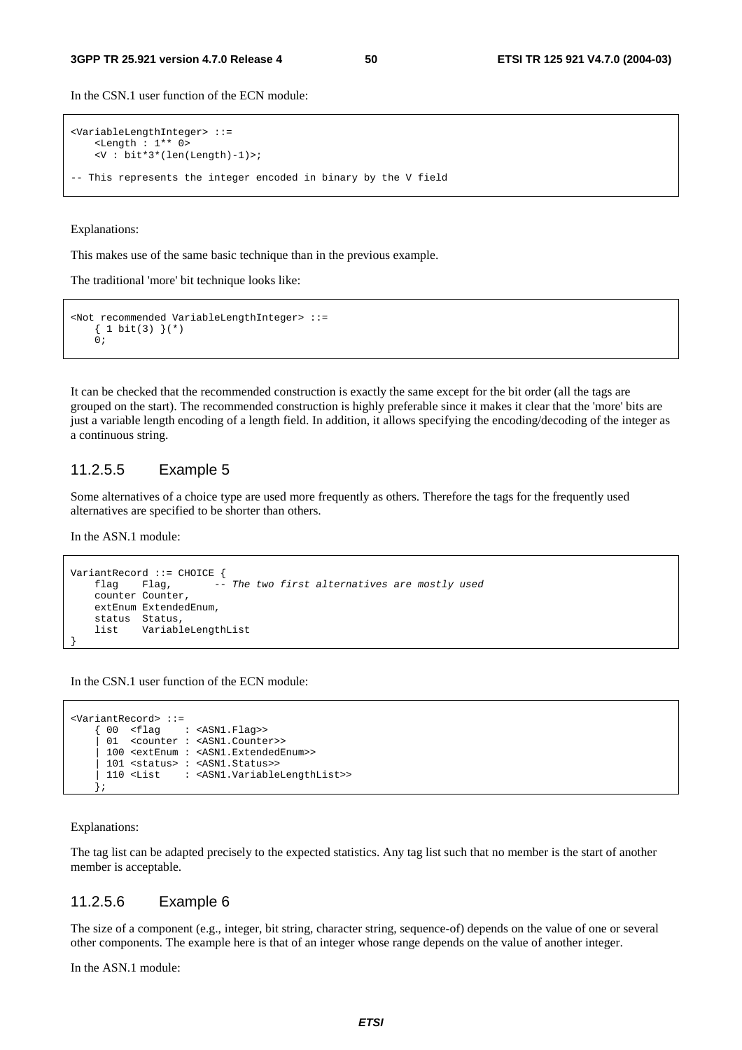In the CSN.1 user function of the ECN module:

```
<VariableLengthInteger> ::=
    <Length : 1** 0>
    <V : bit*3*(len(Length)-1)>;

-- This represents the integer encoded in binary by the V field
```

Explanations:

This makes use of the same basic technique than in the previous example.

The traditional 'more' bit technique looks like:

```
<Not recommended VariableLengthInteger> ::=
    { 1 bit(3) }(*)
    0;
```

It can be checked that the recommended construction is exactly the same except for the bit order (all the tags are grouped on the start). The recommended construction is highly preferable since it makes it clear that the 'more' bits are just a variable length encoding of a length field. In addition, it allows specifying the encoding/decoding of the integer as a continuous string.

### 11.2.5.5 Example 5

Some alternatives of a choice type are used more frequently as others. Therefore the tags for the frequently used alternatives are specified to be shorter than others.

In the ASN.1 module:

```
VariantRecord ::= CHOICE {
    flag    Flag,       -- The two first alternatives are mostly used
    counter Counter,
    extEnum ExtendedEnum,
    status  Status,
    list    VariableLengthList
}
```

In the CSN.1 user function of the ECN module:

```
<VariantRecord> ::=
    { 00  <flag    : <ASN1.Flag>>
    | 01  <counter : <ASN1.Counter>>
    | 100 <extEnum : <ASN1.ExtendedEnum>>
    | 101 <status> : <ASN1.Status>>
    | 110 <List    : <ASN1.VariableLengthList>>
    };
```

Explanations:

The tag list can be adapted precisely to the expected statistics. Any tag list such that no member is the start of another member is acceptable.

### 11.2.5.6 Example 6

The size of a component (e.g., integer, bit string, character string, sequence-of) depends on the value of one or several other components. The example here is that of an integer whose range depends on the value of another integer.

In the ASN.1 module: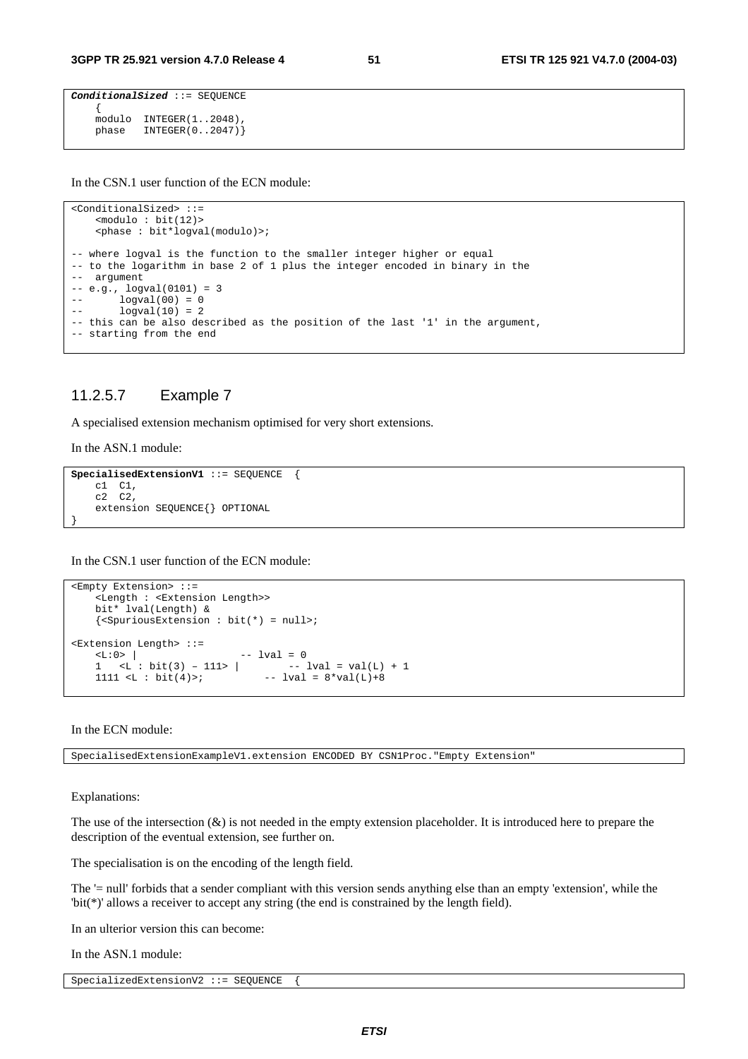```
ConditionalSized ::= SEQUENCE
    {
    modulo  INTEGER(1..2048),
    phase   INTEGER(0..2047)}
```

In the CSN.1 user function of the ECN module:

```
<ConditionalSized> ::=
    <modulo : bit(12)>
    <phase : bit*logval(modulo)>;

-- where logval is the function to the smaller integer higher or equal
-- to the logarithm in base 2 of 1 plus the integer encoded in binary in the
--  argument
-- e.g., logval(0101) = 3
--      logval(00) = 0
--      logval(10) = 2
-- this can be also described as the position of the last '1' in the argument,
-- starting from the end
```

### 11.2.5.7 Example 7

A specialised extension mechanism optimised for very short extensions.

In the ASN.1 module:

```
SpecialisedExtensionV1 ::= SEQUENCE  {
    c1  C1,
    c2  C2,
    extension SEQUENCE{} OPTIONAL
}
```

In the CSN.1 user function of the ECN module:

```
<Empty Extension> ::=
    <Length : <Extension Length>>
    bit* lval(Length) &
    {<SpuriousExtension : bit(*) = null>;

<Extension Length> ::=
    <L:0> |                 -- lval = 0
    1   <L : bit(3) – 111> |        -- lval = val(L) + 1
    1111 <L : bit(4)>;          -- lval = 8*val(L)+8
```

In the ECN module:

```
SpecialisedExtensionExampleV1.extension ENCODED BY CSN1Proc."Empty Extension"
```

Explanations:

The use of the intersection (&) is not needed in the empty extension placeholder. It is introduced here to prepare the description of the eventual extension, see further on.

The specialisation is on the encoding of the length field.

The '= null' forbids that a sender compliant with this version sends anything else than an empty 'extension', while the 'bit(*)' allows a receiver to accept any string (the end is constrained by the length field).

In an ulterior version this can become:

In the ASN.1 module:

```
SpecializedExtensionV2 ::= SEQUENCE  {
```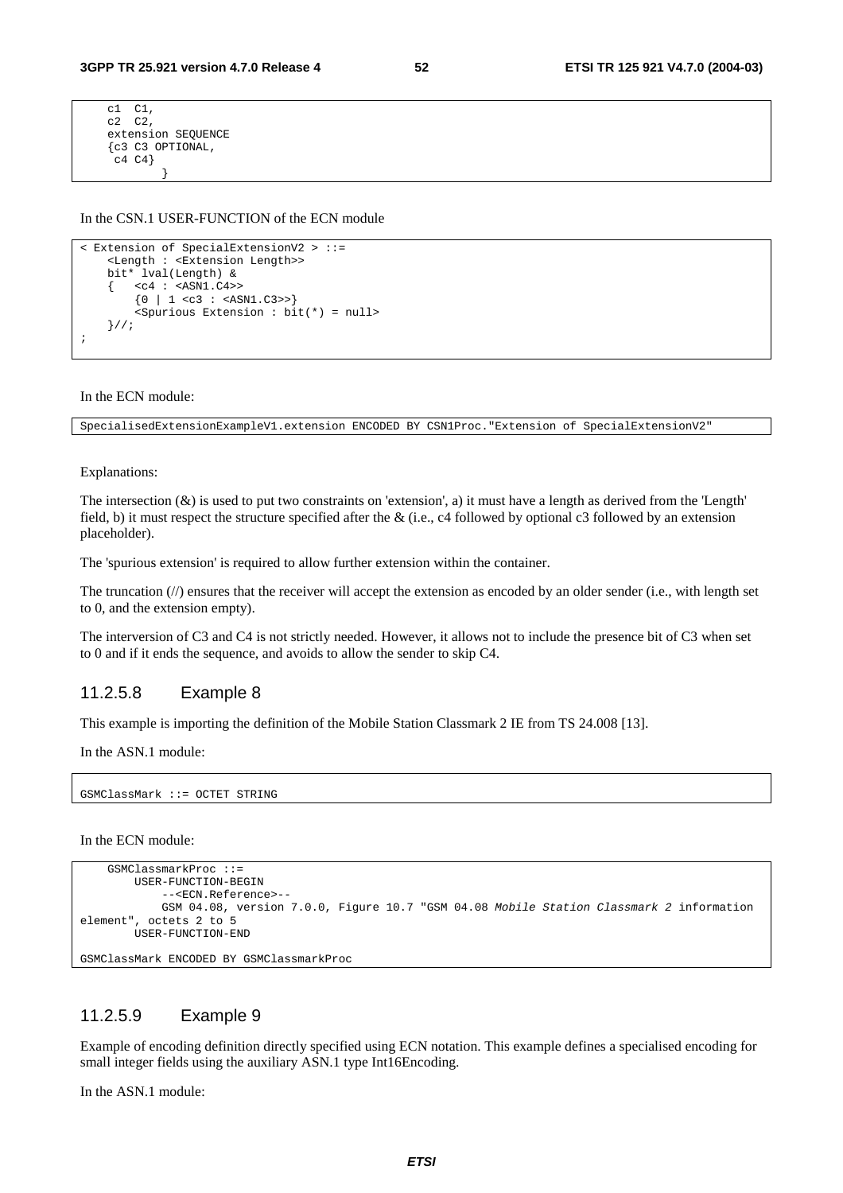```
    c1  C1,
    c2  C2,
    extension SEQUENCE
    {c3 C3 OPTIONAL,
     c4 C4}
            }
```

In the CSN.1 USER-FUNCTION of the ECN module

```
< Extension of SpecialExtensionV2 > ::=
    <Length : <Extension Length>>
    bit* lval(Length) &
    {   <c4 : <ASN1.C4>>
        {0 | 1 <c3 : <ASN1.C3>>}
        <Spurious Extension : bit(*) = null>
    }//;
;
```

In the ECN module:

```
SpecialisedExtensionExampleV1.extension ENCODED BY CSN1Proc."Extension of SpecialExtensionV2"
```

Explanations:

The intersection (&) is used to put two constraints on 'extension', a) it must have a length as derived from the 'Length' field, b) it must respect the structure specified after the & (i.e., c4 followed by optional c3 followed by an extension placeholder).

The 'spurious extension' is required to allow further extension within the container.

The truncation (//) ensures that the receiver will accept the extension as encoded by an older sender (i.e., with length set to 0, and the extension empty).

The interversion of C3 and C4 is not strictly needed. However, it allows not to include the presence bit of C3 when set to 0 and if it ends the sequence, and avoids to allow the sender to skip C4.

### 11.2.5.8 Example 8

This example is importing the definition of the Mobile Station Classmark 2 IE from TS 24.008 [13].

In the ASN.1 module:

```
GSMClassMark ::= OCTET STRING
```

In the ECN module:

```
    GSMClassmarkProc ::=
        USER-FUNCTION-BEGIN
            --<ECN.Reference>--
            GSM 04.08, version 7.0.0, Figure 10.7 "GSM 04.08 Mobile Station Classmark 2 information
element", octets 2 to 5
        USER-FUNCTION-END

GSMClassMark ENCODED BY GSMClassmarkProc
```

### 11.2.5.9 Example 9

Example of encoding definition directly specified using ECN notation. This example defines a specialised encoding for small integer fields using the auxiliary ASN.1 type Int16Encoding.

In the ASN.1 module: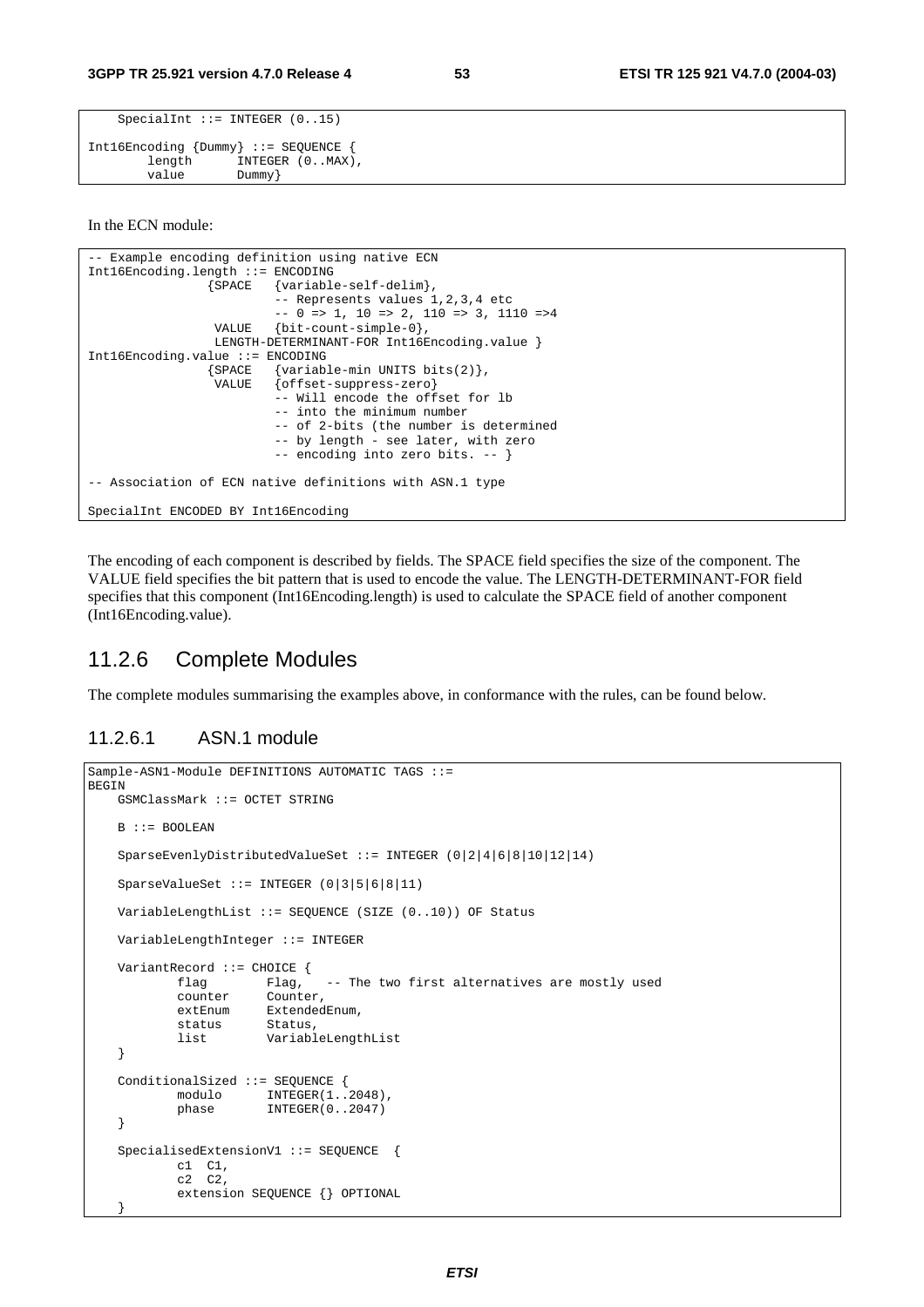```
    SpecialInt ::= INTEGER (0..15)

Int16Encoding {Dummy} ::= SEQUENCE {
        length      INTEGER (0..MAX),
        value       Dummy}
```

In the ECN module:

```
-- Example encoding definition using native ECN
Int16Encoding.length ::= ENCODING
                {SPACE   {variable-self-delim},
                         -- Represents values 1,2,3,4 etc
                         -- 0 => 1, 10 => 2, 110 => 3, 1110 =>4
                 VALUE   {bit-count-simple-0},
                 LENGTH-DETERMINANT-FOR Int16Encoding.value }
Int16Encoding.value ::= ENCODING
                {SPACE   {variable-min UNITS bits(2)},
                 VALUE   {offset-suppress-zero}
                         -- Will encode the offset for lb
                         -- into the minimum number
                         -- of 2-bits (the number is determined
                         -- by length - see later, with zero
                         -- encoding into zero bits. -- }

-- Association of ECN native definitions with ASN.1 type

SpecialInt ENCODED BY Int16Encoding
```

The encoding of each component is described by fields. The SPACE field specifies the size of the component. The VALUE field specifies the bit pattern that is used to encode the value. The LENGTH-DETERMINANT-FOR field specifies that this component (Int16Encoding.length) is used to calculate the SPACE field of another component (Int16Encoding.value).

## 11.2.6 Complete Modules

The complete modules summarising the examples above, in conformance with the rules, can be found below.

### 11.2.6.1 ASN.1 module

```
Sample-ASN1-Module DEFINITIONS AUTOMATIC TAGS ::=
BEGIN
    GSMClassMark ::= OCTET STRING

    B ::= BOOLEAN

    SparseEvenlyDistributedValueSet ::= INTEGER (0|2|4|6|8|10|12|14)

    SparseValueSet ::= INTEGER (0|3|5|6|8|11)

    VariableLengthList ::= SEQUENCE (SIZE (0..10)) OF Status

    VariableLengthInteger ::= INTEGER

    VariantRecord ::= CHOICE {
            flag        Flag,   -- The two first alternatives are mostly used
            counter     Counter,
            extEnum     ExtendedEnum,
            status      Status,
            list        VariableLengthList
    }

    ConditionalSized ::= SEQUENCE {
            modulo      INTEGER(1..2048),
            phase       INTEGER(0..2047)
    }

    SpecialisedExtensionV1 ::= SEQUENCE  {
            c1  C1,
            c2  C2,
            extension SEQUENCE {} OPTIONAL
    }
```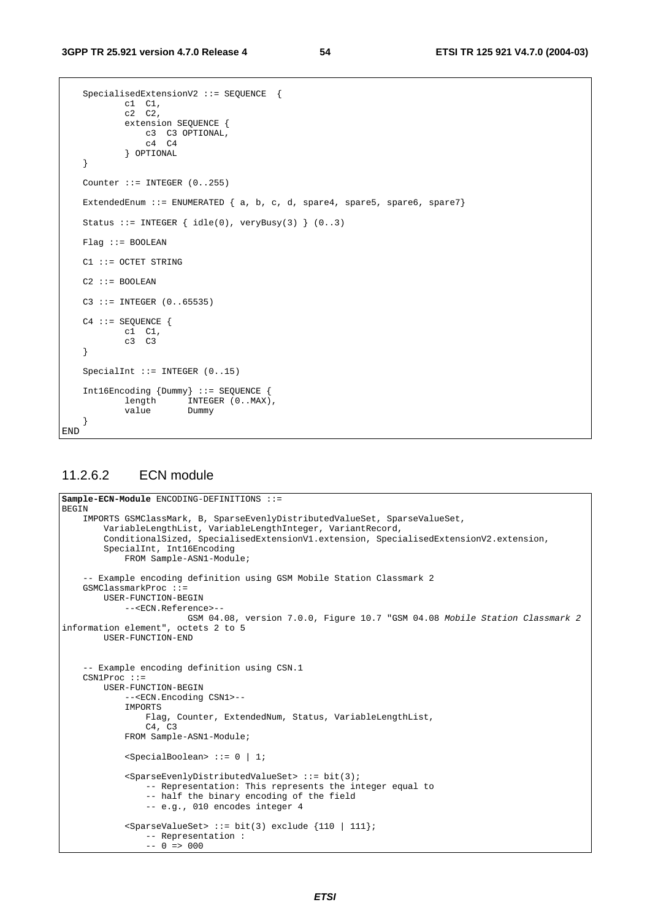```
    SpecialisedExtensionV2 ::= SEQUENCE  {
            c1  C1,
            c2  C2,
            extension SEQUENCE {
                c3  C3 OPTIONAL,
                c4  C4
            } OPTIONAL
    }

    Counter ::= INTEGER (0..255)

    ExtendedEnum ::= ENUMERATED { a, b, c, d, spare4, spare5, spare6, spare7}

    Status ::= INTEGER { idle(0), veryBusy(3) } (0..3)

    Flag ::= BOOLEAN

    C1 ::= OCTET STRING

    C2 ::= BOOLEAN

    C3 ::= INTEGER (0..65535)

    C4 ::= SEQUENCE {
            c1  C1,
            c3  C3
    }

    SpecialInt ::= INTEGER (0..15)

    Int16Encoding {Dummy} ::= SEQUENCE {
            length      INTEGER (0..MAX),
            value       Dummy
    }
END
```

### 11.2.6.2 ECN module

```
Sample-ECN-Module ENCODING-DEFINITIONS ::=
BEGIN
    IMPORTS GSMClassMark, B, SparseEvenlyDistributedValueSet, SparseValueSet,
        VariableLengthList, VariableLengthInteger, VariantRecord,
        ConditionalSized, SpecialisedExtensionV1.extension, SpecialisedExtensionV2.extension,
        SpecialInt, Int16Encoding
            FROM Sample-ASN1-Module;

    -- Example encoding definition using GSM Mobile Station Classmark 2
    GSMClassmarkProc ::=
        USER-FUNCTION-BEGIN
            --<ECN.Reference>--
                        GSM 04.08, version 7.0.0, Figure 10.7 "GSM 04.08 Mobile Station Classmark 2
information element", octets 2 to 5
        USER-FUNCTION-END


    -- Example encoding definition using CSN.1
    CSN1Proc ::=
        USER-FUNCTION-BEGIN
            --<ECN.Encoding CSN1>--
            IMPORTS
                Flag, Counter, ExtendedNum, Status, VariableLengthList,
                C4, C3
            FROM Sample-ASN1-Module;

            <SpecialBoolean> ::= 0 | 1;

            <SparseEvenlyDistributedValueSet> ::= bit(3);
                -- Representation: This represents the integer equal to
                -- half the binary encoding of the field
                -- e.g., 010 encodes integer 4

            <SparseValueSet> ::= bit(3) exclude {110 | 111};
                -- Representation :
                -- 0 => 000
```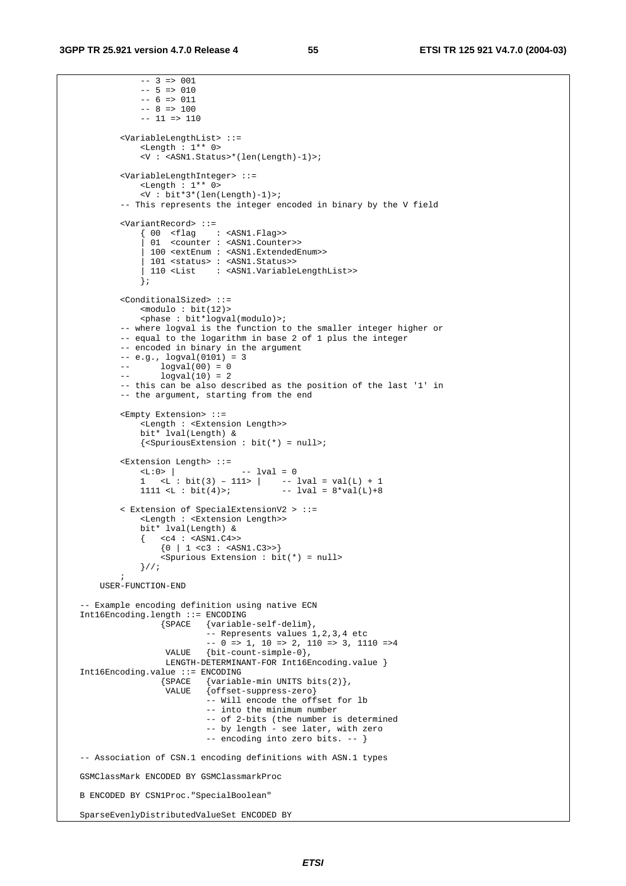```
            -- 3 => 001
            -- 5 => 010
            -- 6 => 011
            -- 8 => 100
            -- 11 => 110

        <VariableLengthList> ::=
            <Length : 1** 0>
            <V : <ASN1.Status>*(len(Length)-1)>;

        <VariableLengthInteger> ::=
            <Length : 1** 0>
            <V : bit*3*(len(Length)-1)>;
        -- This represents the integer encoded in binary by the V field

        <VariantRecord> ::=
            { 00  <flag    : <ASN1.Flag>>
            | 01  <counter : <ASN1.Counter>>
            | 100 <extEnum : <ASN1.ExtendedEnum>>
            | 101 <status> : <ASN1.Status>>
            | 110 <List    : <ASN1.VariableLengthList>>
            };

        <ConditionalSized> ::=
            <modulo : bit(12)>
            <phase : bit*logval(modulo)>;
        -- where logval is the function to the smaller integer higher or
        -- equal to the logarithm in base 2 of 1 plus the integer
        -- encoded in binary in the argument
        -- e.g., logval(0101) = 3
        --       logval(00) = 0
        --       logval(10) = 2
        -- this can be also described as the position of the last '1' in
        -- the argument, starting from the end

        <Empty Extension> ::=
            <Length : <Extension Length>>
            bit* lval(Length) &
            {<SpuriousExtension : bit(*) = null>;

        <Extension Length> ::=
            <L:0> |             -- lval = 0
            1   <L : bit(3) – 111> |    -- lval = val(L) + 1
            1111 <L : bit(4)>;          -- lval = 8*val(L)+8

        < Extension of SpecialExtensionV2 > ::=
            <Length : <Extension Length>>
            bit* lval(Length) &
            {   <c4 : <ASN1.C4>>
                {0 | 1 <c3 : <ASN1.C3>>}
                <Spurious Extension : bit(*) = null>
            }//;
        ;
    USER-FUNCTION-END

-- Example encoding definition using native ECN
Int16Encoding.length ::= ENCODING
                {SPACE   {variable-self-delim},
                         -- Represents values 1,2,3,4 etc
                         -- 0 => 1, 10 => 2, 110 => 3, 1110 =>4
                 VALUE   {bit-count-simple-0},
                 LENGTH-DETERMINANT-FOR Int16Encoding.value }
Int16Encoding.value ::= ENCODING
                {SPACE   {variable-min UNITS bits(2)},
                 VALUE   {offset-suppress-zero}
                         -- Will encode the offset for lb
                         -- into the minimum number
                         -- of 2-bits (the number is determined
                         -- by length - see later, with zero
                         -- encoding into zero bits. -- }

-- Association of CSN.1 encoding definitions with ASN.1 types

GSMClassMark ENCODED BY GSMClassmarkProc

B ENCODED BY CSN1Proc."SpecialBoolean"

SparseEvenlyDistributedValueSet ENCODED BY
```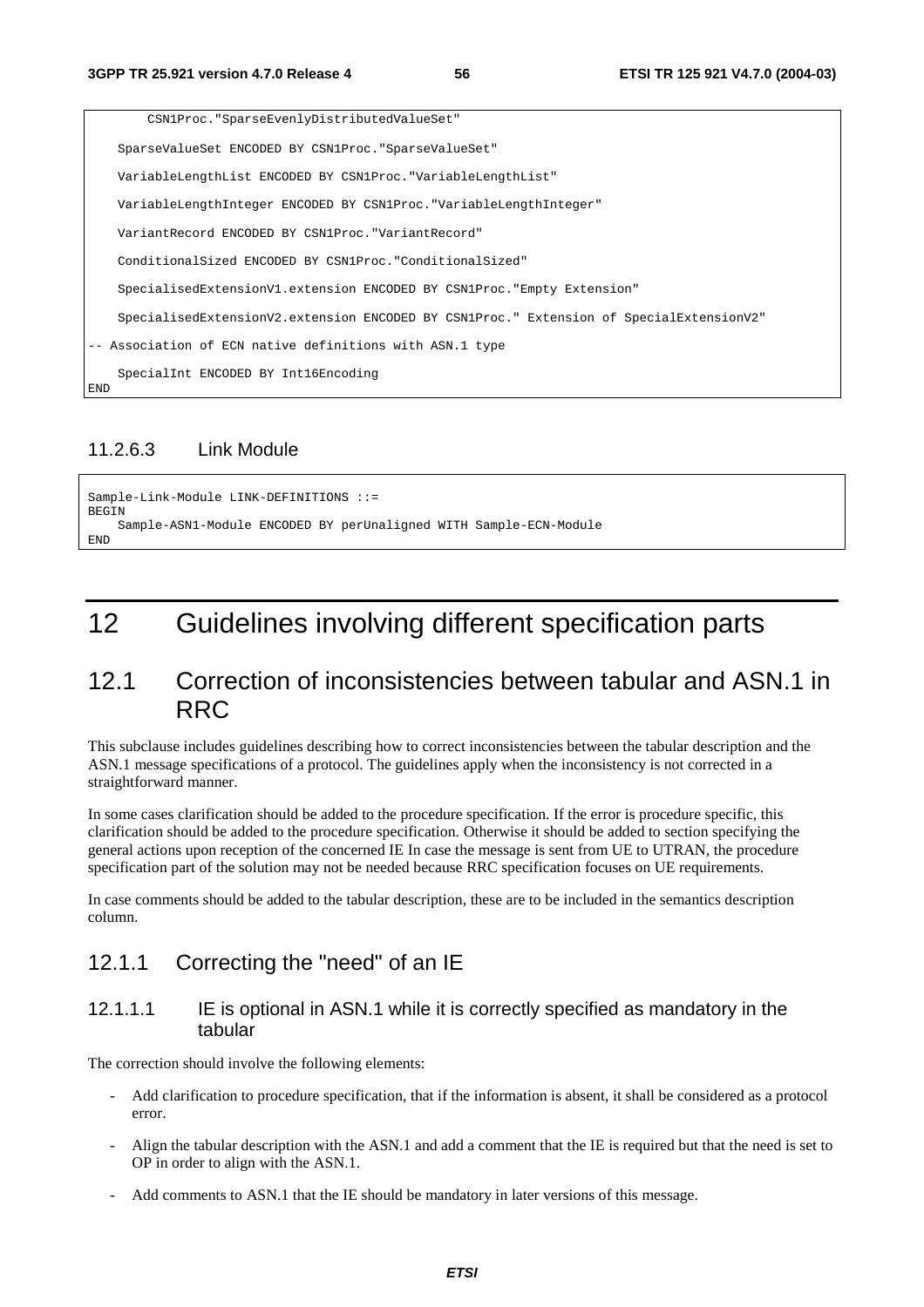```
        CSN1Proc."SparseEvenlyDistributedValueSet"

    SparseValueSet ENCODED BY CSN1Proc."SparseValueSet"

    VariableLengthList ENCODED BY CSN1Proc."VariableLengthList"

    VariableLengthInteger ENCODED BY CSN1Proc."VariableLengthInteger"

    VariantRecord ENCODED BY CSN1Proc."VariantRecord"

    ConditionalSized ENCODED BY CSN1Proc."ConditionalSized"

    SpecialisedExtensionV1.extension ENCODED BY CSN1Proc."Empty Extension"

    SpecialisedExtensionV2.extension ENCODED BY CSN1Proc." Extension of SpecialExtensionV2"

-- Association of ECN native definitions with ASN.1 type

    SpecialInt ENCODED BY Int16Encoding
END
```

#### 11.2.6.3 Link Module

```
Sample-Link-Module LINK-DEFINITIONS ::=
BEGIN
    Sample-ASN1-Module ENCODED BY perUnaligned WITH Sample-ECN-Module
END
```

# 12 Guidelines involving different specification parts

## 12.1 Correction of inconsistencies between tabular and ASN.1 in RRC

This subclause includes guidelines describing how to correct inconsistencies between the tabular description and the ASN.1 message specifications of a protocol. The guidelines apply when the inconsistency is not corrected in a straightforward manner.

In some cases clarification should be added to the procedure specification. If the error is procedure specific, this clarification should be added to the procedure specification. Otherwise it should be added to section specifying the general actions upon reception of the concerned IE In case the message is sent from UE to UTRAN, the procedure specification part of the solution may not be needed because RRC specification focuses on UE requirements.

In case comments should be added to the tabular description, these are to be included in the semantics description column.

### 12.1.1 Correcting the "need" of an IE

#### 12.1.1.1 IE is optional in ASN.1 while it is correctly specified as mandatory in the tabular

The correction should involve the following elements:

- Add clarification to procedure specification, that if the information is absent, it shall be considered as a protocol error.
- Align the tabular description with the ASN.1 and add a comment that the IE is required but that the need is set to OP in order to align with the ASN.1.
- Add comments to ASN.1 that the IE should be mandatory in later versions of this message.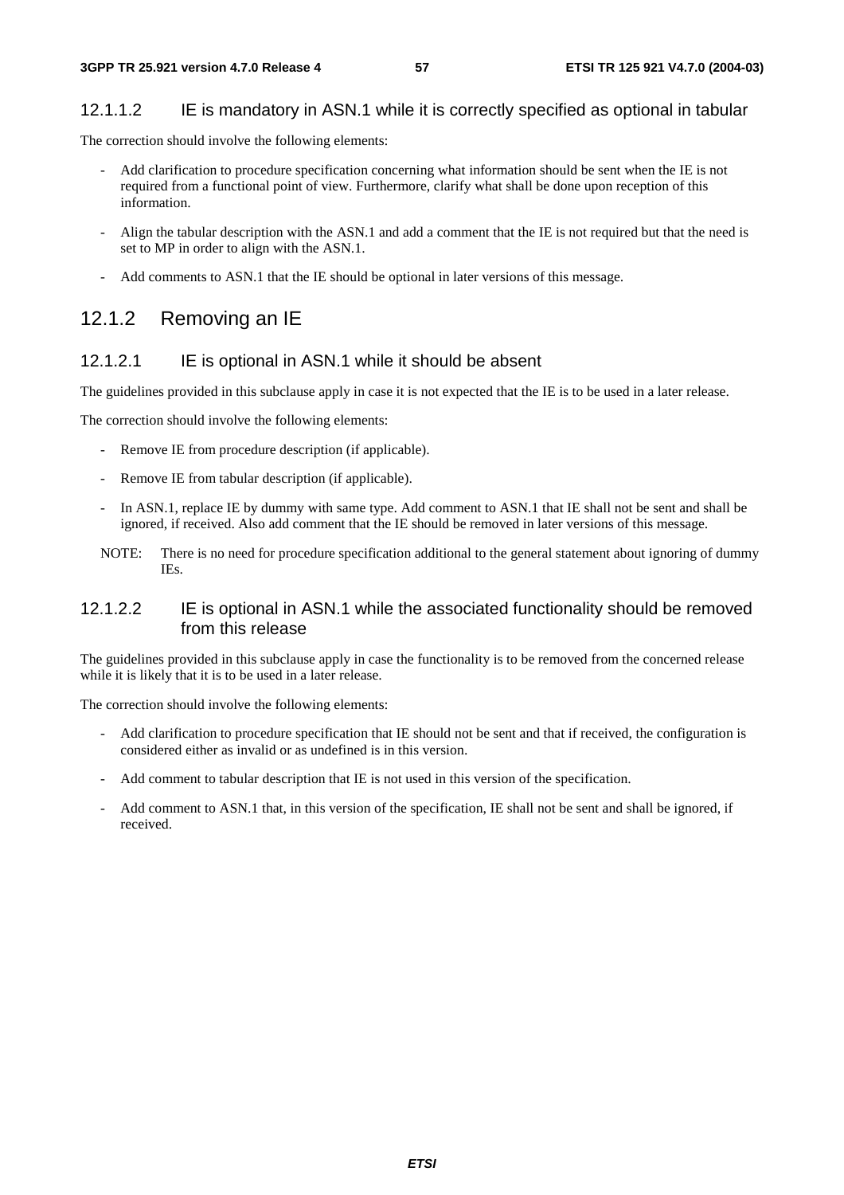#### 12.1.1.2 IE is mandatory in ASN.1 while it is correctly specified as optional in tabular

The correction should involve the following elements:

- Add clarification to procedure specification concerning what information should be sent when the IE is not required from a functional point of view. Furthermore, clarify what shall be done upon reception of this information.
- Align the tabular description with the ASN.1 and add a comment that the IE is not required but that the need is set to MP in order to align with the ASN.1.
- Add comments to ASN.1 that the IE should be optional in later versions of this message.

### 12.1.2 Removing an IE

#### 12.1.2.1 IE is optional in ASN.1 while it should be absent

The guidelines provided in this subclause apply in case it is not expected that the IE is to be used in a later release.

The correction should involve the following elements:

- Remove IE from procedure description (if applicable).
- Remove IE from tabular description (if applicable).
- In ASN.1, replace IE by dummy with same type. Add comment to ASN.1 that IE shall not be sent and shall be ignored, if received. Also add comment that the IE should be removed in later versions of this message.

NOTE: There is no need for procedure specification additional to the general statement about ignoring of dummy IEs.

#### 12.1.2.2 IE is optional in ASN.1 while the associated functionality should be removed from this release

The guidelines provided in this subclause apply in case the functionality is to be removed from the concerned release while it is likely that it is to be used in a later release.

The correction should involve the following elements:

- Add clarification to procedure specification that IE should not be sent and that if received, the configuration is considered either as invalid or as undefined is in this version.
- Add comment to tabular description that IE is not used in this version of the specification.
- Add comment to ASN.1 that, in this version of the specification, IE shall not be sent and shall be ignored, if received.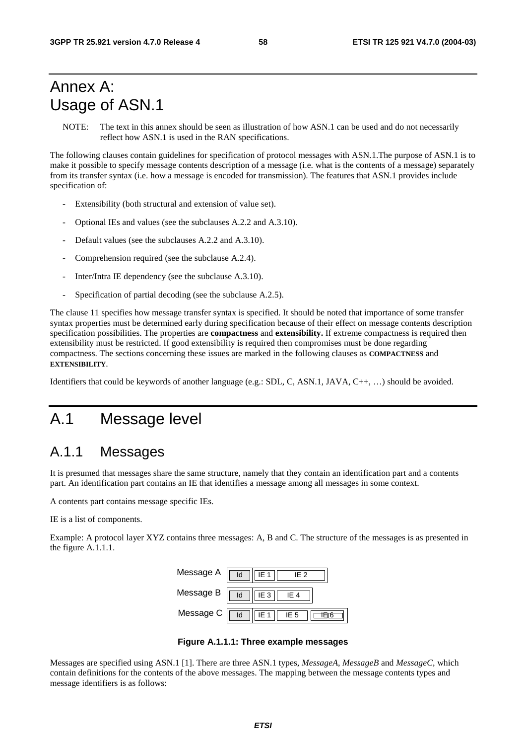# Annex A: Usage of ASN.1

NOTE: The text in this annex should be seen as illustration of how ASN.1 can be used and do not necessarily reflect how ASN.1 is used in the RAN specifications.

The following clauses contain guidelines for specification of protocol messages with ASN.1.The purpose of ASN.1 is to make it possible to specify message contents description of a message (i.e. what is the contents of a message) separately from its transfer syntax (i.e. how a message is encoded for transmission). The features that ASN.1 provides include specification of:

- Extensibility (both structural and extension of value set).
- Optional IEs and values (see the subclauses A.2.2 and A.3.10).
- Default values (see the subclauses A.2.2 and A.3.10).
- Comprehension required (see the subclause A.2.4).
- Inter/Intra IE dependency (see the subclause A.3.10).
- Specification of partial decoding (see the subclause A.2.5).

The clause 11 specifies how message transfer syntax is specified. It should be noted that importance of some transfer syntax properties must be determined early during specification because of their effect on message contents description specification possibilities. The properties are **compactness** and **extensibility.** If extreme compactness is required then extensibility must be restricted. If good extensibility is required then compromises must be done regarding compactness. The sections concerning these issues are marked in the following clauses as **COMPACTNESS** and **EXTENSIBILITY**.

Identifiers that could be keywords of another language (e.g.: SDL, C, ASN.1, JAVA, C++, …) should be avoided.

# A.1 Message level

## A.1.1 Messages

It is presumed that messages share the same structure, namely that they contain an identification part and a contents part. An identification part contains an IE that identifies a message among all messages in some context.

A contents part contains message specific IEs.

IE is a list of components.

Example: A protocol layer XYZ contains three messages: A, B and C. The structure of the messages is as presented in the figure A.1.1.1.

| | | | | |
|---|---|---|---|---|
| Message A | Id | IE 1 | IE 2 | |
| Message B | Id | IE 3 | IE 4 | |
| Message C | Id | IE 1 | IE 5 | IE 6 |

**Figure A.1.1.1: Three example messages**

Messages are specified using ASN.1 [1]. There are three ASN.1 types, *MessageA*, *MessageB* and *MessageC*, which contain definitions for the contents of the above messages. The mapping between the message contents types and message identifiers is as follows: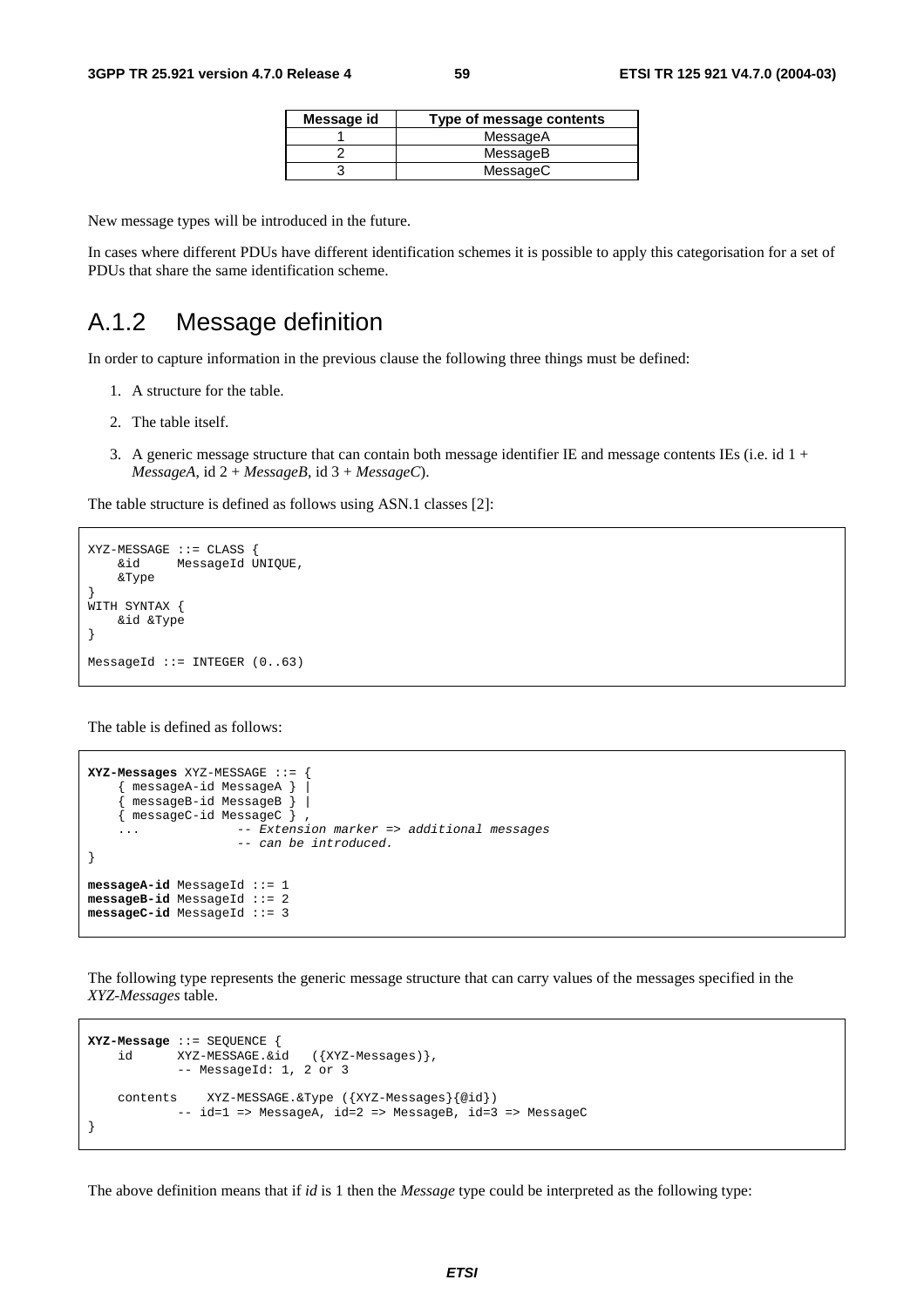| Message id | Type of message contents |
| --- | --- |
| 1 | MessageA |
| 2 | MessageB |
| 3 | MessageC |

New message types will be introduced in the future.

In cases where different PDUs have different identification schemes it is possible to apply this categorisation for a set of PDUs that share the same identification scheme.

## A.1.2 Message definition

In order to capture information in the previous clause the following three things must be defined:

1. A structure for the table.
2. The table itself.
3. A generic message structure that can contain both message identifier IE and message contents IEs (i.e. id 1 + *MessageA*, id 2 + *MessageB*, id 3 + *MessageC*).

The table structure is defined as follows using ASN.1 classes [2]:

```
XYZ-MESSAGE ::= CLASS {
    &id     MessageId UNIQUE,
    &Type
}
WITH SYNTAX {
    &id &Type
}

MessageId ::= INTEGER (0..63)
```

The table is defined as follows:

```
XYZ-Messages XYZ-MESSAGE ::= {
    { messageA-id MessageA } |
    { messageB-id MessageB } |
    { messageC-id MessageC } ,
    ...             -- Extension marker => additional messages
                    -- can be introduced.
}

messageA-id MessageId ::= 1
messageB-id MessageId ::= 2
messageC-id MessageId ::= 3
```

The following type represents the generic message structure that can carry values of the messages specified in the *XYZ-Messages* table.

```
XYZ-Message ::= SEQUENCE {
    id      XYZ-MESSAGE.&id   ({XYZ-Messages)},
            -- MessageId: 1, 2 or 3

    contents    XYZ-MESSAGE.&Type ({XYZ-Messages}{@id})
            -- id=1 => MessageA, id=2 => MessageB, id=3 => MessageC
}
```

The above definition means that if *id* is 1 then the *Message* type could be interpreted as the following type: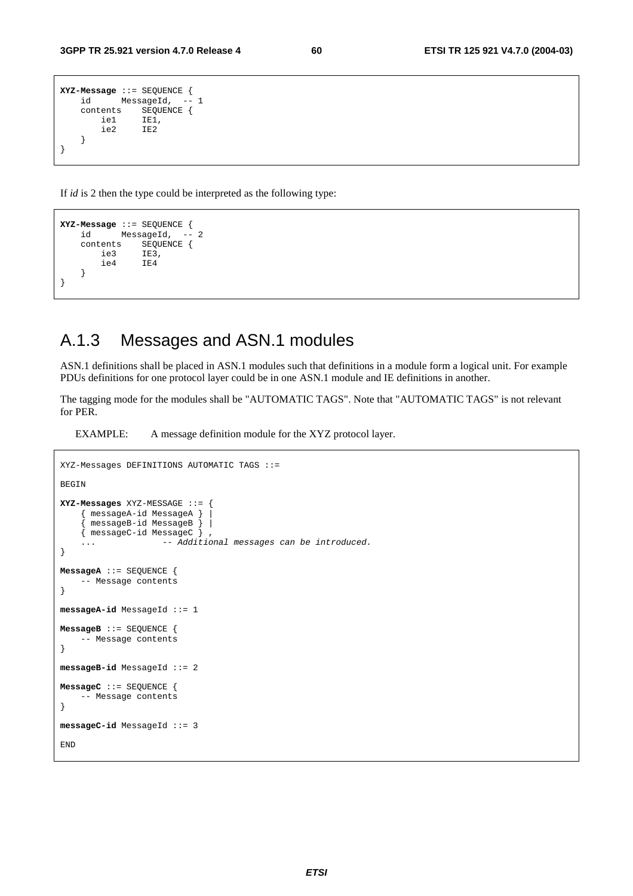```
XYZ-Message ::= SEQUENCE {
    id      MessageId,  -- 1
    contents    SEQUENCE {
        ie1     IE1,
        ie2     IE2
    }
}
```

If *id* is 2 then the type could be interpreted as the following type:

```
XYZ-Message ::= SEQUENCE {
    id      MessageId,  -- 2
    contents    SEQUENCE {
        ie3     IE3,
        ie4     IE4
    }
}
```

## A.1.3 Messages and ASN.1 modules

ASN.1 definitions shall be placed in ASN.1 modules such that definitions in a module form a logical unit. For example PDUs definitions for one protocol layer could be in one ASN.1 module and IE definitions in another.

The tagging mode for the modules shall be "AUTOMATIC TAGS". Note that "AUTOMATIC TAGS" is not relevant for PER.

EXAMPLE: A message definition module for the XYZ protocol layer.

```
XYZ-Messages DEFINITIONS AUTOMATIC TAGS ::=

BEGIN

XYZ-Messages XYZ-MESSAGE ::= {
    { messageA-id MessageA } |
    { messageB-id MessageB } |
    { messageC-id MessageC } ,
    ...             -- Additional messages can be introduced.
}

MessageA ::= SEQUENCE {
    -- Message contents
}

messageA-id MessageId ::= 1

MessageB ::= SEQUENCE {
    -- Message contents
}

messageB-id MessageId ::= 2

MessageC ::= SEQUENCE {
    -- Message contents
}

messageC-id MessageId ::= 3

END
```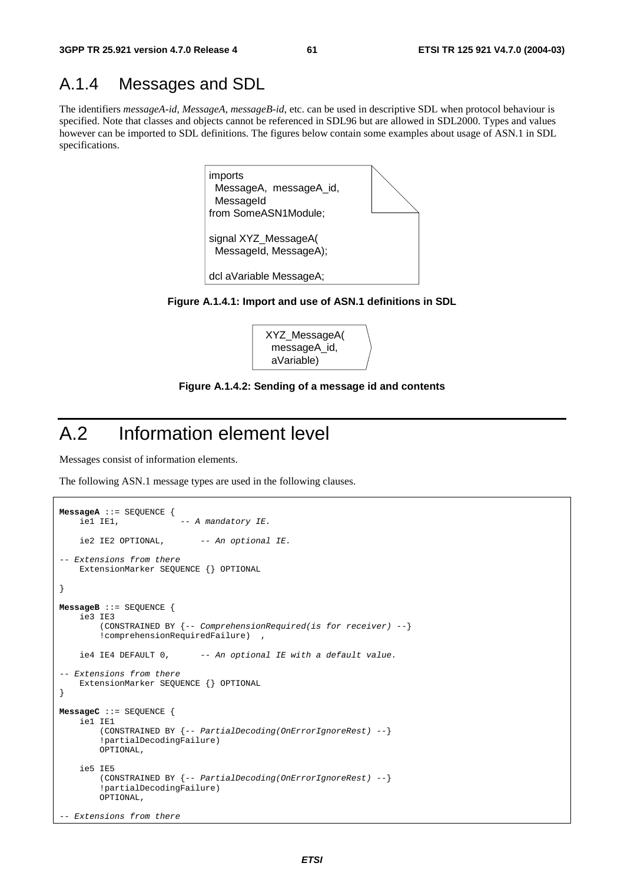## A.1.4 Messages and SDL

The identifiers *messageA-id*, *MessageA*, *messageB-id*, etc. can be used in descriptive SDL when protocol behaviour is specified. Note that classes and objects cannot be referenced in SDL96 but are allowed in SDL2000. Types and values however can be imported to SDL definitions. The figures below contain some examples about usage of ASN.1 in SDL specifications.

```
imports
  MessageA,  messageA_id,
  MessageId
from SomeASN1Module;

signal XYZ_MessageA(
  MessageId, MessageA);

dcl aVariable MessageA;
```

**Figure A.1.4.1: Import and use of ASN.1 definitions in SDL**

```
XYZ_MessageA(
  messageA_id,
  aVariable)
```

**Figure A.1.4.2: Sending of a message id and contents**

# A.2 Information element level

Messages consist of information elements.

The following ASN.1 message types are used in the following clauses.

```
MessageA ::= SEQUENCE {
    ie1 IE1,            -- A mandatory IE.

    ie2 IE2 OPTIONAL,       -- An optional IE.

-- Extensions from there
    ExtensionMarker SEQUENCE {} OPTIONAL

}

MessageB ::= SEQUENCE {
    ie3 IE3
        (CONSTRAINED BY {-- ComprehensionRequired(is for receiver) --}
        !comprehensionRequiredFailure)  ,

    ie4 IE4 DEFAULT 0,      -- An optional IE with a default value.

-- Extensions from there
    ExtensionMarker SEQUENCE {} OPTIONAL
}

MessageC ::= SEQUENCE {
    ie1 IE1
        (CONSTRAINED BY {-- PartialDecoding(OnErrorIgnoreRest) --}
        !partialDecodingFailure)
        OPTIONAL,

    ie5 IE5
        (CONSTRAINED BY {-- PartialDecoding(OnErrorIgnoreRest) --}
        !partialDecodingFailure)
        OPTIONAL,

-- Extensions from there
```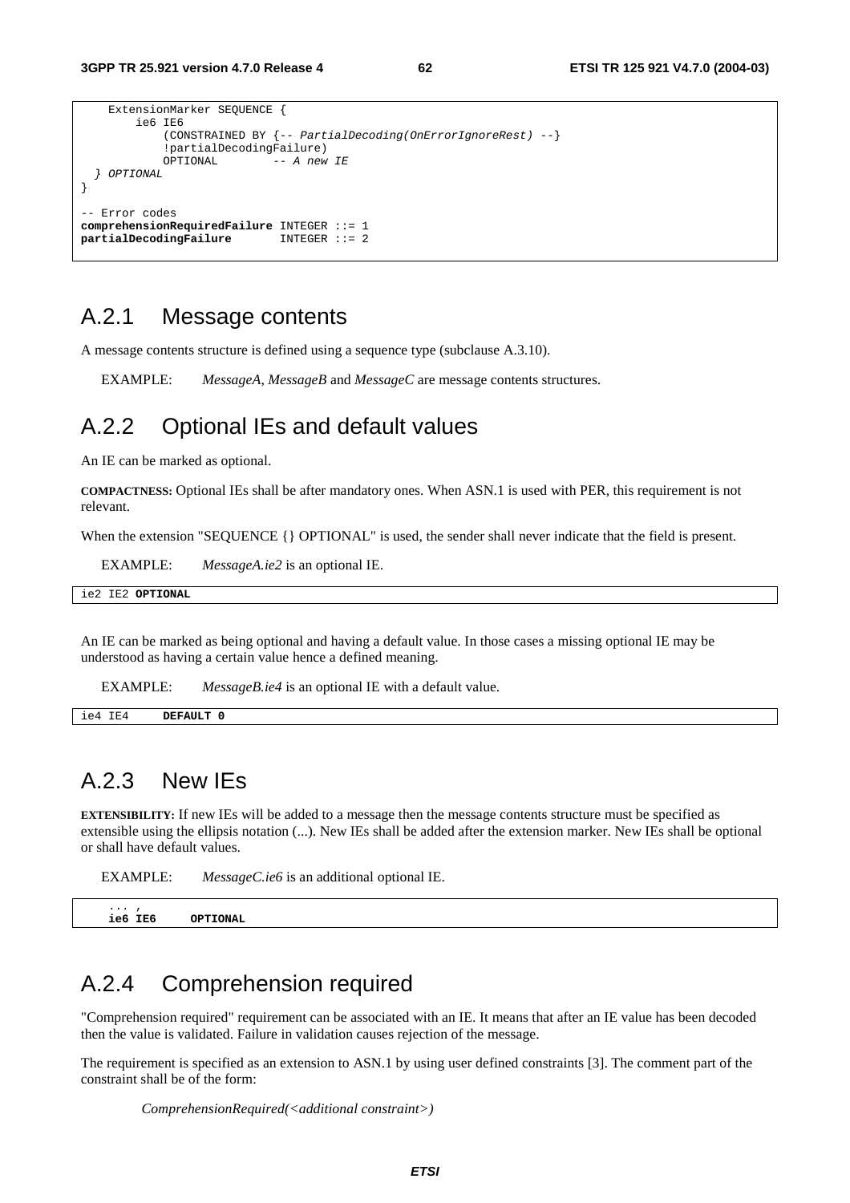```
    ExtensionMarker SEQUENCE {
        ie6 IE6
            (CONSTRAINED BY {-- PartialDecoding(OnErrorIgnoreRest) --}
            !partialDecodingFailure)
            OPTIONAL        -- A new IE
  } OPTIONAL
}

-- Error codes
comprehensionRequiredFailure INTEGER ::= 1
partialDecodingFailure       INTEGER ::= 2
```

## A.2.1 Message contents

A message contents structure is defined using a sequence type (subclause A.3.10).

EXAMPLE: *MessageA*, *MessageB* and *MessageC* are message contents structures.

## A.2.2 Optional IEs and default values

An IE can be marked as optional.

**COMPACTNESS:** Optional IEs shall be after mandatory ones. When ASN.1 is used with PER, this requirement is not relevant.

When the extension "SEQUENCE {} OPTIONAL" is used, the sender shall never indicate that the field is present.

EXAMPLE: *MessageA.ie2* is an optional IE.

```
ie2 IE2 OPTIONAL
```

An IE can be marked as being optional and having a default value. In those cases a missing optional IE may be understood as having a certain value hence a defined meaning.

EXAMPLE: *MessageB.ie4* is an optional IE with a default value.

```
ie4 IE4     DEFAULT 0
```

## A.2.3 New IEs

**EXTENSIBILITY:** If new IEs will be added to a message then the message contents structure must be specified as extensible using the ellipsis notation (...). New IEs shall be added after the extension marker. New IEs shall be optional or shall have default values.

EXAMPLE: *MessageC.ie6* is an additional optional IE.

```
   ... ,
   ie6 IE6     OPTIONAL
```

## A.2.4 Comprehension required

"Comprehension required" requirement can be associated with an IE. It means that after an IE value has been decoded then the value is validated. Failure in validation causes rejection of the message.

The requirement is specified as an extension to ASN.1 by using user defined constraints [3]. The comment part of the constraint shall be of the form:

*ComprehensionRequired(<additional constraint>)*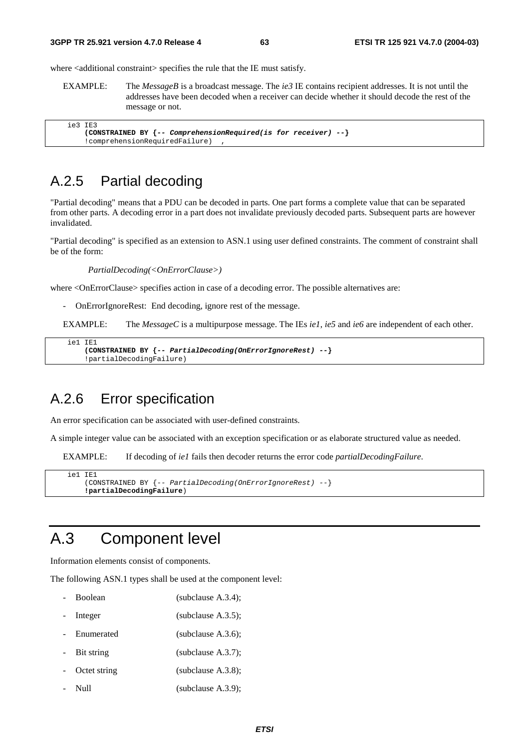where <additional constraint> specifies the rule that the IE must satisfy.

EXAMPLE: The *MessageB* is a broadcast message. The *ie3* IE contains recipient addresses. It is not until the addresses have been decoded when a receiver can decide whether it should decode the rest of the message or not.

```
ie3 IE3
    (CONSTRAINED BY {-- ComprehensionRequired(is for receiver) --}
    !comprehensionRequiredFailure)  ,
```

## A.2.5 Partial decoding

"Partial decoding" means that a PDU can be decoded in parts. One part forms a complete value that can be separated from other parts. A decoding error in a part does not invalidate previously decoded parts. Subsequent parts are however invalidated.

"Partial decoding" is specified as an extension to ASN.1 using user defined constraints. The comment of constraint shall be of the form:

*PartialDecoding(<OnErrorClause>)*

where <OnErrorClause> specifies action in case of a decoding error. The possible alternatives are:

- OnErrorIgnoreRest: End decoding, ignore rest of the message.

EXAMPLE: The *MessageC* is a multipurpose message. The IEs *ie1*, *ie5* and *ie6* are independent of each other.

```
ie1 IE1
    (CONSTRAINED BY {-- PartialDecoding(OnErrorIgnoreRest) --}
    !partialDecodingFailure)
```

## A.2.6 Error specification

An error specification can be associated with user-defined constraints.

A simple integer value can be associated with an exception specification or as elaborate structured value as needed.

EXAMPLE: If decoding of *ie1* fails then decoder returns the error code *partialDecodingFailure*.

```
ie1 IE1
    (CONSTRAINED BY {-- PartialDecoding(OnErrorIgnoreRest) --}
    !partialDecodingFailure)
```

# A.3 Component level

Information elements consist of components.

The following ASN.1 types shall be used at the component level:

- Boolean (subclause A.3.4);
- Integer (subclause A.3.5);
- Enumerated (subclause A.3.6);
- Bit string (subclause A.3.7);
- Octet string (subclause A.3.8);
- Null (subclause A.3.9);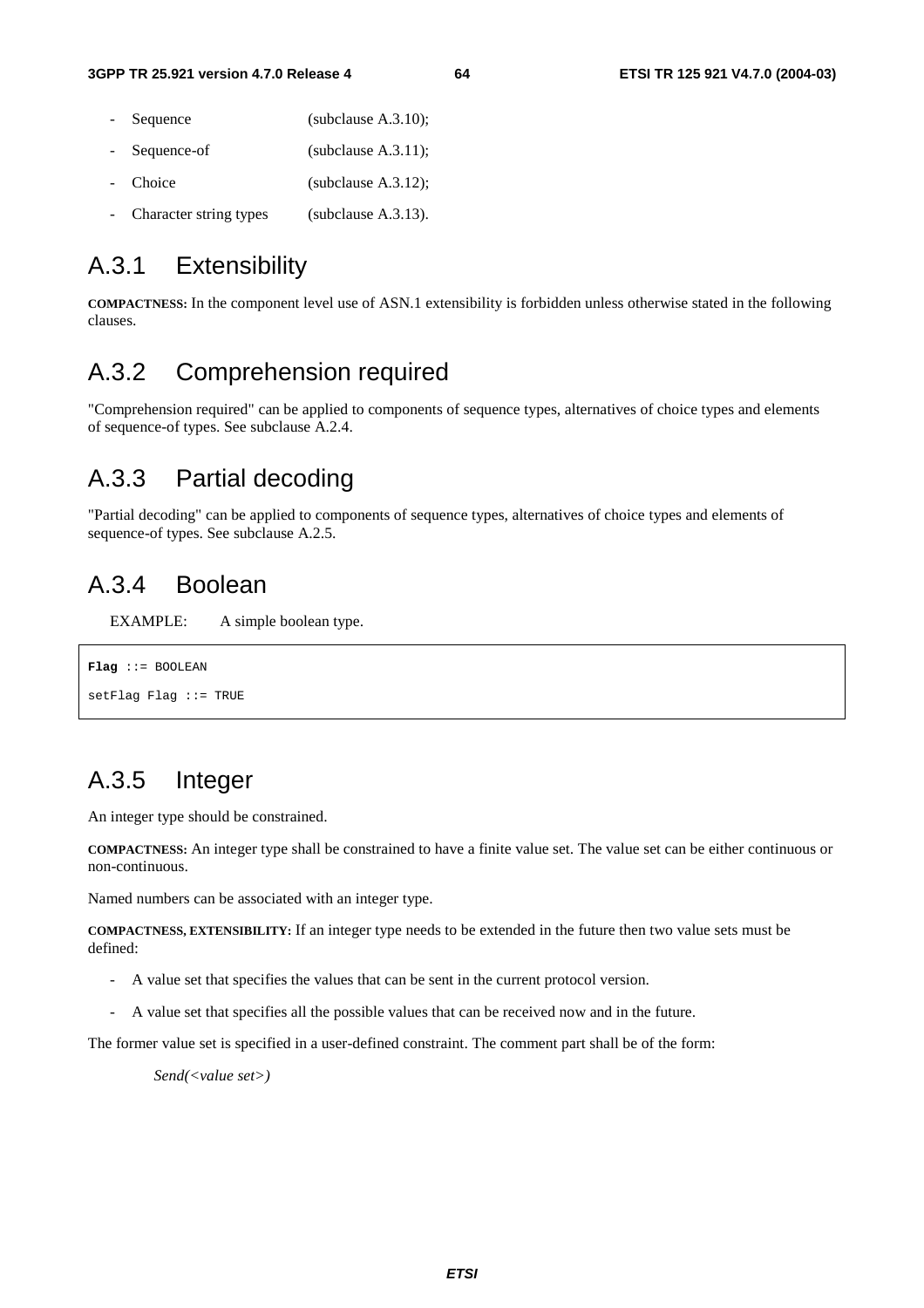- Sequence (subclause A.3.10);
- Sequence-of (subclause A.3.11);
- Choice (subclause A.3.12);
- Character string types (subclause A.3.13).

## A.3.1 Extensibility

**COMPACTNESS:** In the component level use of ASN.1 extensibility is forbidden unless otherwise stated in the following clauses.

## A.3.2 Comprehension required

"Comprehension required" can be applied to components of sequence types, alternatives of choice types and elements of sequence-of types. See subclause A.2.4.

## A.3.3 Partial decoding

"Partial decoding" can be applied to components of sequence types, alternatives of choice types and elements of sequence-of types. See subclause A.2.5.

## A.3.4 Boolean

EXAMPLE: A simple boolean type.

```
Flag ::= BOOLEAN

setFlag Flag ::= TRUE
```

## A.3.5 Integer

An integer type should be constrained.

**COMPACTNESS:** An integer type shall be constrained to have a finite value set. The value set can be either continuous or non-continuous.

Named numbers can be associated with an integer type.

**COMPACTNESS, EXTENSIBILITY:** If an integer type needs to be extended in the future then two value sets must be defined:

- A value set that specifies the values that can be sent in the current protocol version.
- A value set that specifies all the possible values that can be received now and in the future.

The former value set is specified in a user-defined constraint. The comment part shall be of the form:

*Send(<value set>)*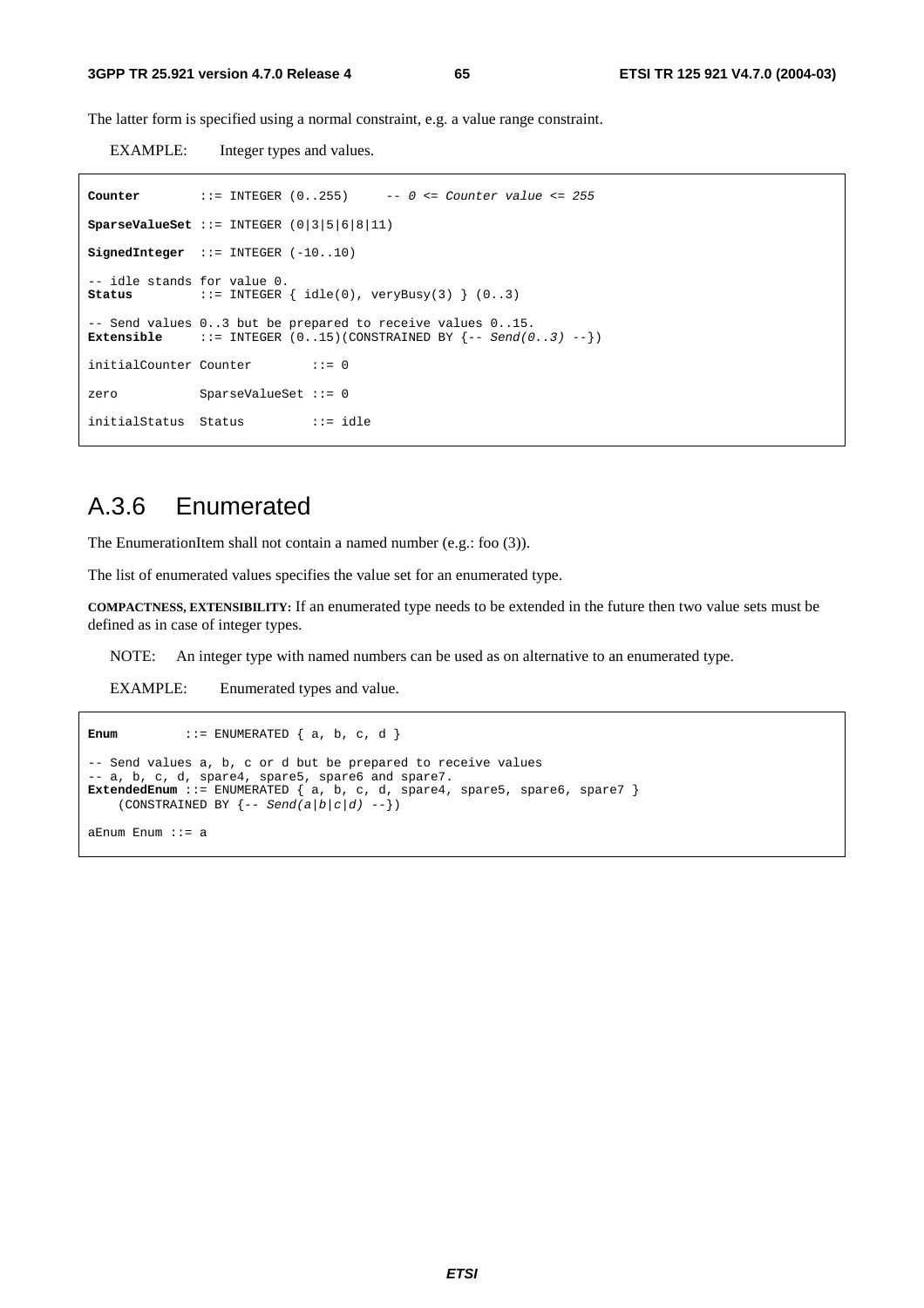The latter form is specified using a normal constraint, e.g. a value range constraint.

EXAMPLE: Integer types and values.

```
Counter        ::= INTEGER (0..255)     -- 0 <= Counter value <= 255

SparseValueSet ::= INTEGER (0|3|5|6|8|11)

SignedInteger  ::= INTEGER (-10..10)

-- idle stands for value 0.
Status         ::= INTEGER { idle(0), veryBusy(3) } (0..3)

-- Send values 0..3 but be prepared to receive values 0..15.
Extensible     ::= INTEGER (0..15)(CONSTRAINED BY {-- Send(0..3) --})

initialCounter Counter        ::= 0

zero           SparseValueSet ::= 0

initialStatus  Status         ::= idle
```

## A.3.6 Enumerated

The EnumerationItem shall not contain a named number (e.g.: foo (3)).

The list of enumerated values specifies the value set for an enumerated type.

**COMPACTNESS, EXTENSIBILITY:** If an enumerated type needs to be extended in the future then two value sets must be defined as in case of integer types.

NOTE: An integer type with named numbers can be used as on alternative to an enumerated type.

EXAMPLE: Enumerated types and value.

```
Enum         ::= ENUMERATED { a, b, c, d }

-- Send values a, b, c or d but be prepared to receive values
-- a, b, c, d, spare4, spare5, spare6 and spare7.
ExtendedEnum ::= ENUMERATED { a, b, c, d, spare4, spare5, spare6, spare7 }
    (CONSTRAINED BY {-- Send(a|b|c|d) --})

aEnum Enum ::= a
```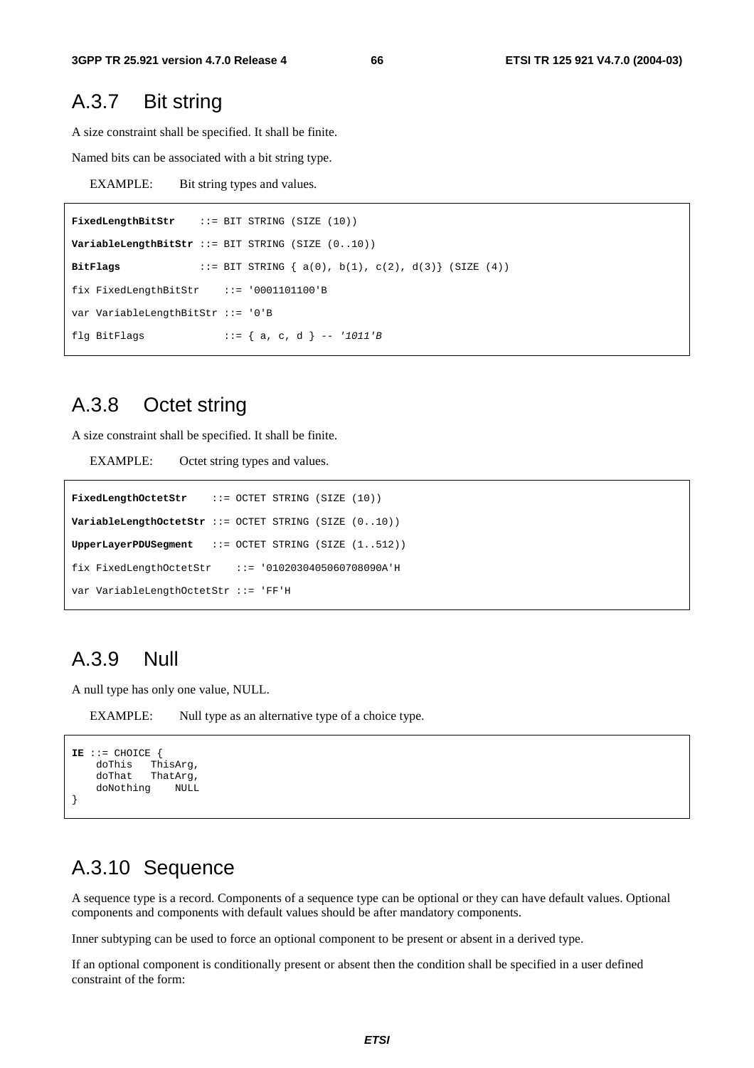## A.3.7 Bit string

A size constraint shall be specified. It shall be finite.

Named bits can be associated with a bit string type.

EXAMPLE: Bit string types and values.

```
FixedLengthBitStr    ::= BIT STRING (SIZE (10))
VariableLengthBitStr ::= BIT STRING (SIZE (0..10))
BitFlags             ::= BIT STRING { a(0), b(1), c(2), d(3)} (SIZE (4))
fix FixedLengthBitStr    ::= '0001101100'B
var VariableLengthBitStr ::= '0'B
flg BitFlags             ::= { a, c, d } -- '1011'B
```

## A.3.8 Octet string

A size constraint shall be specified. It shall be finite.

EXAMPLE: Octet string types and values.

```
FixedLengthOctetStr    ::= OCTET STRING (SIZE (10))
VariableLengthOctetStr ::= OCTET STRING (SIZE (0..10))
UpperLayerPDUSegment   ::= OCTET STRING (SIZE (1..512))
fix FixedLengthOctetStr    ::= '0102030405060708090A'H
var VariableLengthOctetStr ::= 'FF'H
```

## A.3.9 Null

A null type has only one value, NULL.

EXAMPLE: Null type as an alternative type of a choice type.

```
IE ::= CHOICE {
    doThis   ThisArg,
    doThat   ThatArg,
    doNothing    NULL
}
```

## A.3.10 Sequence

A sequence type is a record. Components of a sequence type can be optional or they can have default values. Optional components and components with default values should be after mandatory components.

Inner subtyping can be used to force an optional component to be present or absent in a derived type.

If an optional component is conditionally present or absent then the condition shall be specified in a user defined constraint of the form: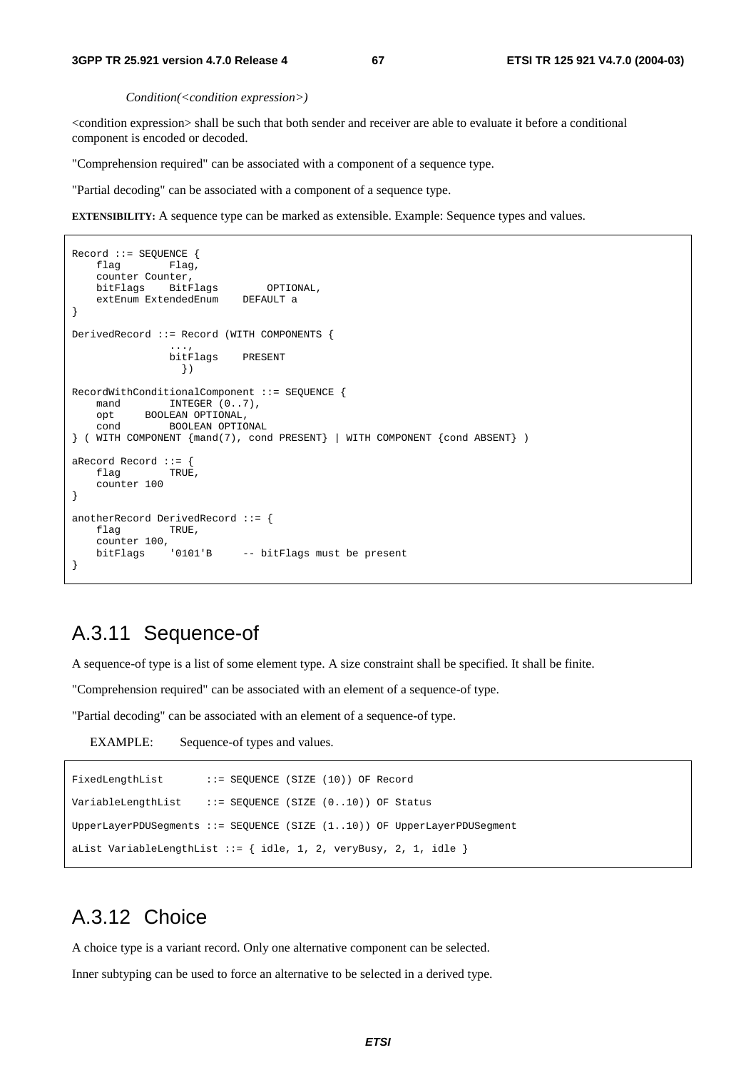*Condition(<condition expression>)*

<condition expression> shall be such that both sender and receiver are able to evaluate it before a conditional component is encoded or decoded.

"Comprehension required" can be associated with a component of a sequence type.

"Partial decoding" can be associated with a component of a sequence type.

**EXTENSIBILITY:** A sequence type can be marked as extensible. Example: Sequence types and values.

```
Record ::= SEQUENCE {
    flag        Flag,
    counter Counter,
    bitFlags    BitFlags        OPTIONAL,
    extEnum ExtendedEnum    DEFAULT a
}

DerivedRecord ::= Record (WITH COMPONENTS {
                ...,
                bitFlags    PRESENT
                  })

RecordWithConditionalComponent ::= SEQUENCE {
    mand        INTEGER (0..7),
    opt     BOOLEAN OPTIONAL,
    cond        BOOLEAN OPTIONAL
} ( WITH COMPONENT {mand(7), cond PRESENT} | WITH COMPONENT {cond ABSENT} )

aRecord Record ::= {
    flag        TRUE,
    counter 100
}

anotherRecord DerivedRecord ::= {
    flag        TRUE,
    counter 100,
    bitFlags    '0101'B     -- bitFlags must be present
}
```

## A.3.11 Sequence-of

A sequence-of type is a list of some element type. A size constraint shall be specified. It shall be finite.

"Comprehension required" can be associated with an element of a sequence-of type.

"Partial decoding" can be associated with an element of a sequence-of type.

EXAMPLE: Sequence-of types and values.

```
FixedLengthList       ::= SEQUENCE (SIZE (10)) OF Record

VariableLengthList    ::= SEQUENCE (SIZE (0..10)) OF Status

UpperLayerPDUSegments ::= SEQUENCE (SIZE (1..10)) OF UpperLayerPDUSegment

aList VariableLengthList ::= { idle, 1, 2, veryBusy, 2, 1, idle }
```

## A.3.12 Choice

A choice type is a variant record. Only one alternative component can be selected.

Inner subtyping can be used to force an alternative to be selected in a derived type.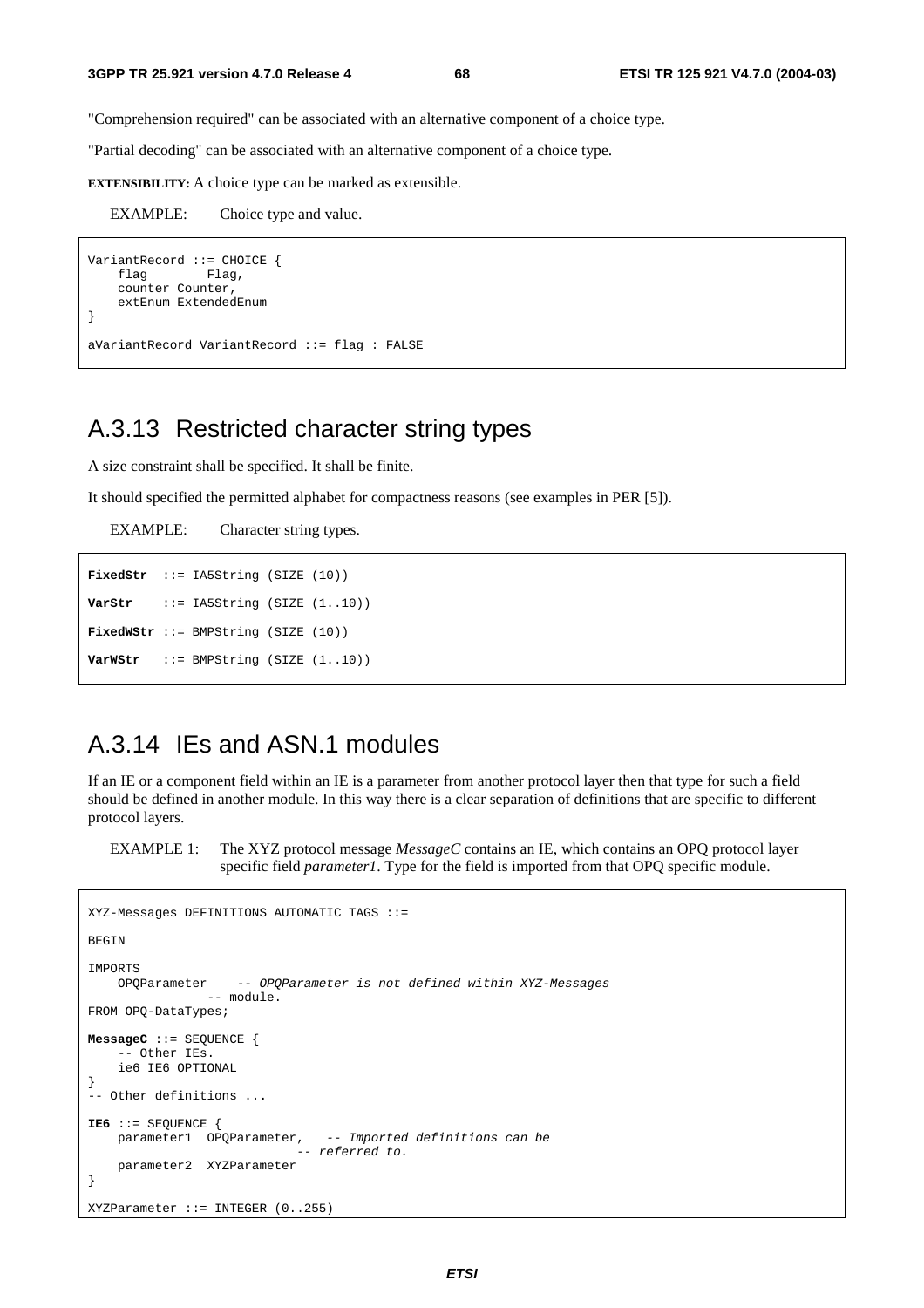"Comprehension required" can be associated with an alternative component of a choice type.

"Partial decoding" can be associated with an alternative component of a choice type.

**EXTENSIBILITY:** A choice type can be marked as extensible.

EXAMPLE: Choice type and value.

```
VariantRecord ::= CHOICE {
    flag        Flag,
    counter Counter,
    extEnum ExtendedEnum
}

aVariantRecord VariantRecord ::= flag : FALSE
```

## A.3.13 Restricted character string types

A size constraint shall be specified. It shall be finite.

It should specified the permitted alphabet for compactness reasons (see examples in PER [5]).

EXAMPLE: Character string types.

```
FixedStr  ::= IA5String (SIZE (10))

VarStr    ::= IA5String (SIZE (1..10))

FixedWStr ::= BMPString (SIZE (10))

VarWStr   ::= BMPString (SIZE (1..10))
```

## A.3.14 IEs and ASN.1 modules

If an IE or a component field within an IE is a parameter from another protocol layer then that type for such a field should be defined in another module. In this way there is a clear separation of definitions that are specific to different protocol layers.

EXAMPLE 1: The XYZ protocol message *MessageC* contains an IE, which contains an OPQ protocol layer specific field *parameter1*. Type for the field is imported from that OPQ specific module.

```
XYZ-Messages DEFINITIONS AUTOMATIC TAGS ::=

BEGIN

IMPORTS
    OPQParameter    -- OPQParameter is not defined within XYZ-Messages
                -- module.
FROM OPQ-DataTypes;

MessageC ::= SEQUENCE {
    -- Other IEs.
    ie6 IE6 OPTIONAL
}
-- Other definitions ...

IE6 ::= SEQUENCE {
    parameter1  OPQParameter,   -- Imported definitions can be
                            -- referred to.
    parameter2  XYZParameter
}

XYZParameter ::= INTEGER (0..255)
```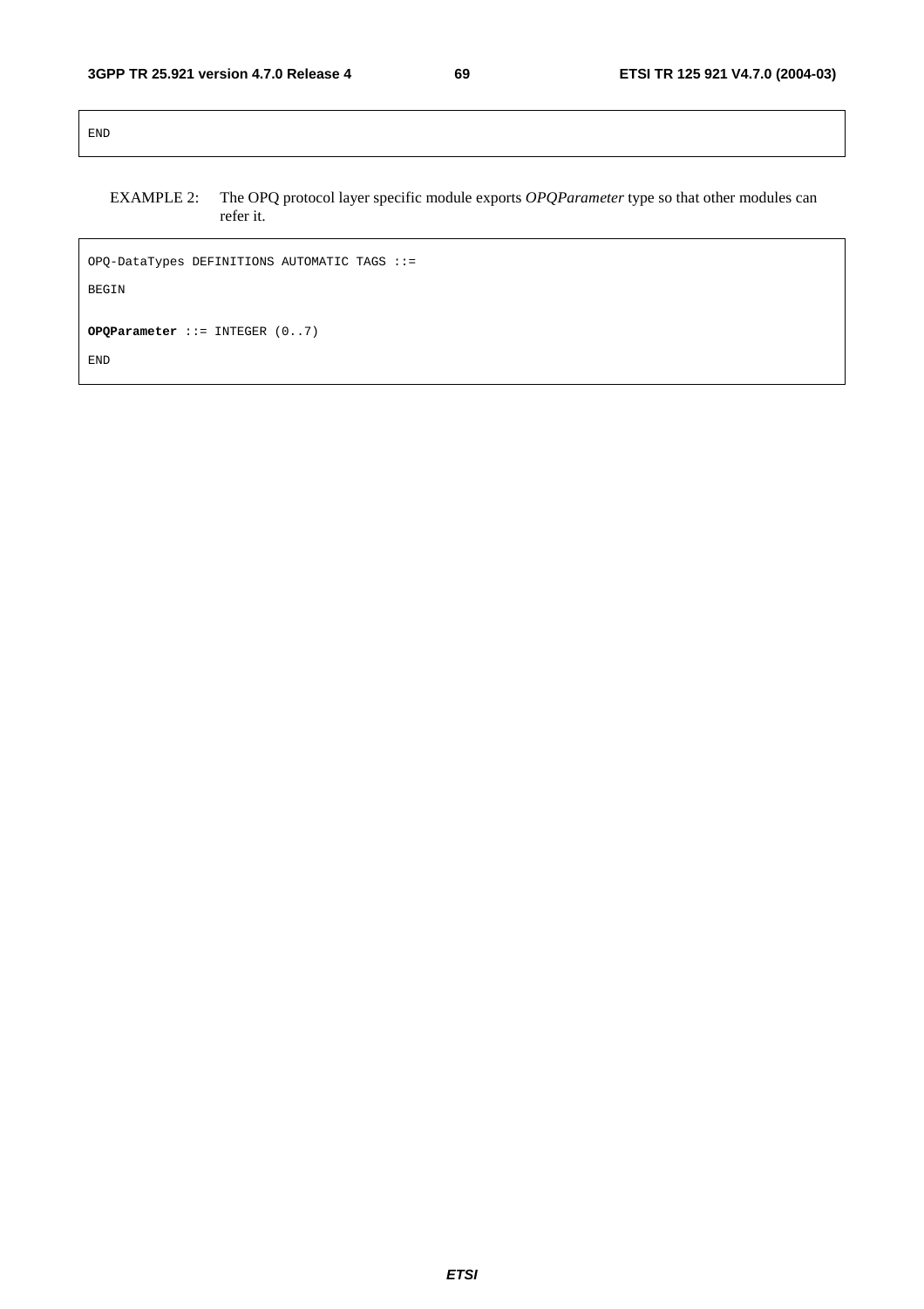```
END
```

EXAMPLE 2: The OPQ protocol layer specific module exports *OPQParameter* type so that other modules can refer it.

```
OPQ-DataTypes DEFINITIONS AUTOMATIC TAGS ::=

BEGIN

OPQParameter ::= INTEGER (0..7)

END
```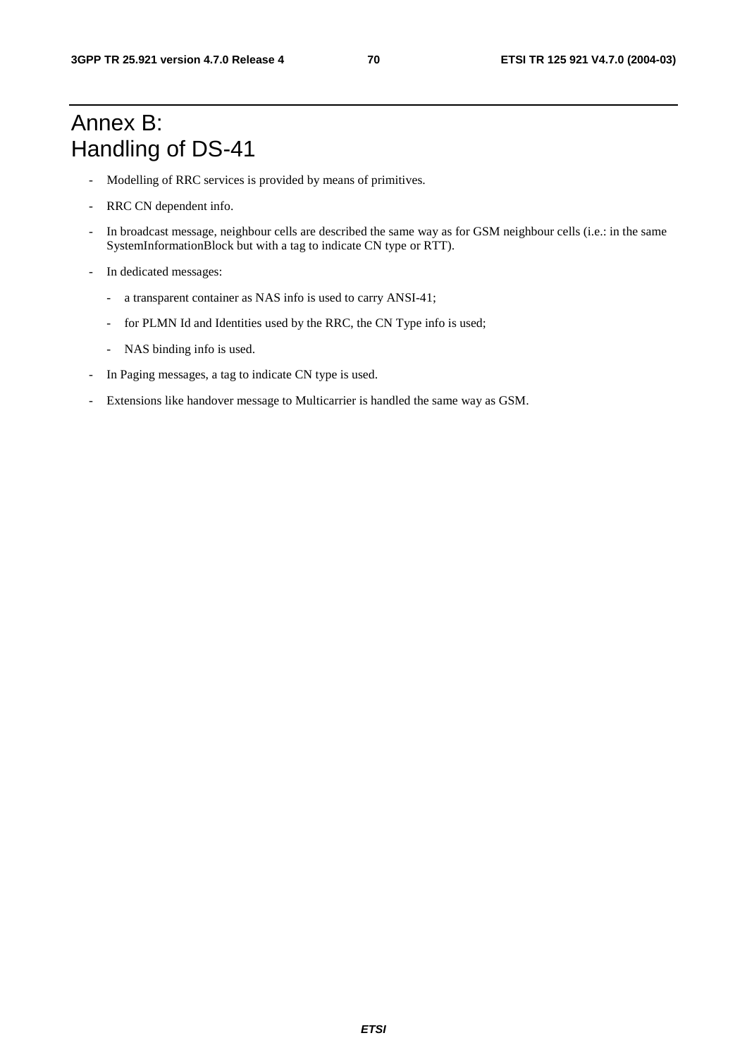# Annex B: Handling of DS-41

- Modelling of RRC services is provided by means of primitives.
- RRC CN dependent info.
- In broadcast message, neighbour cells are described the same way as for GSM neighbour cells (i.e.: in the same SystemInformationBlock but with a tag to indicate CN type or RTT).
- In dedicated messages:
  - a transparent container as NAS info is used to carry ANSI-41;
  - for PLMN Id and Identities used by the RRC, the CN Type info is used;
  - NAS binding info is used.
- In Paging messages, a tag to indicate CN type is used.
- Extensions like handover message to Multicarrier is handled the same way as GSM.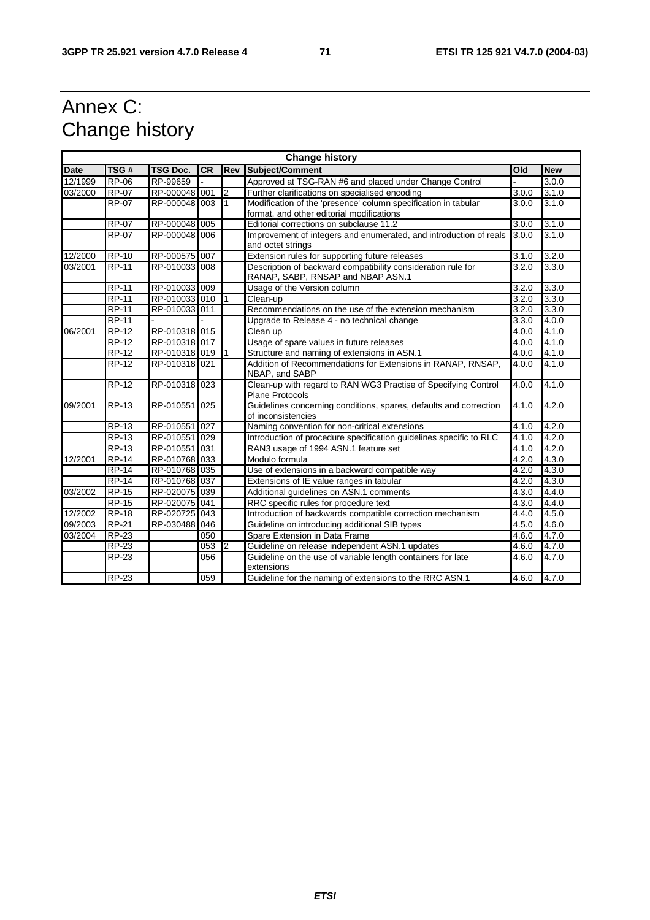# Annex C: Change history

| Change history | | | | | | | |
|---|---|---|---|---|---|---|---|
| **Date** | **TSG #** | **TSG Doc.** | **CR** | **Rev** | **Subject/Comment** | **Old** | **New** |
| 12/1999 | RP-06 | RP-99659 | - | | Approved at TSG-RAN #6 and placed under Change Control | - | 3.0.0 |
| 03/2000 | RP-07 | RP-000048 | 001 | 2 | Further clarifications on specialised encoding | 3.0.0 | 3.1.0 |
| | RP-07 | RP-000048 | 003 | 1 | Modification of the 'presence' column specification in tabular format, and other editorial modifications | 3.0.0 | 3.1.0 |
| | RP-07 | RP-000048 | 005 | | Editorial corrections on subclause 11.2 | 3.0.0 | 3.1.0 |
| | RP-07 | RP-000048 | 006 | | Improvement of integers and enumerated, and introduction of reals and octet strings | 3.0.0 | 3.1.0 |
| 12/2000 | RP-10 | RP-000575 | 007 | | Extension rules for supporting future releases | 3.1.0 | 3.2.0 |
| 03/2001 | RP-11 | RP-010033 | 008 | | Description of backward compatibility consideration rule for RANAP, SABP, RNSAP and NBAP ASN.1 | 3.2.0 | 3.3.0 |
| | RP-11 | RP-010033 | 009 | | Usage of the Version column | 3.2.0 | 3.3.0 |
| | RP-11 | RP-010033 | 010 | 1 | Clean-up | 3.2.0 | 3.3.0 |
| | RP-11 | RP-010033 | 011 | | Recommendations on the use of the extension mechanism | 3.2.0 | 3.3.0 |
| | RP-11 | - | - | | Upgrade to Release 4 - no technical change | 3.3.0 | 4.0.0 |
| 06/2001 | RP-12 | RP-010318 | 015 | | Clean up | 4.0.0 | 4.1.0 |
| | RP-12 | RP-010318 | 017 | | Usage of spare values in future releases | 4.0.0 | 4.1.0 |
| | RP-12 | RP-010318 | 019 | 1 | Structure and naming of extensions in ASN.1 | 4.0.0 | 4.1.0 |
| | RP-12 | RP-010318 | 021 | | Addition of Recommendations for Extensions in RANAP, RNSAP, NBAP, and SABP | 4.0.0 | 4.1.0 |
| | RP-12 | RP-010318 | 023 | | Clean-up with regard to RAN WG3 Practise of Specifying Control Plane Protocols | 4.0.0 | 4.1.0 |
| 09/2001 | RP-13 | RP-010551 | 025 | | Guidelines concerning conditions, spares, defaults and correction of inconsistencies | 4.1.0 | 4.2.0 |
| | RP-13 | RP-010551 | 027 | | Naming convention for non-critical extensions | 4.1.0 | 4.2.0 |
| | RP-13 | RP-010551 | 029 | | Introduction of procedure specification guidelines specific to RLC | 4.1.0 | 4.2.0 |
| | RP-13 | RP-010551 | 031 | | RAN3 usage of 1994 ASN.1 feature set | 4.1.0 | 4.2.0 |
| 12/2001 | RP-14 | RP-010768 | 033 | | Modulo formula | 4.2.0 | 4.3.0 |
| | RP-14 | RP-010768 | 035 | | Use of extensions in a backward compatible way | 4.2.0 | 4.3.0 |
| | RP-14 | RP-010768 | 037 | | Extensions of IE value ranges in tabular | 4.2.0 | 4.3.0 |
| 03/2002 | RP-15 | RP-020075 | 039 | | Additional guidelines on ASN.1 comments | 4.3.0 | 4.4.0 |
| | RP-15 | RP-020075 | 041 | | RRC specific rules for procedure text | 4.3.0 | 4.4.0 |
| 12/2002 | RP-18 | RP-020725 | 043 | | Introduction of backwards compatible correction mechanism | 4.4.0 | 4.5.0 |
| 09/2003 | RP-21 | RP-030488 | 046 | | Guideline on introducing additional SIB types | 4.5.0 | 4.6.0 |
| 03/2004 | RP-23 | | 050 | | Spare Extension in Data Frame | 4.6.0 | 4.7.0 |
| | RP-23 | | 053 | 2 | Guideline on release independent ASN.1 updates | 4.6.0 | 4.7.0 |
| | RP-23 | | 056 | | Guideline on the use of variable length containers for late extensions | 4.6.0 | 4.7.0 |
| | RP-23 | | 059 | | Guideline for the naming of extensions to the RRC ASN.1 | 4.6.0 | 4.7.0 |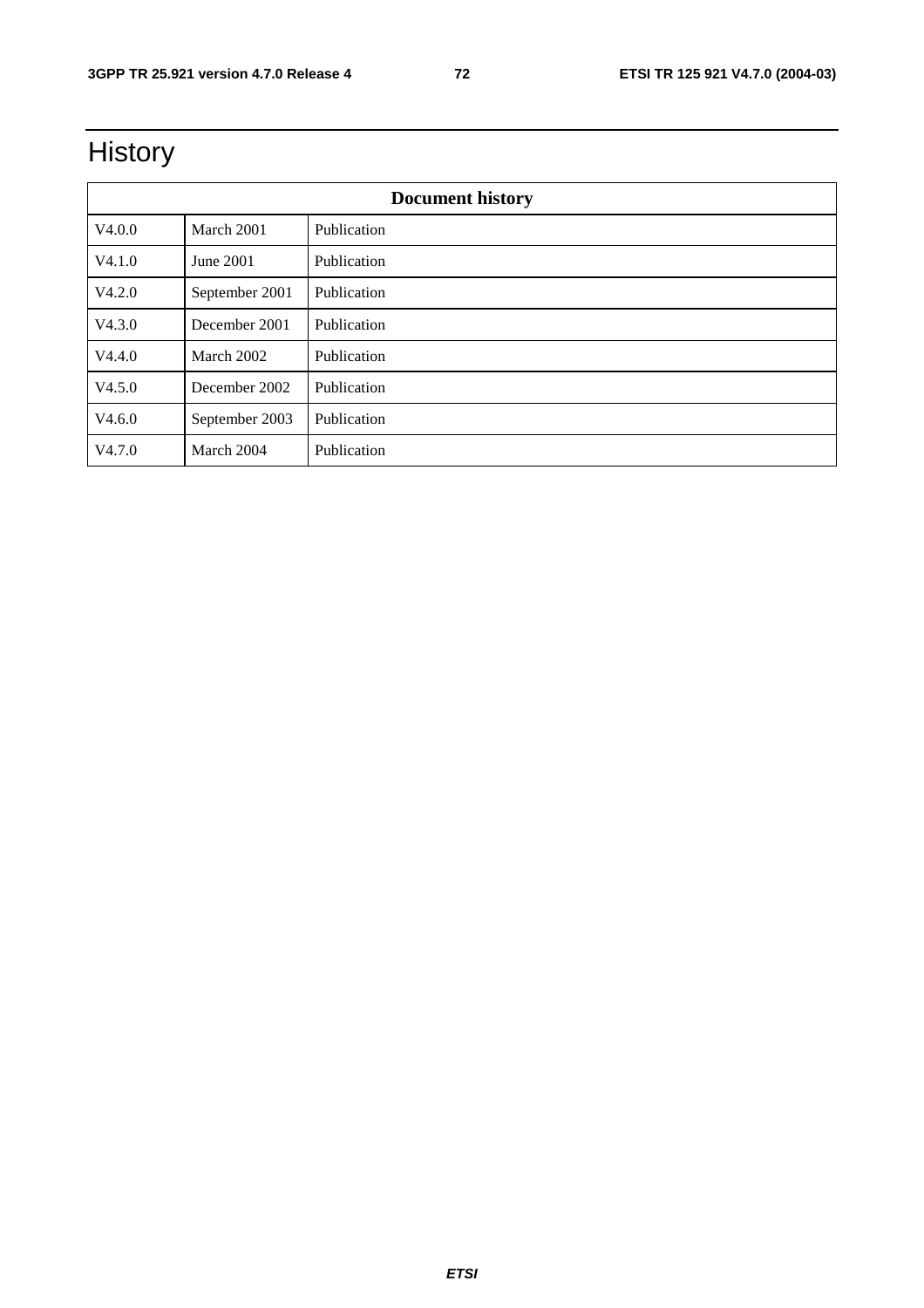# History

| Document history | | |
|---|---|---|
| V4.0.0 | March 2001 | Publication |
| V4.1.0 | June 2001 | Publication |
| V4.2.0 | September 2001 | Publication |
| V4.3.0 | December 2001 | Publication |
| V4.4.0 | March 2002 | Publication |
| V4.5.0 | December 2002 | Publication |
| V4.6.0 | September 2003 | Publication |
| V4.7.0 | March 2004 | Publication |